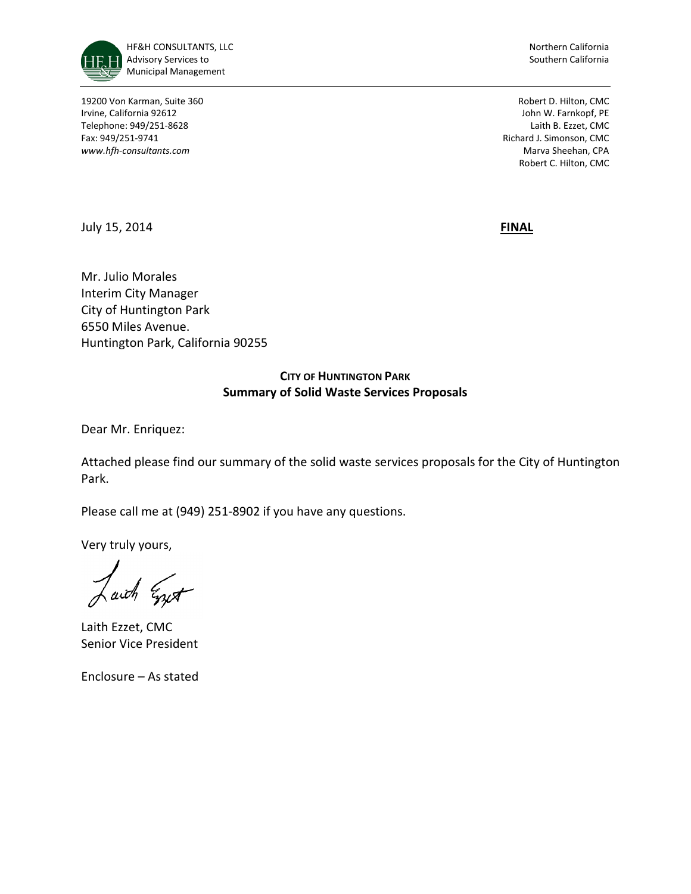HF&H CONSULTANTS, LLC
Advisory Services to
Municipal Management

Northern California
Southern California

19200 Von Karman, Suite 360
Irvine, California 92612
Telephone: 949/251-8628
Fax: 949/251-9741
*www.hfh-consultants.com*

Robert D. Hilton, CMC
John W. Farnkopf, PE
Laith B. Ezzet, CMC
Richard J. Simonson, CMC
Marva Sheehan, CPA
Robert C. Hilton, CMC

July 15, 2014

**FINAL**

Mr. Julio Morales
Interim City Manager
City of Huntington Park
6550 Miles Avenue.
Huntington Park, California 90255

**CITY OF HUNTINGTON PARK**
**Summary of Solid Waste Services Proposals**

Dear Mr. Enriquez:

Attached please find our summary of the solid waste services proposals for the City of Huntington Park.

Please call me at (949) 251-8902 if you have any questions.

Very truly yours,

Laith Ezzet, CMC
Senior Vice President

Enclosure – As stated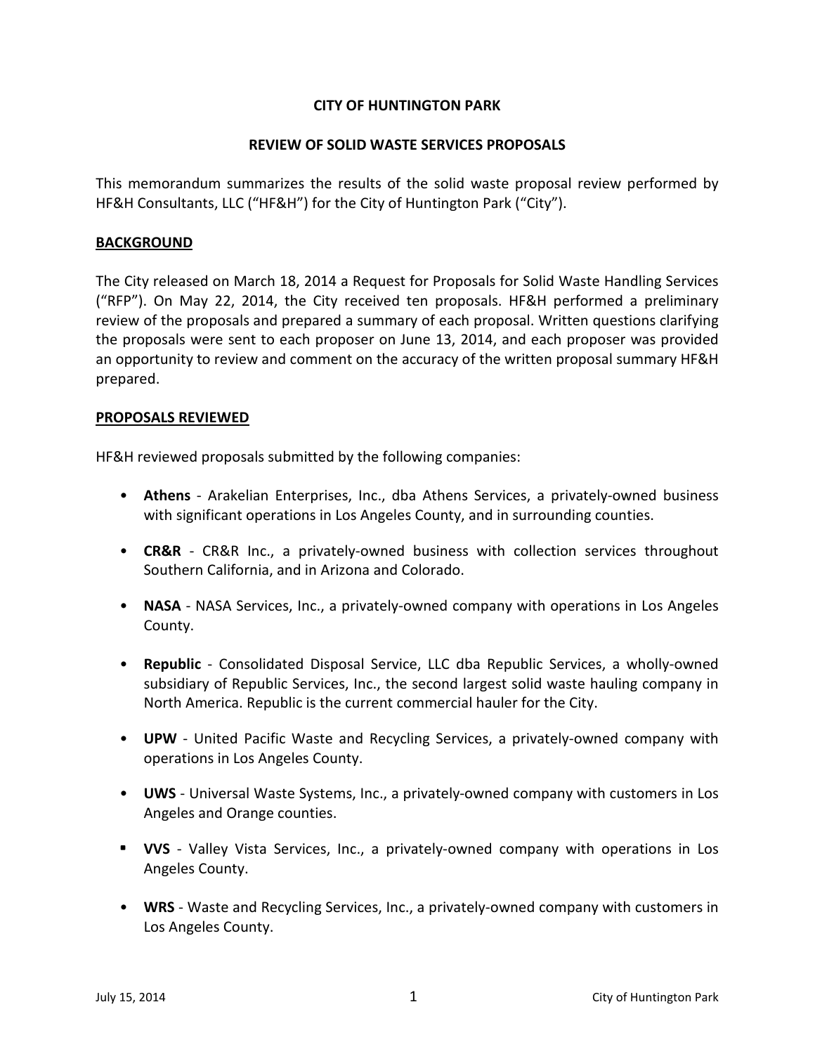**CITY OF HUNTINGTON PARK**

**REVIEW OF SOLID WASTE SERVICES PROPOSALS**

This memorandum summarizes the results of the solid waste proposal review performed by HF&H Consultants, LLC ("HF&H") for the City of Huntington Park ("City").

## BACKGROUND

The City released on March 18, 2014 a Request for Proposals for Solid Waste Handling Services ("RFP"). On May 22, 2014, the City received ten proposals. HF&H performed a preliminary review of the proposals and prepared a summary of each proposal. Written questions clarifying the proposals were sent to each proposer on June 13, 2014, and each proposer was provided an opportunity to review and comment on the accuracy of the written proposal summary HF&H prepared.

## PROPOSALS REVIEWED

HF&H reviewed proposals submitted by the following companies:

- **Athens** - Arakelian Enterprises, Inc., dba Athens Services, a privately-owned business with significant operations in Los Angeles County, and in surrounding counties.
- **CR&R** - CR&R Inc., a privately-owned business with collection services throughout Southern California, and in Arizona and Colorado.
- **NASA** - NASA Services, Inc., a privately-owned company with operations in Los Angeles County.
- **Republic** - Consolidated Disposal Service, LLC dba Republic Services, a wholly-owned subsidiary of Republic Services, Inc., the second largest solid waste hauling company in North America. Republic is the current commercial hauler for the City.
- **UPW** - United Pacific Waste and Recycling Services, a privately-owned company with operations in Los Angeles County.
- **UWS** - Universal Waste Systems, Inc., a privately-owned company with customers in Los Angeles and Orange counties.
- **VVS** - Valley Vista Services, Inc., a privately-owned company with operations in Los Angeles County.
- **WRS** - Waste and Recycling Services, Inc., a privately-owned company with customers in Los Angeles County.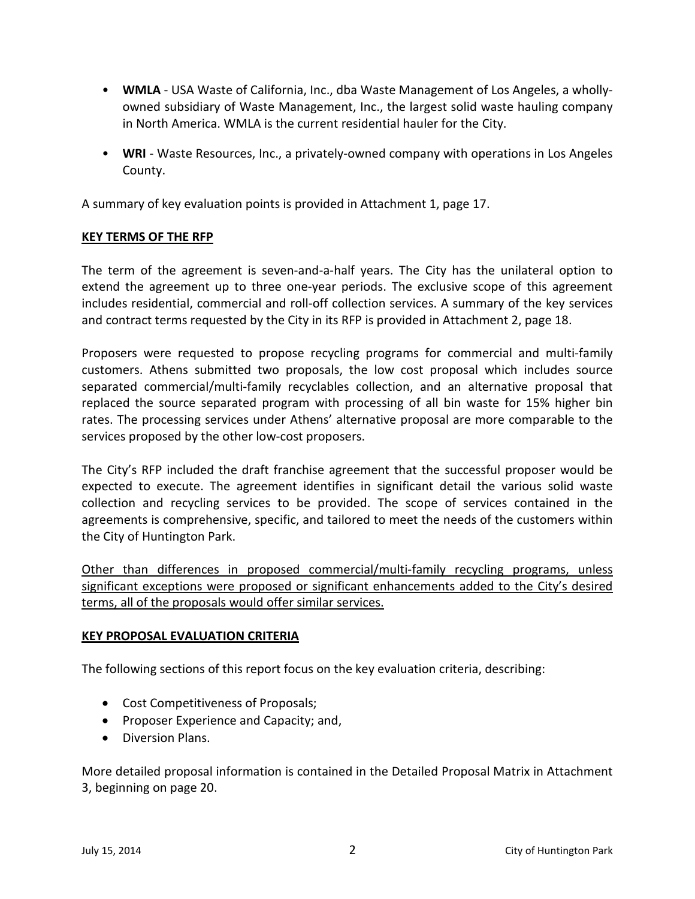- **WMLA** - USA Waste of California, Inc., dba Waste Management of Los Angeles, a wholly-owned subsidiary of Waste Management, Inc., the largest solid waste hauling company in North America. WMLA is the current residential hauler for the City.

- **WRI** - Waste Resources, Inc., a privately-owned company with operations in Los Angeles County.

A summary of key evaluation points is provided in Attachment 1, page 17.

**KEY TERMS OF THE RFP**

The term of the agreement is seven-and-a-half years. The City has the unilateral option to extend the agreement up to three one-year periods. The exclusive scope of this agreement includes residential, commercial and roll-off collection services. A summary of the key services and contract terms requested by the City in its RFP is provided in Attachment 2, page 18.

Proposers were requested to propose recycling programs for commercial and multi-family customers. Athens submitted two proposals, the low cost proposal which includes source separated commercial/multi-family recyclables collection, and an alternative proposal that replaced the source separated program with processing of all bin waste for 15% higher bin rates. The processing services under Athens' alternative proposal are more comparable to the services proposed by the other low-cost proposers.

The City's RFP included the draft franchise agreement that the successful proposer would be expected to execute. The agreement identifies in significant detail the various solid waste collection and recycling services to be provided. The scope of services contained in the agreements is comprehensive, specific, and tailored to meet the needs of the customers within the City of Huntington Park.

<u>Other than differences in proposed commercial/multi-family recycling programs, unless significant exceptions were proposed or significant enhancements added to the City's desired terms, all of the proposals would offer similar services.</u>

**KEY PROPOSAL EVALUATION CRITERIA**

The following sections of this report focus on the key evaluation criteria, describing:

- Cost Competitiveness of Proposals;
- Proposer Experience and Capacity; and,
- Diversion Plans.

More detailed proposal information is contained in the Detailed Proposal Matrix in Attachment 3, beginning on page 20.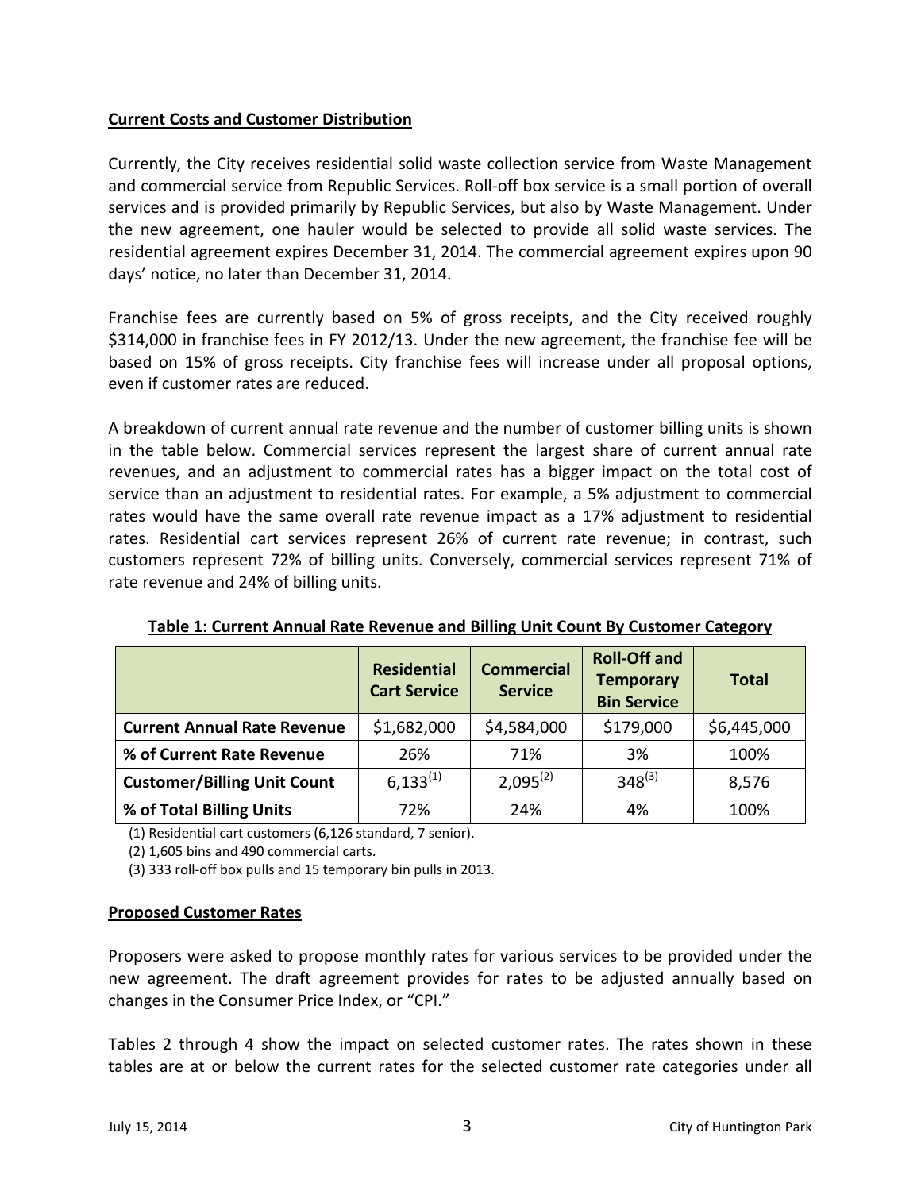**Current Costs and Customer Distribution**

Currently, the City receives residential solid waste collection service from Waste Management and commercial service from Republic Services. Roll-off box service is a small portion of overall services and is provided primarily by Republic Services, but also by Waste Management. Under the new agreement, one hauler would be selected to provide all solid waste services. The residential agreement expires December 31, 2014. The commercial agreement expires upon 90 days' notice, no later than December 31, 2014.

Franchise fees are currently based on 5% of gross receipts, and the City received roughly $314,000 in franchise fees in FY 2012/13. Under the new agreement, the franchise fee will be based on 15% of gross receipts. City franchise fees will increase under all proposal options, even if customer rates are reduced.

A breakdown of current annual rate revenue and the number of customer billing units is shown in the table below. Commercial services represent the largest share of current annual rate revenues, and an adjustment to commercial rates has a bigger impact on the total cost of service than an adjustment to residential rates. For example, a 5% adjustment to commercial rates would have the same overall rate revenue impact as a 17% adjustment to residential rates. Residential cart services represent 26% of current rate revenue; in contrast, such customers represent 72% of billing units. Conversely, commercial services represent 71% of rate revenue and 24% of billing units.

**Table 1: Current Annual Rate Revenue and Billing Unit Count By Customer Category**

| | Residential Cart Service | Commercial Service | Roll-Off and Temporary Bin Service | Total |
|---|---|---|---|---|
| **Current Annual Rate Revenue** | $1,682,000 | $4,584,000 | $179,000 | $6,445,000 |
| **% of Current Rate Revenue** | 26% | 71% | 3% | 100% |
| **Customer/Billing Unit Count** | 6,133 (1) | 2,095 (2) | 348 (3) | 8,576 |
| **% of Total Billing Units** | 72% | 24% | 4% | 100% |

(1) Residential cart customers (6,126 standard, 7 senior).

(2) 1,605 bins and 490 commercial carts.

(3) 333 roll-off box pulls and 15 temporary bin pulls in 2013.

**Proposed Customer Rates**

Proposers were asked to propose monthly rates for various services to be provided under the new agreement. The draft agreement provides for rates to be adjusted annually based on changes in the Consumer Price Index, or "CPI."

Tables 2 through 4 show the impact on selected customer rates. The rates shown in these tables are at or below the current rates for the selected customer rate categories under all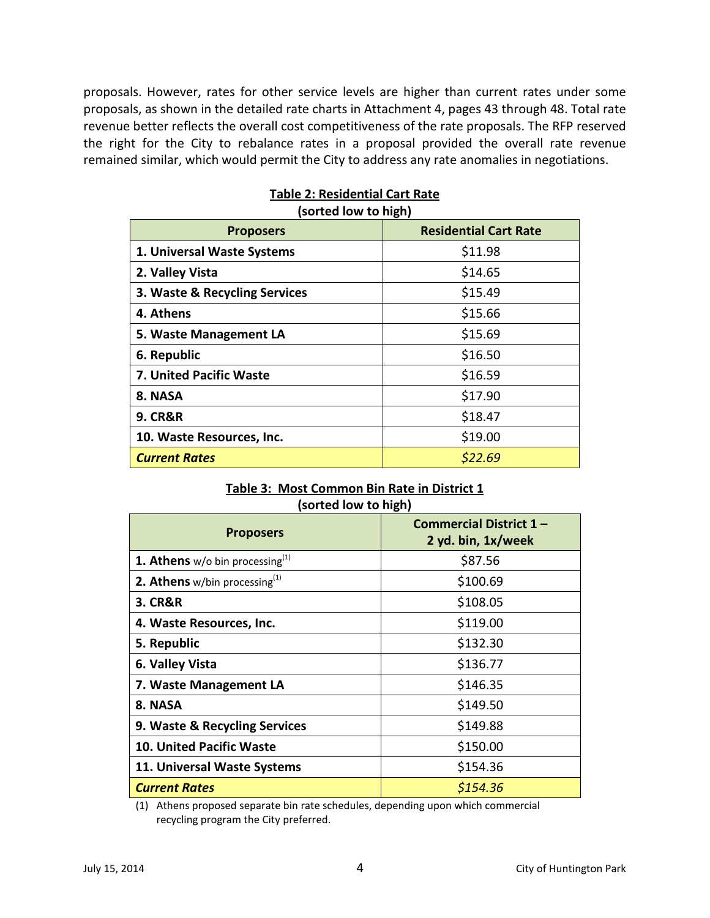proposals. However, rates for other service levels are higher than current rates under some proposals, as shown in the detailed rate charts in Attachment 4, pages 43 through 48. Total rate revenue better reflects the overall cost competitiveness of the rate proposals. The RFP reserved the right for the City to rebalance rates in a proposal provided the overall rate revenue remained similar, which would permit the City to address any rate anomalies in negotiations.

**Table 2: Residential Cart Rate**
**(sorted low to high)**

| Proposers | Residential Cart Rate |
|---|---|
| **1. Universal Waste Systems** | $11.98 |
| **2. Valley Vista** | $14.65 |
| **3. Waste & Recycling Services** | $15.49 |
| **4. Athens** | $15.66 |
| **5. Waste Management LA** | $15.69 |
| **6. Republic** | $16.50 |
| **7. United Pacific Waste** | $16.59 |
| **8. NASA** | $17.90 |
| **9. CR&R** | $18.47 |
| **10. Waste Resources, Inc.** | $19.00 |
| ***Current Rates*** | *$22.69* |

**Table 3: Most Common Bin Rate in District 1**
**(sorted low to high)**

| Proposers | Commercial District 1 – 2 yd. bin, 1x/week |
|---|---|
| **1. Athens** w/o bin processing[(1)] | $87.56 |
| **2. Athens** w/bin processing[(1)] | $100.69 |
| **3. CR&R** | $108.05 |
| **4. Waste Resources, Inc.** | $119.00 |
| **5. Republic** | $132.30 |
| **6. Valley Vista** | $136.77 |
| **7. Waste Management LA** | $146.35 |
| **8. NASA** | $149.50 |
| **9. Waste & Recycling Services** | $149.88 |
| **10. United Pacific Waste** | $150.00 |
| **11. Universal Waste Systems** | $154.36 |
| ***Current Rates*** | *$154.36* |

(1) Athens proposed separate bin rate schedules, depending upon which commercial recycling program the City preferred.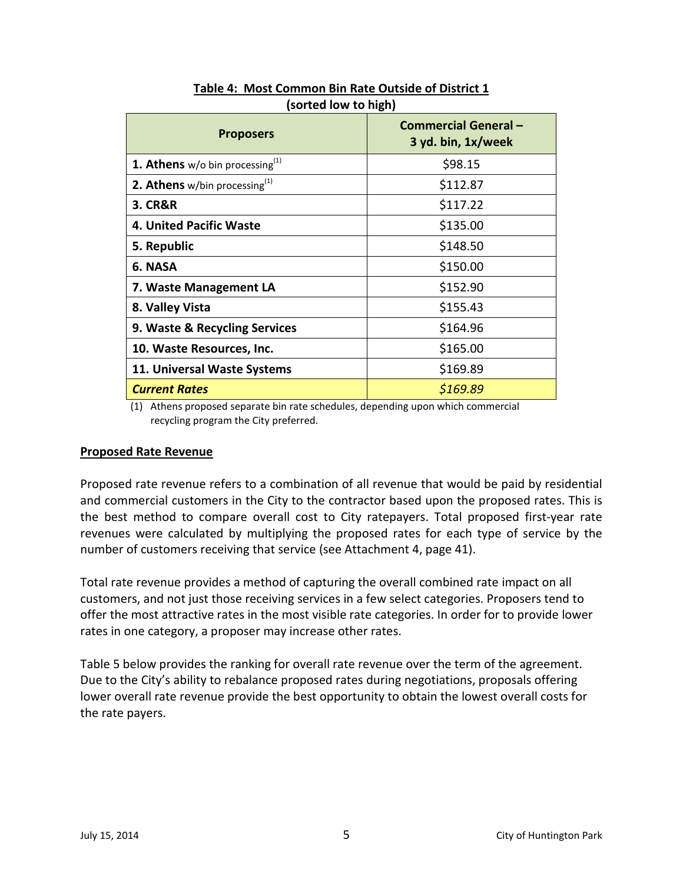**Table 4: Most Common Bin Rate Outside of District 1**
**(sorted low to high)**

| Proposers | Commercial General – 3 yd. bin, 1x/week |
|---|---|
| **1. Athens** w/o bin processing[(1)] | $98.15 |
| **2. Athens** w/bin processing[(1)] | $112.87 |
| **3. CR&R** | $117.22 |
| **4. United Pacific Waste** | $135.00 |
| **5. Republic** | $148.50 |
| **6. NASA** | $150.00 |
| **7. Waste Management LA** | $152.90 |
| **8. Valley Vista** | $155.43 |
| **9. Waste & Recycling Services** | $164.96 |
| **10. Waste Resources, Inc.** | $165.00 |
| **11. Universal Waste Systems** | $169.89 |
| ***Current Rates*** | *$169.89* |

(1) Athens proposed separate bin rate schedules, depending upon which commercial recycling program the City preferred.

**Proposed Rate Revenue**

Proposed rate revenue refers to a combination of all revenue that would be paid by residential and commercial customers in the City to the contractor based upon the proposed rates. This is the best method to compare overall cost to City ratepayers. Total proposed first-year rate revenues were calculated by multiplying the proposed rates for each type of service by the number of customers receiving that service (see Attachment 4, page 41).

Total rate revenue provides a method of capturing the overall combined rate impact on all customers, and not just those receiving services in a few select categories. Proposers tend to offer the most attractive rates in the most visible rate categories. In order for to provide lower rates in one category, a proposer may increase other rates.

Table 5 below provides the ranking for overall rate revenue over the term of the agreement. Due to the City's ability to rebalance proposed rates during negotiations, proposals offering lower overall rate revenue provide the best opportunity to obtain the lowest overall costs for the rate payers.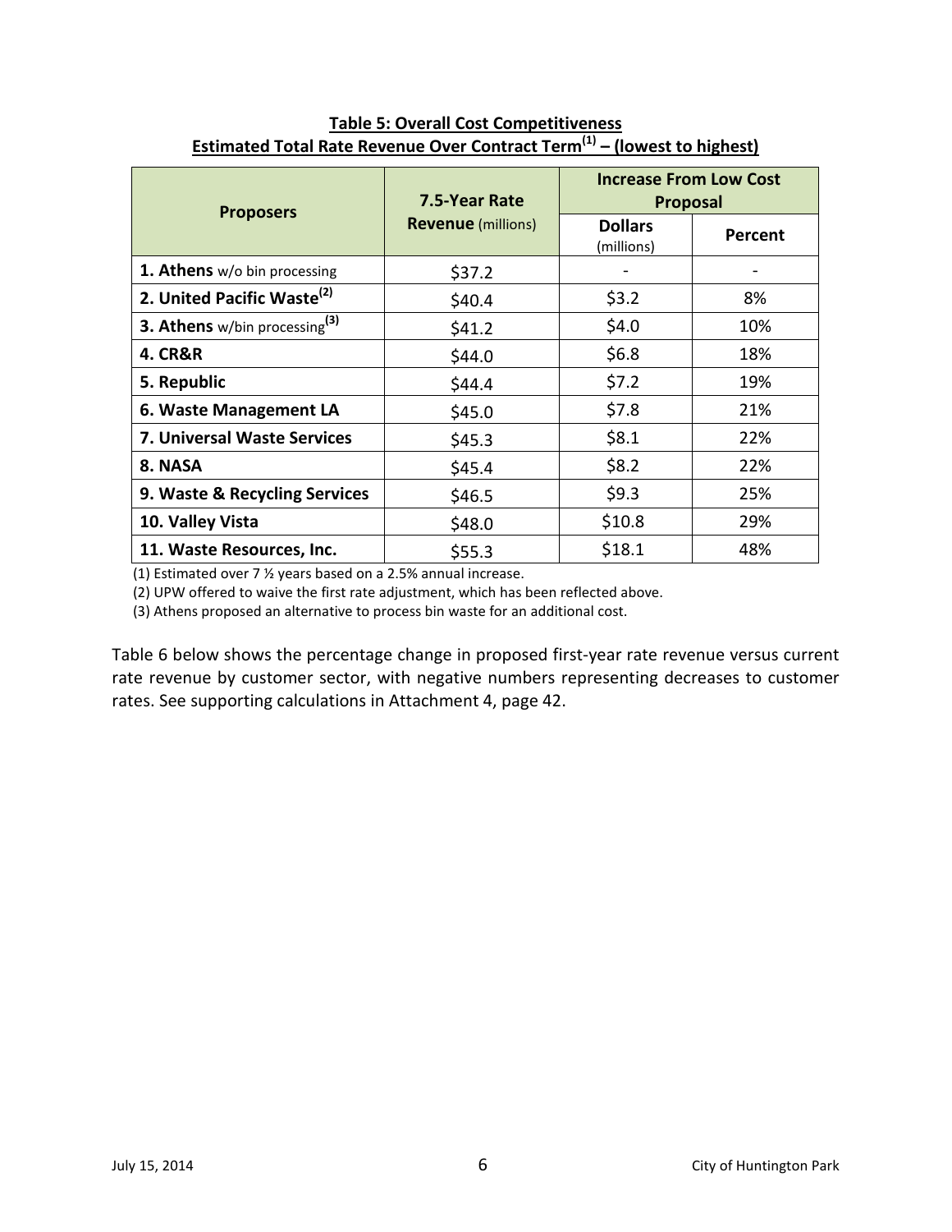**Table 5: Overall Cost Competitiveness**
**Estimated Total Rate Revenue Over Contract Term[1] – (lowest to highest)**

| Proposers | 7.5-Year Rate Revenue (millions) | Increase From Low Cost Proposal | |
|---|---|---|---|
| | | Dollars (millions) | Percent |
| **1. Athens** w/o bin processing | $37.2 | - | - |
| **2. United Pacific Waste[2]** | $40.4 | $3.2 | 8% |
| **3. Athens** w/bin processing[3] | $41.2 | $4.0 | 10% |
| **4. CR&R** | $44.0 | $6.8 | 18% |
| **5. Republic** | $44.4 | $7.2 | 19% |
| **6. Waste Management LA** | $45.0 | $7.8 | 21% |
| **7. Universal Waste Services** | $45.3 | $8.1 | 22% |
| **8. NASA** | $45.4 | $8.2 | 22% |
| **9. Waste & Recycling Services** | $46.5 | $9.3 | 25% |
| **10. Valley Vista** | $48.0 | $10.8 | 29% |
| **11. Waste Resources, Inc.** | $55.3 | $18.1 | 48% |

(1) Estimated over 7 ½ years based on a 2.5% annual increase.
(2) UPW offered to waive the first rate adjustment, which has been reflected above.
(3) Athens proposed an alternative to process bin waste for an additional cost.

Table 6 below shows the percentage change in proposed first-year rate revenue versus current rate revenue by customer sector, with negative numbers representing decreases to customer rates. See supporting calculations in Attachment 4, page 42.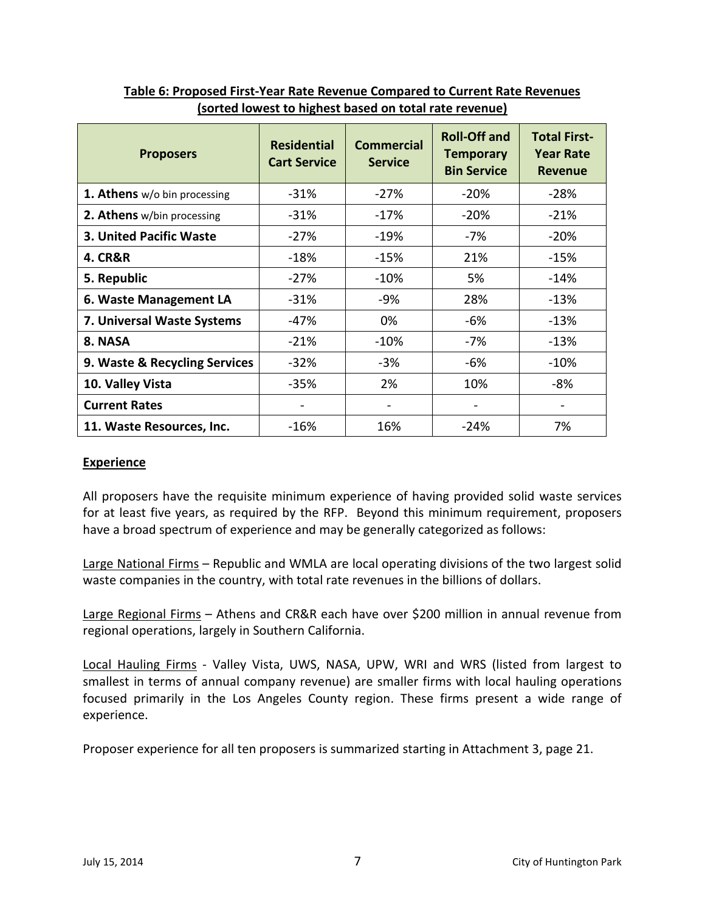**Table 6: Proposed First-Year Rate Revenue Compared to Current Rate Revenues (sorted lowest to highest based on total rate revenue)**

| Proposers | Residential Cart Service | Commercial Service | Roll-Off and Temporary Bin Service | Total First-Year Rate Revenue |
|---|---|---|---|---|
| **1. Athens** w/o bin processing | -31% | -27% | -20% | -28% |
| **2. Athens** w/bin processing | -31% | -17% | -20% | -21% |
| **3. United Pacific Waste** | -27% | -19% | -7% | -20% |
| **4. CR&R** | -18% | -15% | 21% | -15% |
| **5. Republic** | -27% | -10% | 5% | -14% |
| **6. Waste Management LA** | -31% | -9% | 28% | -13% |
| **7. Universal Waste Systems** | -47% | 0% | -6% | -13% |
| **8. NASA** | -21% | -10% | -7% | -13% |
| **9. Waste & Recycling Services** | -32% | -3% | -6% | -10% |
| **10. Valley Vista** | -35% | 2% | 10% | -8% |
| **Current Rates** | - | - | - | - |
| **11. Waste Resources, Inc.** | -16% | 16% | -24% | 7% |

**Experience**

All proposers have the requisite minimum experience of having provided solid waste services for at least five years, as required by the RFP. Beyond this minimum requirement, proposers have a broad spectrum of experience and may be generally categorized as follows:

Large National Firms – Republic and WMLA are local operating divisions of the two largest solid waste companies in the country, with total rate revenues in the billions of dollars.

Large Regional Firms – Athens and CR&R each have over $200 million in annual revenue from regional operations, largely in Southern California.

Local Hauling Firms - Valley Vista, UWS, NASA, UPW, WRI and WRS (listed from largest to smallest in terms of annual company revenue) are smaller firms with local hauling operations focused primarily in the Los Angeles County region. These firms present a wide range of experience.

Proposer experience for all ten proposers is summarized starting in Attachment 3, page 21.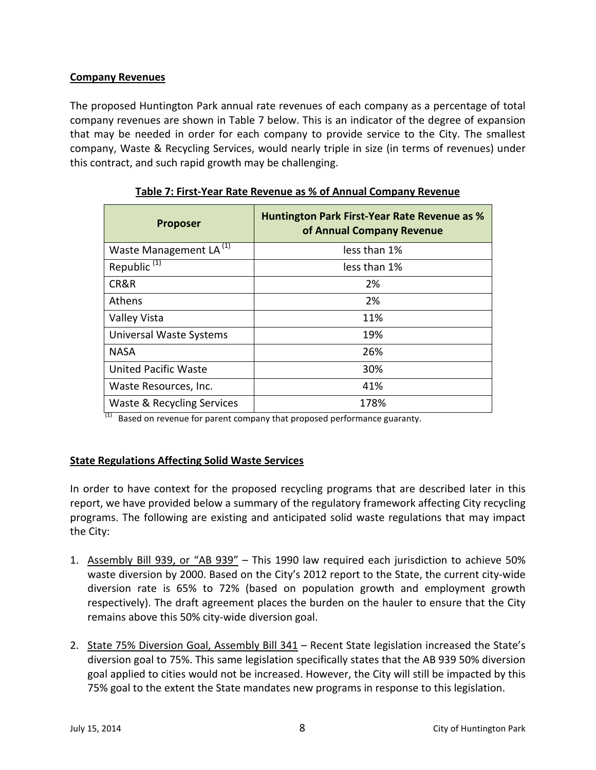**Company Revenues**

The proposed Huntington Park annual rate revenues of each company as a percentage of total company revenues are shown in Table 7 below. This is an indicator of the degree of expansion that may be needed in order for each company to provide service to the City. The smallest company, Waste & Recycling Services, would nearly triple in size (in terms of revenues) under this contract, and such rapid growth may be challenging.

**Table 7: First-Year Rate Revenue as % of Annual Company Revenue**

| Proposer | Huntington Park First-Year Rate Revenue as % of Annual Company Revenue |
|---|---|
| Waste Management LA [(1)] | less than 1% |
| Republic [(1)] | less than 1% |
| CR&R | 2% |
| Athens | 2% |
| Valley Vista | 11% |
| Universal Waste Systems | 19% |
| NASA | 26% |
| United Pacific Waste | 30% |
| Waste Resources, Inc. | 41% |
| Waste & Recycling Services | 178% |

[(1)] Based on revenue for parent company that proposed performance guaranty.

**State Regulations Affecting Solid Waste Services**

In order to have context for the proposed recycling programs that are described later in this report, we have provided below a summary of the regulatory framework affecting City recycling programs. The following are existing and anticipated solid waste regulations that may impact the City:

1. Assembly Bill 939, or "AB 939" – This 1990 law required each jurisdiction to achieve 50% waste diversion by 2000. Based on the City's 2012 report to the State, the current city-wide diversion rate is 65% to 72% (based on population growth and employment growth respectively). The draft agreement places the burden on the hauler to ensure that the City remains above this 50% city-wide diversion goal.

2. State 75% Diversion Goal, Assembly Bill 341 – Recent State legislation increased the State's diversion goal to 75%. This same legislation specifically states that the AB 939 50% diversion goal applied to cities would not be increased. However, the City will still be impacted by this 75% goal to the extent the State mandates new programs in response to this legislation.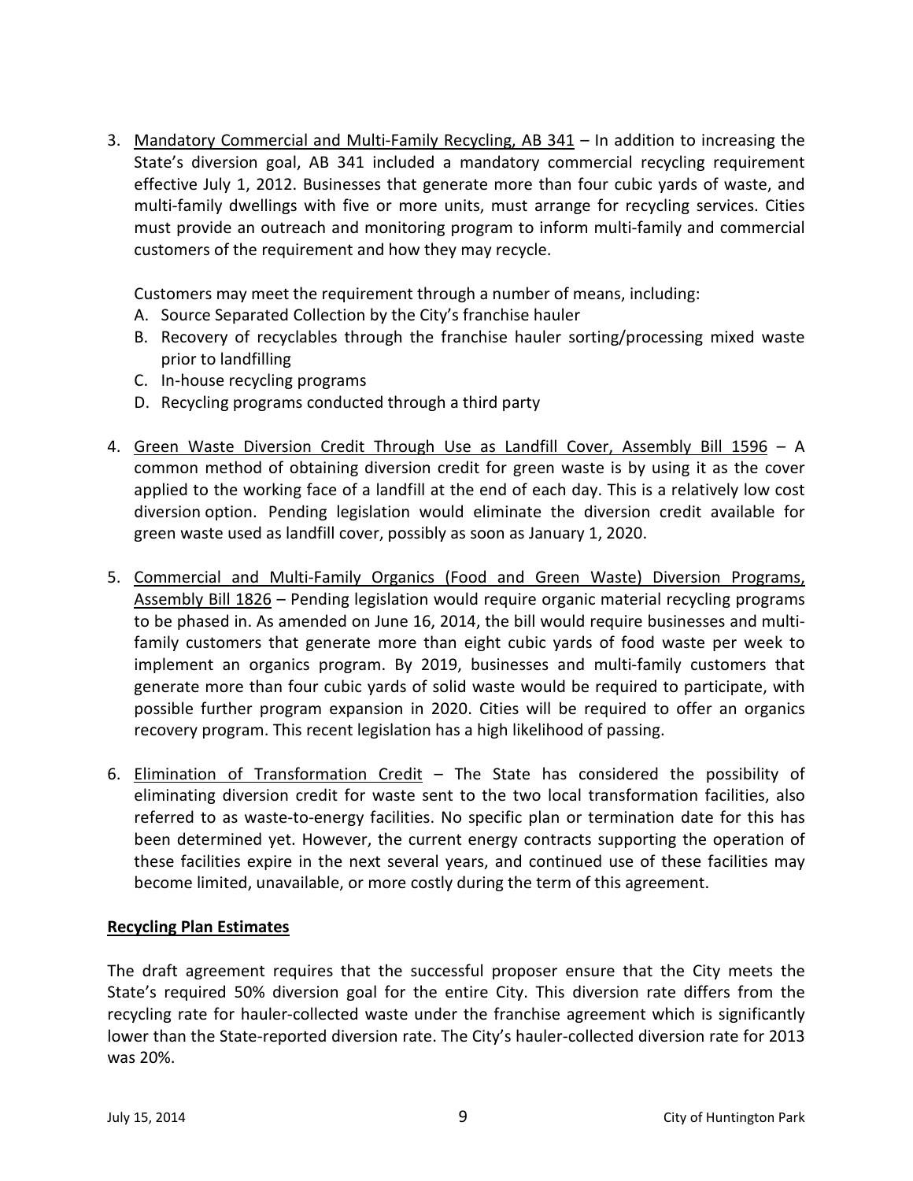3. Mandatory Commercial and Multi-Family Recycling, AB 341 – In addition to increasing the State's diversion goal, AB 341 included a mandatory commercial recycling requirement effective July 1, 2012. Businesses that generate more than four cubic yards of waste, and multi-family dwellings with five or more units, must arrange for recycling services. Cities must provide an outreach and monitoring program to inform multi-family and commercial customers of the requirement and how they may recycle.

   Customers may meet the requirement through a number of means, including:

   A. Source Separated Collection by the City's franchise hauler
   B. Recovery of recyclables through the franchise hauler sorting/processing mixed waste prior to landfilling
   C. In-house recycling programs
   D. Recycling programs conducted through a third party

4. Green Waste Diversion Credit Through Use as Landfill Cover, Assembly Bill 1596 – A common method of obtaining diversion credit for green waste is by using it as the cover applied to the working face of a landfill at the end of each day. This is a relatively low cost diversion option. Pending legislation would eliminate the diversion credit available for green waste used as landfill cover, possibly as soon as January 1, 2020.

5. Commercial and Multi-Family Organics (Food and Green Waste) Diversion Programs, Assembly Bill 1826 – Pending legislation would require organic material recycling programs to be phased in. As amended on June 16, 2014, the bill would require businesses and multi-family customers that generate more than eight cubic yards of food waste per week to implement an organics program. By 2019, businesses and multi-family customers that generate more than four cubic yards of solid waste would be required to participate, with possible further program expansion in 2020. Cities will be required to offer an organics recovery program. This recent legislation has a high likelihood of passing.

6. Elimination of Transformation Credit – The State has considered the possibility of eliminating diversion credit for waste sent to the two local transformation facilities, also referred to as waste-to-energy facilities. No specific plan or termination date for this has been determined yet. However, the current energy contracts supporting the operation of these facilities expire in the next several years, and continued use of these facilities may become limited, unavailable, or more costly during the term of this agreement.

**Recycling Plan Estimates**

The draft agreement requires that the successful proposer ensure that the City meets the State's required 50% diversion goal for the entire City. This diversion rate differs from the recycling rate for hauler-collected waste under the franchise agreement which is significantly lower than the State-reported diversion rate. The City's hauler-collected diversion rate for 2013 was 20%.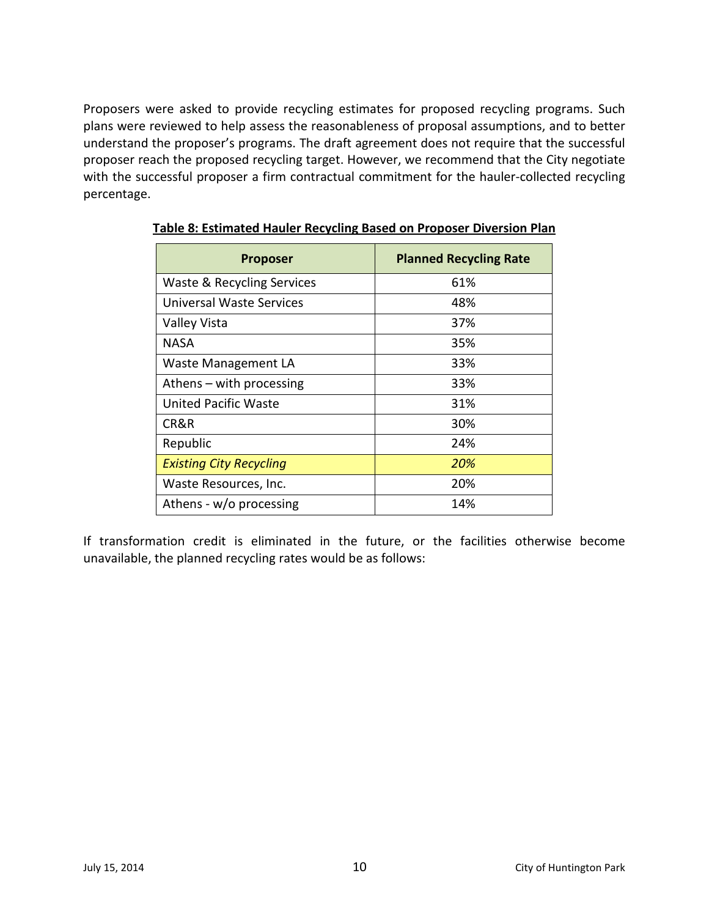Proposers were asked to provide recycling estimates for proposed recycling programs. Such plans were reviewed to help assess the reasonableness of proposal assumptions, and to better understand the proposer's programs. The draft agreement does not require that the successful proposer reach the proposed recycling target. However, we recommend that the City negotiate with the successful proposer a firm contractual commitment for the hauler-collected recycling percentage.

**Table 8: Estimated Hauler Recycling Based on Proposer Diversion Plan**

| Proposer | Planned Recycling Rate |
|---|---|
| Waste & Recycling Services | 61% |
| Universal Waste Services | 48% |
| Valley Vista | 37% |
| NASA | 35% |
| Waste Management LA | 33% |
| Athens – with processing | 33% |
| United Pacific Waste | 31% |
| CR&R | 30% |
| Republic | 24% |
| *Existing City Recycling* | *20%* |
| Waste Resources, Inc. | 20% |
| Athens - w/o processing | 14% |

If transformation credit is eliminated in the future, or the facilities otherwise become unavailable, the planned recycling rates would be as follows: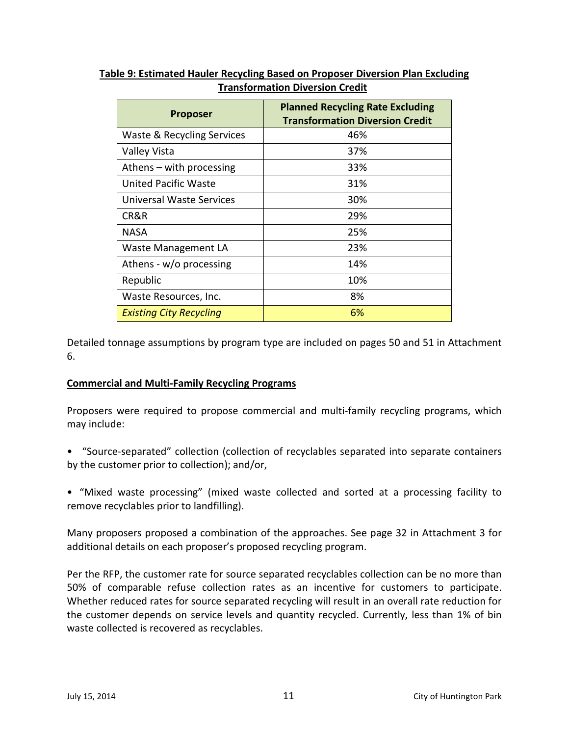**Table 9: Estimated Hauler Recycling Based on Proposer Diversion Plan Excluding Transformation Diversion Credit**

| Proposer | Planned Recycling Rate Excluding Transformation Diversion Credit |
|---|---|
| Waste & Recycling Services | 46% |
| Valley Vista | 37% |
| Athens – with processing | 33% |
| United Pacific Waste | 31% |
| Universal Waste Services | 30% |
| CR&R | 29% |
| NASA | 25% |
| Waste Management LA | 23% |
| Athens - w/o processing | 14% |
| Republic | 10% |
| Waste Resources, Inc. | 8% |
| *Existing City Recycling* | 6% |

Detailed tonnage assumptions by program type are included on pages 50 and 51 in Attachment 6.

**Commercial and Multi-Family Recycling Programs**

Proposers were required to propose commercial and multi-family recycling programs, which may include:

- "Source-separated" collection (collection of recyclables separated into separate containers by the customer prior to collection); and/or,
- "Mixed waste processing" (mixed waste collected and sorted at a processing facility to remove recyclables prior to landfilling).

Many proposers proposed a combination of the approaches. See page 32 in Attachment 3 for additional details on each proposer's proposed recycling program.

Per the RFP, the customer rate for source separated recyclables collection can be no more than 50% of comparable refuse collection rates as an incentive for customers to participate. Whether reduced rates for source separated recycling will result in an overall rate reduction for the customer depends on service levels and quantity recycled. Currently, less than 1% of bin waste collected is recovered as recyclables.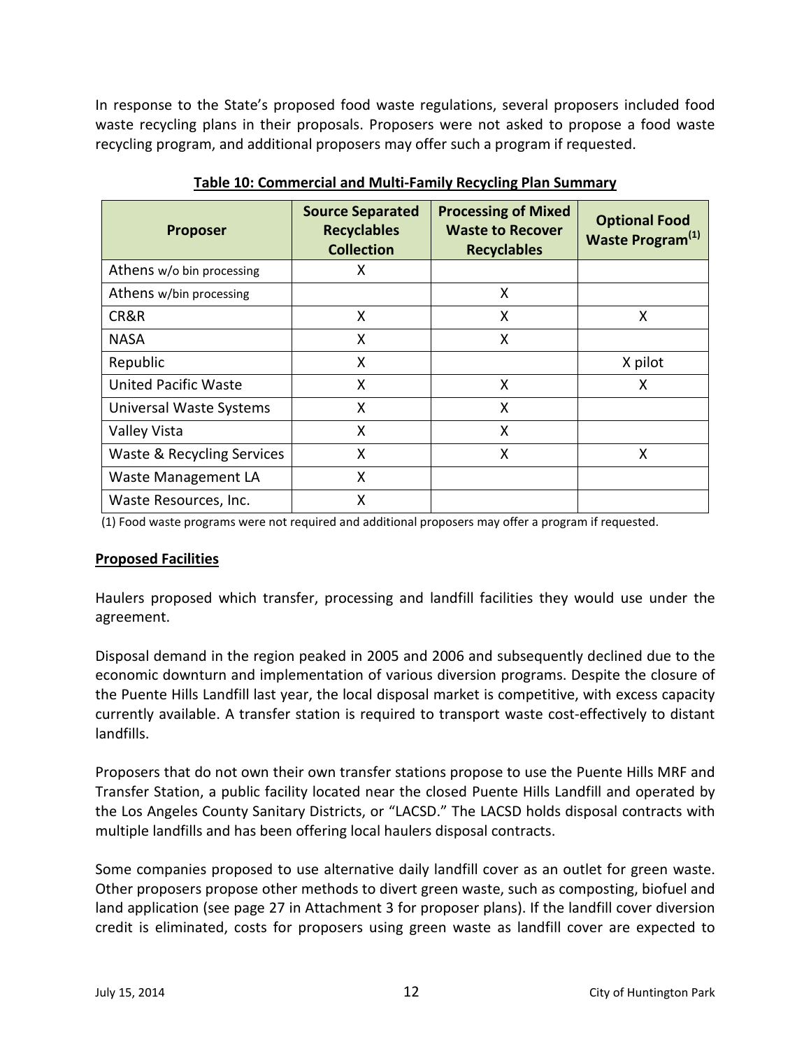In response to the State's proposed food waste regulations, several proposers included food waste recycling plans in their proposals. Proposers were not asked to propose a food waste recycling program, and additional proposers may offer such a program if requested.

**Table 10: Commercial and Multi-Family Recycling Plan Summary**

| Proposer | Source Separated Recyclables Collection | Processing of Mixed Waste to Recover Recyclables | Optional Food Waste Program(1) |
|---|---|---|---|
| Athens w/o bin processing | X | | |
| Athens w/bin processing | | X | |
| CR&R | X | X | X |
| NASA | X | X | |
| Republic | X | | X pilot |
| United Pacific Waste | X | X | X |
| Universal Waste Systems | X | X | |
| Valley Vista | X | X | |
| Waste & Recycling Services | X | X | X |
| Waste Management LA | X | | |
| Waste Resources, Inc. | X | | |

(1) Food waste programs were not required and additional proposers may offer a program if requested.

**Proposed Facilities**

Haulers proposed which transfer, processing and landfill facilities they would use under the agreement.

Disposal demand in the region peaked in 2005 and 2006 and subsequently declined due to the economic downturn and implementation of various diversion programs. Despite the closure of the Puente Hills Landfill last year, the local disposal market is competitive, with excess capacity currently available. A transfer station is required to transport waste cost-effectively to distant landfills.

Proposers that do not own their own transfer stations propose to use the Puente Hills MRF and Transfer Station, a public facility located near the closed Puente Hills Landfill and operated by the Los Angeles County Sanitary Districts, or "LACSD." The LACSD holds disposal contracts with multiple landfills and has been offering local haulers disposal contracts.

Some companies proposed to use alternative daily landfill cover as an outlet for green waste. Other proposers propose other methods to divert green waste, such as composting, biofuel and land application (see page 27 in Attachment 3 for proposer plans). If the landfill cover diversion credit is eliminated, costs for proposers using green waste as landfill cover are expected to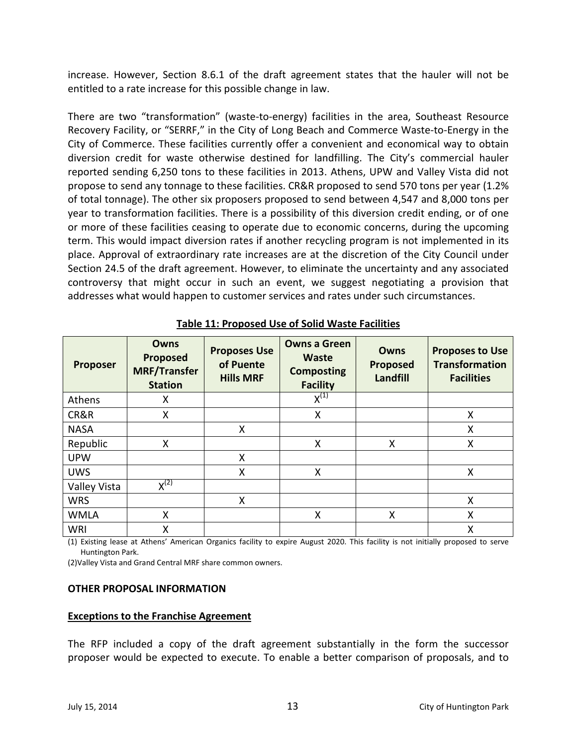increase. However, Section 8.6.1 of the draft agreement states that the hauler will not be entitled to a rate increase for this possible change in law.

There are two "transformation" (waste-to-energy) facilities in the area, Southeast Resource Recovery Facility, or "SERRF," in the City of Long Beach and Commerce Waste-to-Energy in the City of Commerce. These facilities currently offer a convenient and economical way to obtain diversion credit for waste otherwise destined for landfilling. The City's commercial hauler reported sending 6,250 tons to these facilities in 2013. Athens, UPW and Valley Vista did not propose to send any tonnage to these facilities. CR&R proposed to send 570 tons per year (1.2% of total tonnage). The other six proposers proposed to send between 4,547 and 8,000 tons per year to transformation facilities. There is a possibility of this diversion credit ending, or of one or more of these facilities ceasing to operate due to economic concerns, during the upcoming term. This would impact diversion rates if another recycling program is not implemented in its place. Approval of extraordinary rate increases are at the discretion of the City Council under Section 24.5 of the draft agreement. However, to eliminate the uncertainty and any associated controversy that might occur in such an event, we suggest negotiating a provision that addresses what would happen to customer services and rates under such circumstances.

**Table 11: Proposed Use of Solid Waste Facilities**

| Proposer | Owns Proposed MRF/Transfer Station | Proposes Use of Puente Hills MRF | Owns a Green Waste Composting Facility | Owns Proposed Landfill | Proposes to Use Transformation Facilities |
|---|---|---|---|---|---|
| Athens | X | | X(1) | | |
| CR&R | X | | X | | X |
| NASA | | X | | | X |
| Republic | X | | X | X | X |
| UPW | | X | | | |
| UWS | | X | X | | X |
| Valley Vista | X(2) | | | | |
| WRS | | X | | | X |
| WMLA | X | | X | X | X |
| WRI | X | | | | X |

(1) Existing lease at Athens' American Organics facility to expire August 2020. This facility is not initially proposed to serve Huntington Park.

(2)Valley Vista and Grand Central MRF share common owners.

**OTHER PROPOSAL INFORMATION**

**Exceptions to the Franchise Agreement**

The RFP included a copy of the draft agreement substantially in the form the successor proposer would be expected to execute. To enable a better comparison of proposals, and to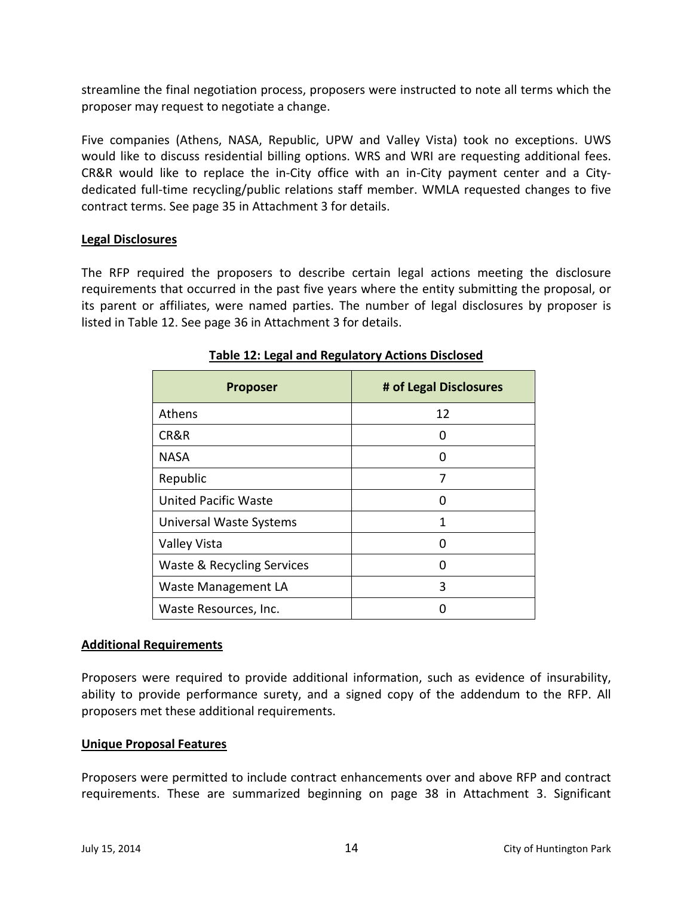streamline the final negotiation process, proposers were instructed to note all terms which the proposer may request to negotiate a change.

Five companies (Athens, NASA, Republic, UPW and Valley Vista) took no exceptions. UWS would like to discuss residential billing options. WRS and WRI are requesting additional fees. CR&R would like to replace the in-City office with an in-City payment center and a City-dedicated full-time recycling/public relations staff member. WMLA requested changes to five contract terms. See page 35 in Attachment 3 for details.

**Legal Disclosures**

The RFP required the proposers to describe certain legal actions meeting the disclosure requirements that occurred in the past five years where the entity submitting the proposal, or its parent or affiliates, were named parties. The number of legal disclosures by proposer is listed in Table 12. See page 36 in Attachment 3 for details.

**Table 12: Legal and Regulatory Actions Disclosed**

| Proposer | # of Legal Disclosures |
| --- | --- |
| Athens | 12 |
| CR&R | 0 |
| NASA | 0 |
| Republic | 7 |
| United Pacific Waste | 0 |
| Universal Waste Systems | 1 |
| Valley Vista | 0 |
| Waste & Recycling Services | 0 |
| Waste Management LA | 3 |
| Waste Resources, Inc. | 0 |

**Additional Requirements**

Proposers were required to provide additional information, such as evidence of insurability, ability to provide performance surety, and a signed copy of the addendum to the RFP. All proposers met these additional requirements.

**Unique Proposal Features**

Proposers were permitted to include contract enhancements over and above RFP and contract requirements. These are summarized beginning on page 38 in Attachment 3. Significant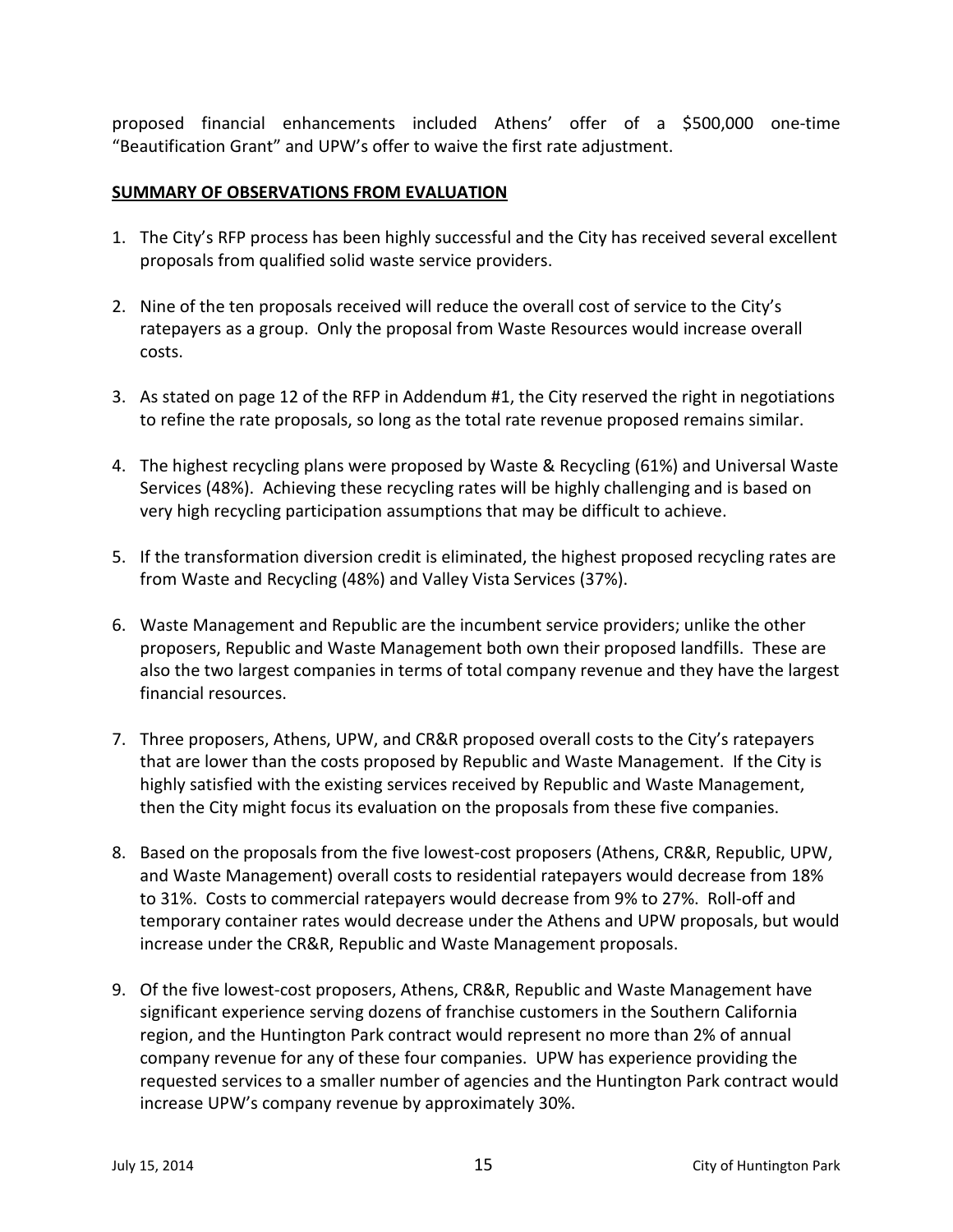proposed financial enhancements included Athens' offer of a $500,000 one-time "Beautification Grant" and UPW's offer to waive the first rate adjustment.

## SUMMARY OF OBSERVATIONS FROM EVALUATION

1. The City's RFP process has been highly successful and the City has received several excellent proposals from qualified solid waste service providers.

2. Nine of the ten proposals received will reduce the overall cost of service to the City's ratepayers as a group. Only the proposal from Waste Resources would increase overall costs.

3. As stated on page 12 of the RFP in Addendum #1, the City reserved the right in negotiations to refine the rate proposals, so long as the total rate revenue proposed remains similar.

4. The highest recycling plans were proposed by Waste & Recycling (61%) and Universal Waste Services (48%). Achieving these recycling rates will be highly challenging and is based on very high recycling participation assumptions that may be difficult to achieve.

5. If the transformation diversion credit is eliminated, the highest proposed recycling rates are from Waste and Recycling (48%) and Valley Vista Services (37%).

6. Waste Management and Republic are the incumbent service providers; unlike the other proposers, Republic and Waste Management both own their proposed landfills. These are also the two largest companies in terms of total company revenue and they have the largest financial resources.

7. Three proposers, Athens, UPW, and CR&R proposed overall costs to the City's ratepayers that are lower than the costs proposed by Republic and Waste Management. If the City is highly satisfied with the existing services received by Republic and Waste Management, then the City might focus its evaluation on the proposals from these five companies.

8. Based on the proposals from the five lowest-cost proposers (Athens, CR&R, Republic, UPW, and Waste Management) overall costs to residential ratepayers would decrease from 18% to 31%. Costs to commercial ratepayers would decrease from 9% to 27%. Roll-off and temporary container rates would decrease under the Athens and UPW proposals, but would increase under the CR&R, Republic and Waste Management proposals.

9. Of the five lowest-cost proposers, Athens, CR&R, Republic and Waste Management have significant experience serving dozens of franchise customers in the Southern California region, and the Huntington Park contract would represent no more than 2% of annual company revenue for any of these four companies. UPW has experience providing the requested services to a smaller number of agencies and the Huntington Park contract would increase UPW's company revenue by approximately 30%.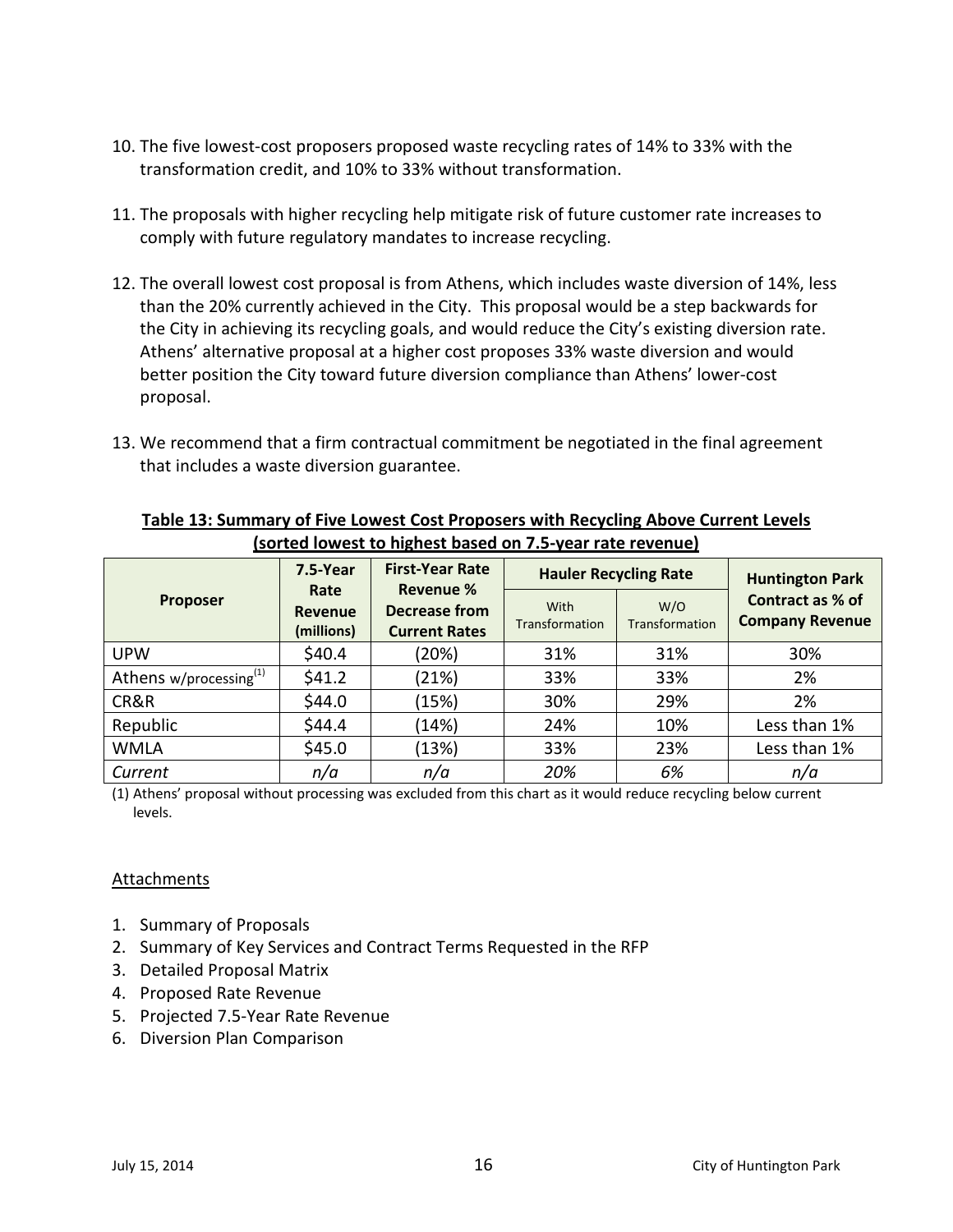10. The five lowest-cost proposers proposed waste recycling rates of 14% to 33% with the transformation credit, and 10% to 33% without transformation.

11. The proposals with higher recycling help mitigate risk of future customer rate increases to comply with future regulatory mandates to increase recycling.

12. The overall lowest cost proposal is from Athens, which includes waste diversion of 14%, less than the 20% currently achieved in the City. This proposal would be a step backwards for the City in achieving its recycling goals, and would reduce the City's existing diversion rate. Athens' alternative proposal at a higher cost proposes 33% waste diversion and would better position the City toward future diversion compliance than Athens' lower-cost proposal.

13. We recommend that a firm contractual commitment be negotiated in the final agreement that includes a waste diversion guarantee.

**Table 13: Summary of Five Lowest Cost Proposers with Recycling Above Current Levels (sorted lowest to highest based on 7.5-year rate revenue)**

| Proposer | 7.5-Year Rate Revenue (millions) | First-Year Rate Revenue % Decrease from Current Rates | Hauler Recycling Rate | | Huntington Park Contract as % of Company Revenue |
|---|---|---|---|---|---|
| | | | With Transformation | W/O Transformation | |
| UPW | $40.4 | (20%) | 31% | 31% | 30% |
| Athens w/processing[1] | $41.2 | (21%) | 33% | 33% | 2% |
| CR&R | $44.0 | (15%) | 30% | 29% | 2% |
| Republic | $44.4 | (14%) | 24% | 10% | Less than 1% |
| WMLA | $45.0 | (13%) | 33% | 23% | Less than 1% |
| *Current* | *n/a* | *n/a* | *20%* | *6%* | *n/a* |

(1) Athens' proposal without processing was excluded from this chart as it would reduce recycling below current levels.

Attachments

1. Summary of Proposals
2. Summary of Key Services and Contract Terms Requested in the RFP
3. Detailed Proposal Matrix
4. Proposed Rate Revenue
5. Projected 7.5-Year Rate Revenue
6. Diversion Plan Comparison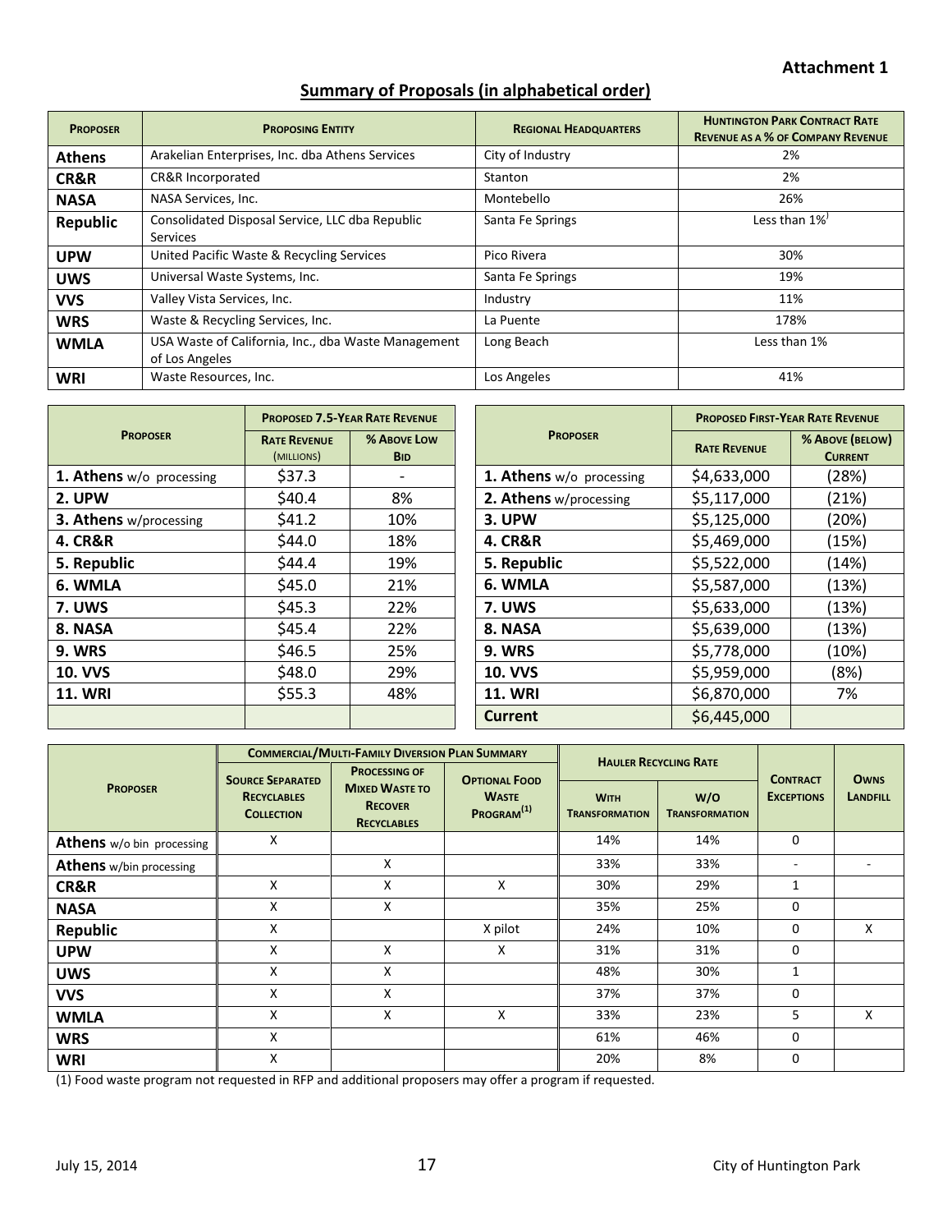**Attachment 1**

## Summary of Proposals (in alphabetical order)

| Proposer | Proposing Entity | Regional Headquarters | Huntington Park Contract Rate Revenue as a % of Company Revenue |
|---|---|---|---|
| **Athens** | Arakelian Enterprises, Inc. dba Athens Services | City of Industry | 2% |
| **CR&R** | CR&R Incorporated | Stanton | 2% |
| **NASA** | NASA Services, Inc. | Montebello | 26% |
| **Republic** | Consolidated Disposal Service, LLC dba Republic Services | Santa Fe Springs | Less than 1% |
| **UPW** | United Pacific Waste & Recycling Services | Pico Rivera | 30% |
| **UWS** | Universal Waste Systems, Inc. | Santa Fe Springs | 19% |
| **VVS** | Valley Vista Services, Inc. | Industry | 11% |
| **WRS** | Waste & Recycling Services, Inc. | La Puente | 178% |
| **WMLA** | USA Waste of California, Inc., dba Waste Management of Los Angeles | Long Beach | Less than 1% |
| **WRI** | Waste Resources, Inc. | Los Angeles | 41% |

| Proposer | Proposed 7.5-Year Rate Revenue | |
|---|---|---|
| | Rate Revenue (millions) | % Above Low Bid |
| **1. Athens** w/o processing | $37.3 | - |
| **2. UPW** | $40.4 | 8% |
| **3. Athens** w/processing | $41.2 | 10% |
| **4. CR&R** | $44.0 | 18% |
| **5. Republic** | $44.4 | 19% |
| **6. WMLA** | $45.0 | 21% |
| **7. UWS** | $45.3 | 22% |
| **8. NASA** | $45.4 | 22% |
| **9. WRS** | $46.5 | 25% |
| **10. VVS** | $48.0 | 29% |
| **11. WRI** | $55.3 | 48% |

| Proposer | Proposed First-Year Rate Revenue | |
|---|---|---|
| | Rate Revenue | % Above (Below) Current |
| **1. Athens** w/o processing | $4,633,000 | (28%) |
| **2. Athens** w/processing | $5,117,000 | (21%) |
| **3. UPW** | $5,125,000 | (20%) |
| **4. CR&R** | $5,469,000 | (15%) |
| **5. Republic** | $5,522,000 | (14%) |
| **6. WMLA** | $5,587,000 | (13%) |
| **7. UWS** | $5,633,000 | (13%) |
| **8. NASA** | $5,639,000 | (13%) |
| **9. WRS** | $5,778,000 | (10%) |
| **10. VVS** | $5,959,000 | (8%) |
| **11. WRI** | $6,870,000 | 7% |
| **Current** | $6,445,000 | |

| Proposer | Commercial/Multi-Family Diversion Plan Summary | | | Hauler Recycling Rate | | Contract Exceptions | Owns Landfill |
|---|---|---|---|---|---|---|---|
| | Source Separated Recyclables Collection | Processing of Mixed Waste to Recover Recyclables | Optional Food Waste Program[1] | With Transformation | W/O Transformation | | |
| **Athens** w/o bin processing | X | | | 14% | 14% | 0 | |
| **Athens** w/bin processing | | X | | 33% | 33% | - | - |
| **CR&R** | X | X | X | 30% | 29% | 1 | |
| **NASA** | X | X | | 35% | 25% | 0 | |
| **Republic** | X | | X pilot | 24% | 10% | 0 | X |
| **UPW** | X | X | X | 31% | 31% | 0 | |
| **UWS** | X | X | | 48% | 30% | 1 | |
| **VVS** | X | X | | 37% | 37% | 0 | |
| **WMLA** | X | X | X | 33% | 23% | 5 | X |
| **WRS** | X | | | 61% | 46% | 0 | |
| **WRI** | X | | | 20% | 8% | 0 | |

(1) Food waste program not requested in RFP and additional proposers may offer a program if requested.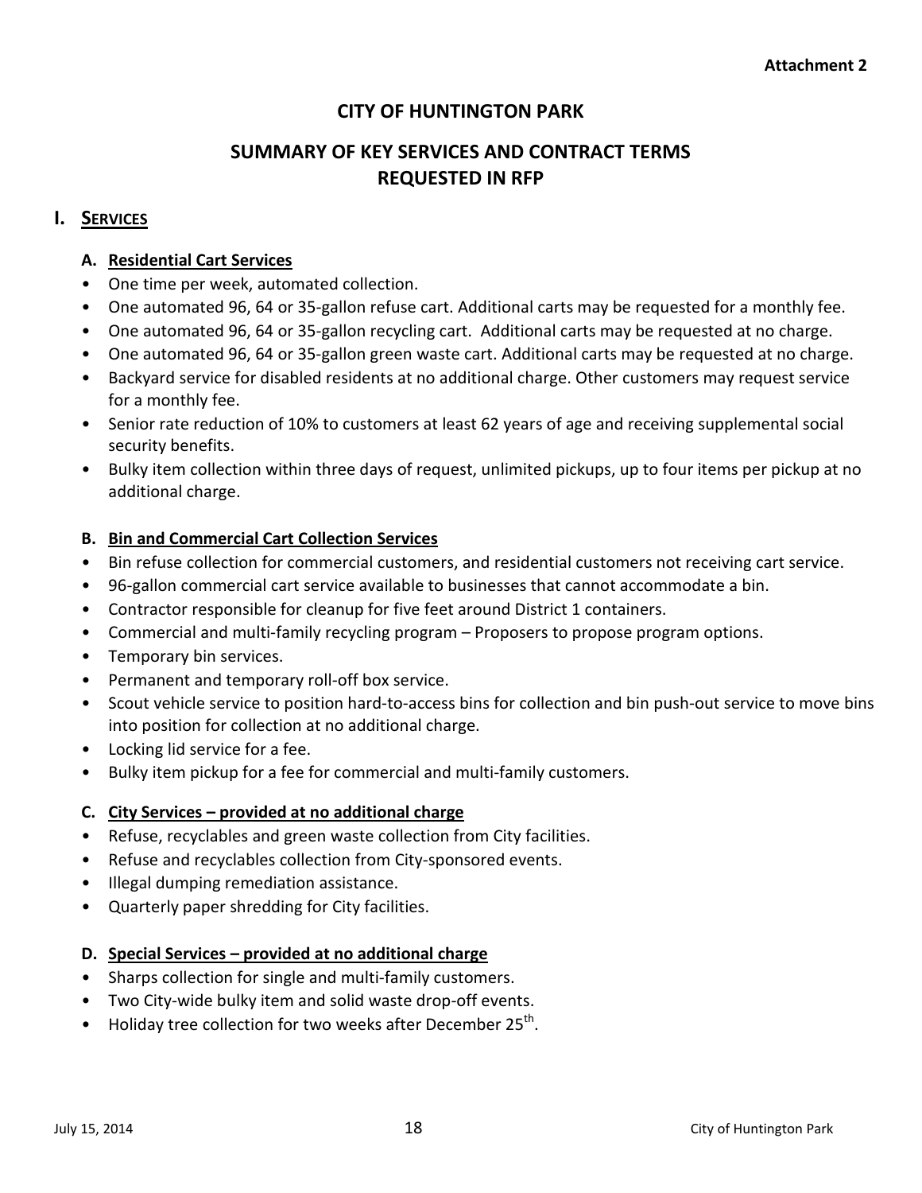Attachment 2

# CITY OF HUNTINGTON PARK

## SUMMARY OF KEY SERVICES AND CONTRACT TERMS REQUESTED IN RFP

## I. SERVICES

### A. Residential Cart Services

- One time per week, automated collection.
- One automated 96, 64 or 35-gallon refuse cart. Additional carts may be requested for a monthly fee.
- One automated 96, 64 or 35-gallon recycling cart. Additional carts may be requested at no charge.
- One automated 96, 64 or 35-gallon green waste cart. Additional carts may be requested at no charge.
- Backyard service for disabled residents at no additional charge. Other customers may request service for a monthly fee.
- Senior rate reduction of 10% to customers at least 62 years of age and receiving supplemental social security benefits.
- Bulky item collection within three days of request, unlimited pickups, up to four items per pickup at no additional charge.

### B. Bin and Commercial Cart Collection Services

- Bin refuse collection for commercial customers, and residential customers not receiving cart service.
- 96-gallon commercial cart service available to businesses that cannot accommodate a bin.
- Contractor responsible for cleanup for five feet around District 1 containers.
- Commercial and multi-family recycling program – Proposers to propose program options.
- Temporary bin services.
- Permanent and temporary roll-off box service.
- Scout vehicle service to position hard-to-access bins for collection and bin push-out service to move bins into position for collection at no additional charge.
- Locking lid service for a fee.
- Bulky item pickup for a fee for commercial and multi-family customers.

### C. City Services – provided at no additional charge

- Refuse, recyclables and green waste collection from City facilities.
- Refuse and recyclables collection from City-sponsored events.
- Illegal dumping remediation assistance.
- Quarterly paper shredding for City facilities.

### D. Special Services – provided at no additional charge

- Sharps collection for single and multi-family customers.
- Two City-wide bulky item and solid waste drop-off events.
- Holiday tree collection for two weeks after December 25th.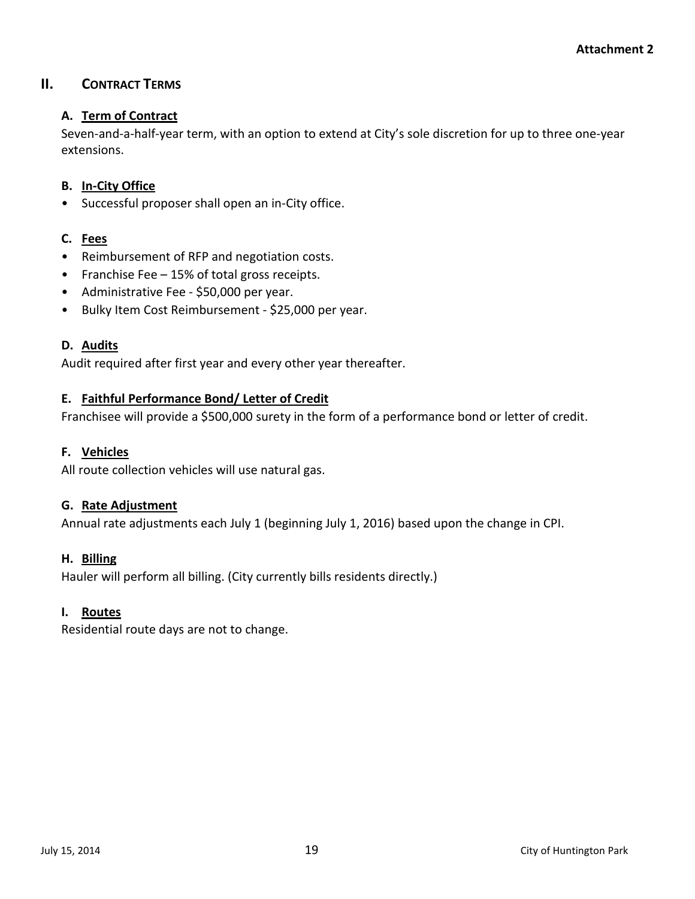Attachment 2

## II. CONTRACT TERMS

### A. Term of Contract

Seven-and-a-half-year term, with an option to extend at City's sole discretion for up to three one-year extensions.

### B. In-City Office

- Successful proposer shall open an in-City office.

### C. Fees

- Reimbursement of RFP and negotiation costs.
- Franchise Fee – 15% of total gross receipts.
- Administrative Fee - $50,000 per year.
- Bulky Item Cost Reimbursement - $25,000 per year.

### D. Audits

Audit required after first year and every other year thereafter.

### E. Faithful Performance Bond/ Letter of Credit

Franchisee will provide a $500,000 surety in the form of a performance bond or letter of credit.

### F. Vehicles

All route collection vehicles will use natural gas.

### G. Rate Adjustment

Annual rate adjustments each July 1 (beginning July 1, 2016) based upon the change in CPI.

### H. Billing

Hauler will perform all billing. (City currently bills residents directly.)

### I. Routes

Residential route days are not to change.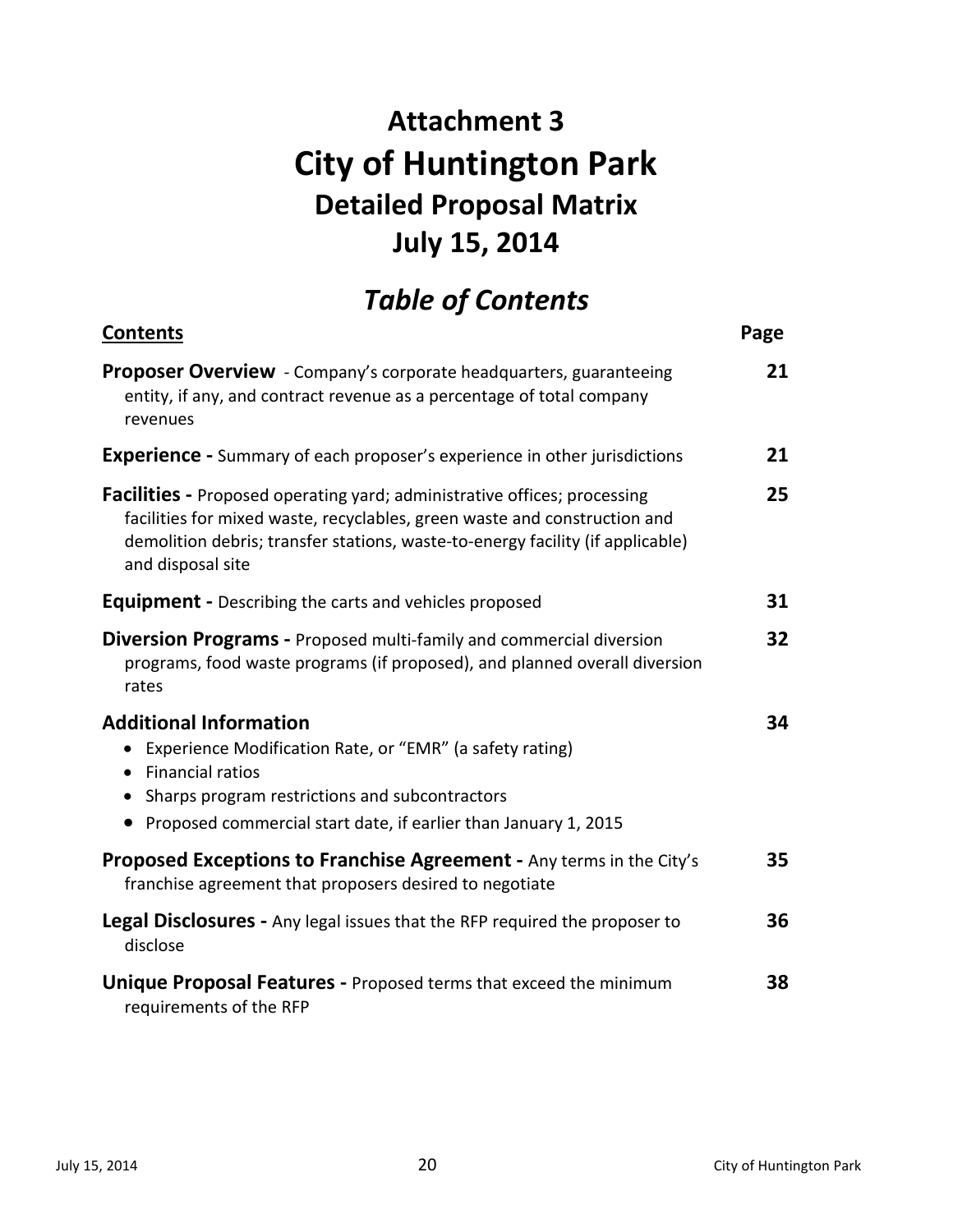# Attachment 3
# City of Huntington Park
## Detailed Proposal Matrix
## July 15, 2014

## *Table of Contents*

| **Contents** | **Page** |
|---|---|
| **Proposer Overview** - Company's corporate headquarters, guaranteeing entity, if any, and contract revenue as a percentage of total company revenues | 21 |
| **Experience -** Summary of each proposer's experience in other jurisdictions | 21 |
| **Facilities -** Proposed operating yard; administrative offices; processing facilities for mixed waste, recyclables, green waste and construction and demolition debris; transfer stations, waste-to-energy facility (if applicable) and disposal site | 25 |
| **Equipment -** Describing the carts and vehicles proposed | 31 |
| **Diversion Programs -** Proposed multi-family and commercial diversion programs, food waste programs (if proposed), and planned overall diversion rates | 32 |
| **Additional Information**<br>• Experience Modification Rate, or "EMR" (a safety rating)<br>• Financial ratios<br>• Sharps program restrictions and subcontractors<br>• Proposed commercial start date, if earlier than January 1, 2015 | 34 |
| **Proposed Exceptions to Franchise Agreement -** Any terms in the City's franchise agreement that proposers desired to negotiate | 35 |
| **Legal Disclosures -** Any legal issues that the RFP required the proposer to disclose | 36 |
| **Unique Proposal Features -** Proposed terms that exceed the minimum requirements of the RFP | 38 |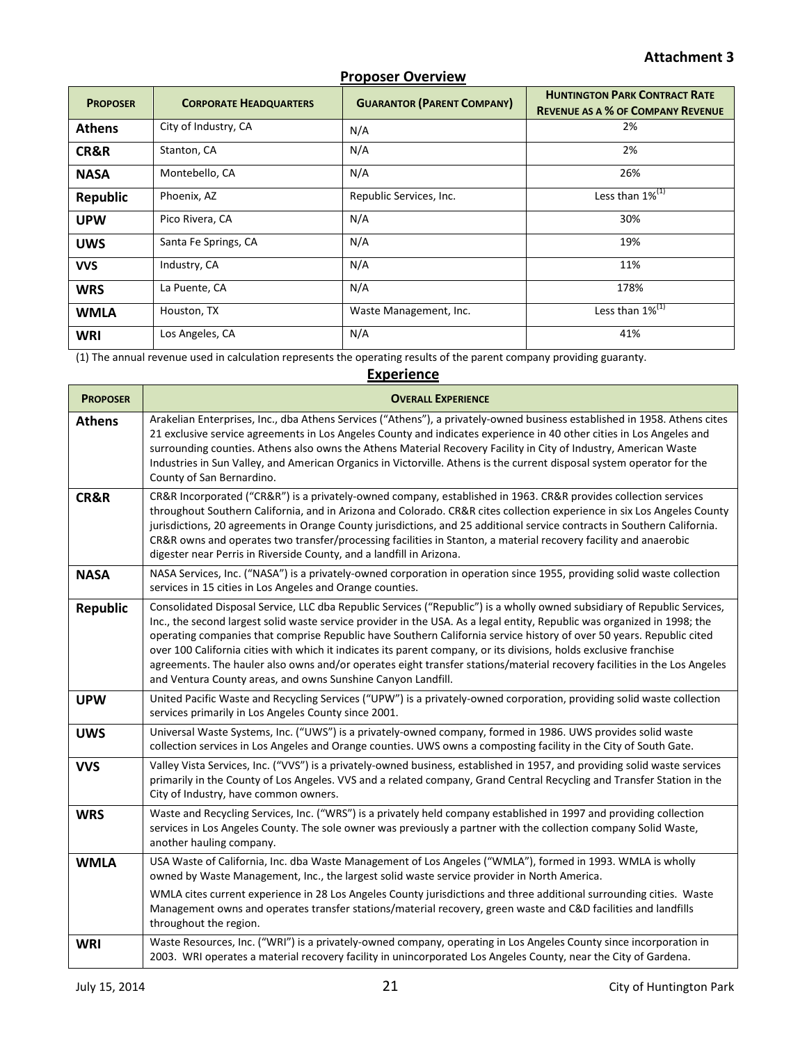**Attachment 3**

## Proposer Overview

| PROPOSER | CORPORATE HEADQUARTERS | GUARANTOR (PARENT COMPANY) | HUNTINGTON PARK CONTRACT RATE REVENUE AS A % OF COMPANY REVENUE |
|---|---|---|---|
| **Athens** | City of Industry, CA | N/A | 2% |
| **CR&R** | Stanton, CA | N/A | 2% |
| **NASA** | Montebello, CA | N/A | 26% |
| **Republic** | Phoenix, AZ | Republic Services, Inc. | Less than 1%(1) |
| **UPW** | Pico Rivera, CA | N/A | 30% |
| **UWS** | Santa Fe Springs, CA | N/A | 19% |
| **VVS** | Industry, CA | N/A | 11% |
| **WRS** | La Puente, CA | N/A | 178% |
| **WMLA** | Houston, TX | Waste Management, Inc. | Less than 1%(1) |
| **WRI** | Los Angeles, CA | N/A | 41% |

(1) The annual revenue used in calculation represents the operating results of the parent company providing guaranty.

## Experience

| PROPOSER | OVERALL EXPERIENCE |
|---|---|
| **Athens** | Arakelian Enterprises, Inc., dba Athens Services ("Athens"), a privately-owned business established in 1958. Athens cites 21 exclusive service agreements in Los Angeles County and indicates experience in 40 other cities in Los Angeles and surrounding counties. Athens also owns the Athens Material Recovery Facility in City of Industry, American Waste Industries in Sun Valley, and American Organics in Victorville. Athens is the current disposal system operator for the County of San Bernardino. |
| **CR&R** | CR&R Incorporated ("CR&R") is a privately-owned company, established in 1963. CR&R provides collection services throughout Southern California, and in Arizona and Colorado. CR&R cites collection experience in six Los Angeles County jurisdictions, 20 agreements in Orange County jurisdictions, and 25 additional service contracts in Southern California. CR&R owns and operates two transfer/processing facilities in Stanton, a material recovery facility and anaerobic digester near Perris in Riverside County, and a landfill in Arizona. |
| **NASA** | NASA Services, Inc. ("NASA") is a privately-owned corporation in operation since 1955, providing solid waste collection services in 15 cities in Los Angeles and Orange counties. |
| **Republic** | Consolidated Disposal Service, LLC dba Republic Services ("Republic") is a wholly owned subsidiary of Republic Services, Inc., the second largest solid waste service provider in the USA. As a legal entity, Republic was organized in 1998; the operating companies that comprise Republic have Southern California service history of over 50 years. Republic cited over 100 California cities with which it indicates its parent company, or its divisions, holds exclusive franchise agreements. The hauler also owns and/or operates eight transfer stations/material recovery facilities in the Los Angeles and Ventura County areas, and owns Sunshine Canyon Landfill. |
| **UPW** | United Pacific Waste and Recycling Services ("UPW") is a privately-owned corporation, providing solid waste collection services primarily in Los Angeles County since 2001. |
| **UWS** | Universal Waste Systems, Inc. ("UWS") is a privately-owned company, formed in 1986. UWS provides solid waste collection services in Los Angeles and Orange counties. UWS owns a composting facility in the City of South Gate. |
| **VVS** | Valley Vista Services, Inc. ("VVS") is a privately-owned business, established in 1957, and providing solid waste services primarily in the County of Los Angeles. VVS and a related company, Grand Central Recycling and Transfer Station in the City of Industry, have common owners. |
| **WRS** | Waste and Recycling Services, Inc. ("WRS") is a privately held company established in 1997 and providing collection services in Los Angeles County. The sole owner was previously a partner with the collection company Solid Waste, another hauling company. |
| **WMLA** | USA Waste of California, Inc. dba Waste Management of Los Angeles ("WMLA"), formed in 1993. WMLA is wholly owned by Waste Management, Inc., the largest solid waste service provider in North America. WMLA cites current experience in 28 Los Angeles County jurisdictions and three additional surrounding cities. Waste Management owns and operates transfer stations/material recovery, green waste and C&D facilities and landfills throughout the region. |
| **WRI** | Waste Resources, Inc. ("WRI") is a privately-owned company, operating in Los Angeles County since incorporation in 2003. WRI operates a material recovery facility in unincorporated Los Angeles County, near the City of Gardena. |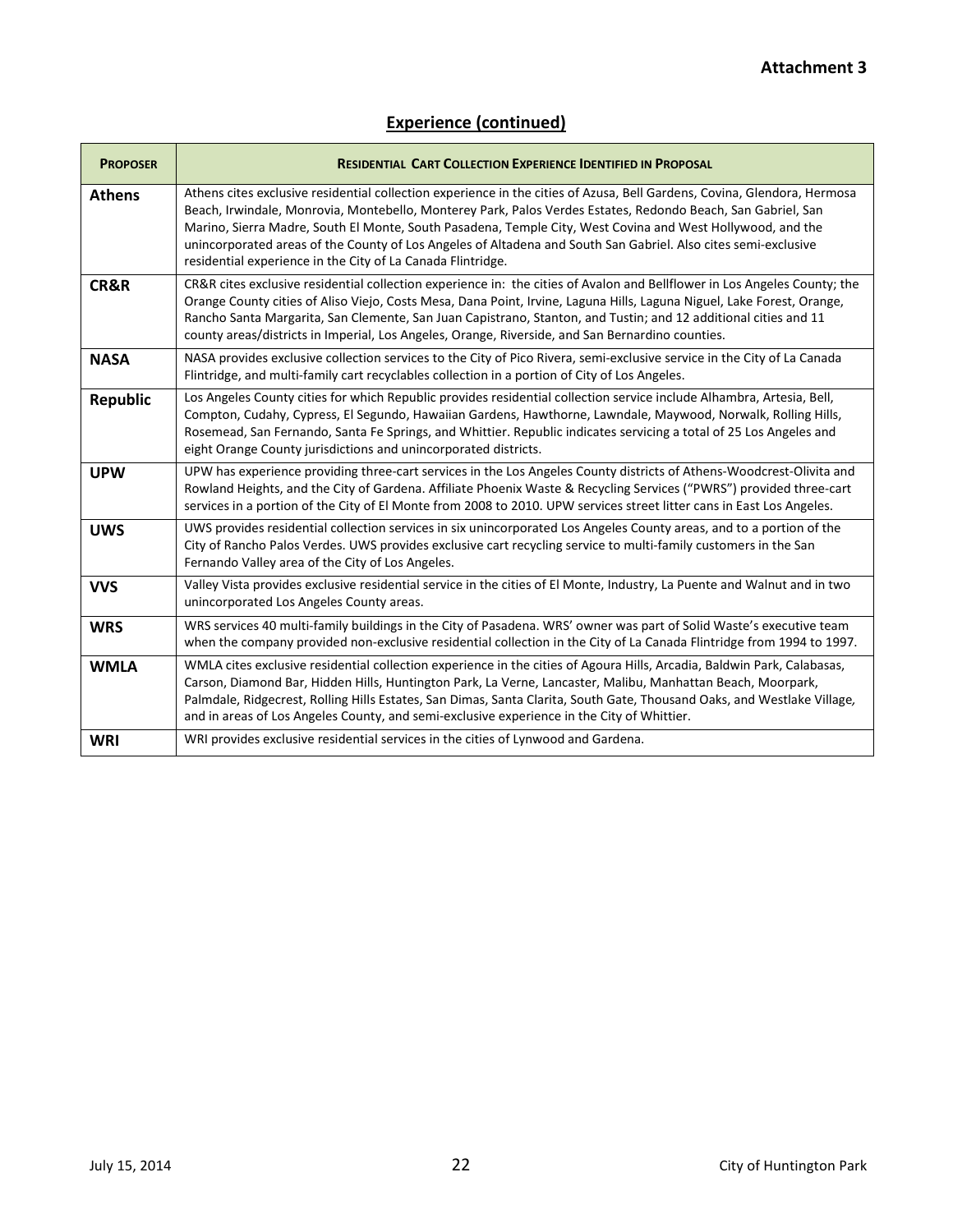**Attachment 3**

## Experience (continued)

| Proposer | Residential Cart Collection Experience Identified in Proposal |
|---|---|
| **Athens** | Athens cites exclusive residential collection experience in the cities of Azusa, Bell Gardens, Covina, Glendora, Hermosa Beach, Irwindale, Monrovia, Montebello, Monterey Park, Palos Verdes Estates, Redondo Beach, San Gabriel, San Marino, Sierra Madre, South El Monte, South Pasadena, Temple City, West Covina and West Hollywood, and the unincorporated areas of the County of Los Angeles of Altadena and South San Gabriel. Also cites semi-exclusive residential experience in the City of La Canada Flintridge. |
| **CR&R** | CR&R cites exclusive residential collection experience in: the cities of Avalon and Bellflower in Los Angeles County; the Orange County cities of Aliso Viejo, Costs Mesa, Dana Point, Irvine, Laguna Hills, Laguna Niguel, Lake Forest, Orange, Rancho Santa Margarita, San Clemente, San Juan Capistrano, Stanton, and Tustin; and 12 additional cities and 11 county areas/districts in Imperial, Los Angeles, Orange, Riverside, and San Bernardino counties. |
| **NASA** | NASA provides exclusive collection services to the City of Pico Rivera, semi-exclusive service in the City of La Canada Flintridge, and multi-family cart recyclables collection in a portion of City of Los Angeles. |
| **Republic** | Los Angeles County cities for which Republic provides residential collection service include Alhambra, Artesia, Bell, Compton, Cudahy, Cypress, El Segundo, Hawaiian Gardens, Hawthorne, Lawndale, Maywood, Norwalk, Rolling Hills, Rosemead, San Fernando, Santa Fe Springs, and Whittier. Republic indicates servicing a total of 25 Los Angeles and eight Orange County jurisdictions and unincorporated districts. |
| **UPW** | UPW has experience providing three-cart services in the Los Angeles County districts of Athens-Woodcrest-Olivita and Rowland Heights, and the City of Gardena. Affiliate Phoenix Waste & Recycling Services ("PWRS") provided three-cart services in a portion of the City of El Monte from 2008 to 2010. UPW services street litter cans in East Los Angeles. |
| **UWS** | UWS provides residential collection services in six unincorporated Los Angeles County areas, and to a portion of the City of Rancho Palos Verdes. UWS provides exclusive cart recycling service to multi-family customers in the San Fernando Valley area of the City of Los Angeles. |
| **VVS** | Valley Vista provides exclusive residential service in the cities of El Monte, Industry, La Puente and Walnut and in two unincorporated Los Angeles County areas. |
| **WRS** | WRS services 40 multi-family buildings in the City of Pasadena. WRS' owner was part of Solid Waste's executive team when the company provided non-exclusive residential collection in the City of La Canada Flintridge from 1994 to 1997. |
| **WMLA** | WMLA cites exclusive residential collection experience in the cities of Agoura Hills, Arcadia, Baldwin Park, Calabasas, Carson, Diamond Bar, Hidden Hills, Huntington Park, La Verne, Lancaster, Malibu, Manhattan Beach, Moorpark, Palmdale, Ridgecrest, Rolling Hills Estates, San Dimas, Santa Clarita, South Gate, Thousand Oaks, and Westlake Village, and in areas of Los Angeles County, and semi-exclusive experience in the City of Whittier. |
| **WRI** | WRI provides exclusive residential services in the cities of Lynwood and Gardena. |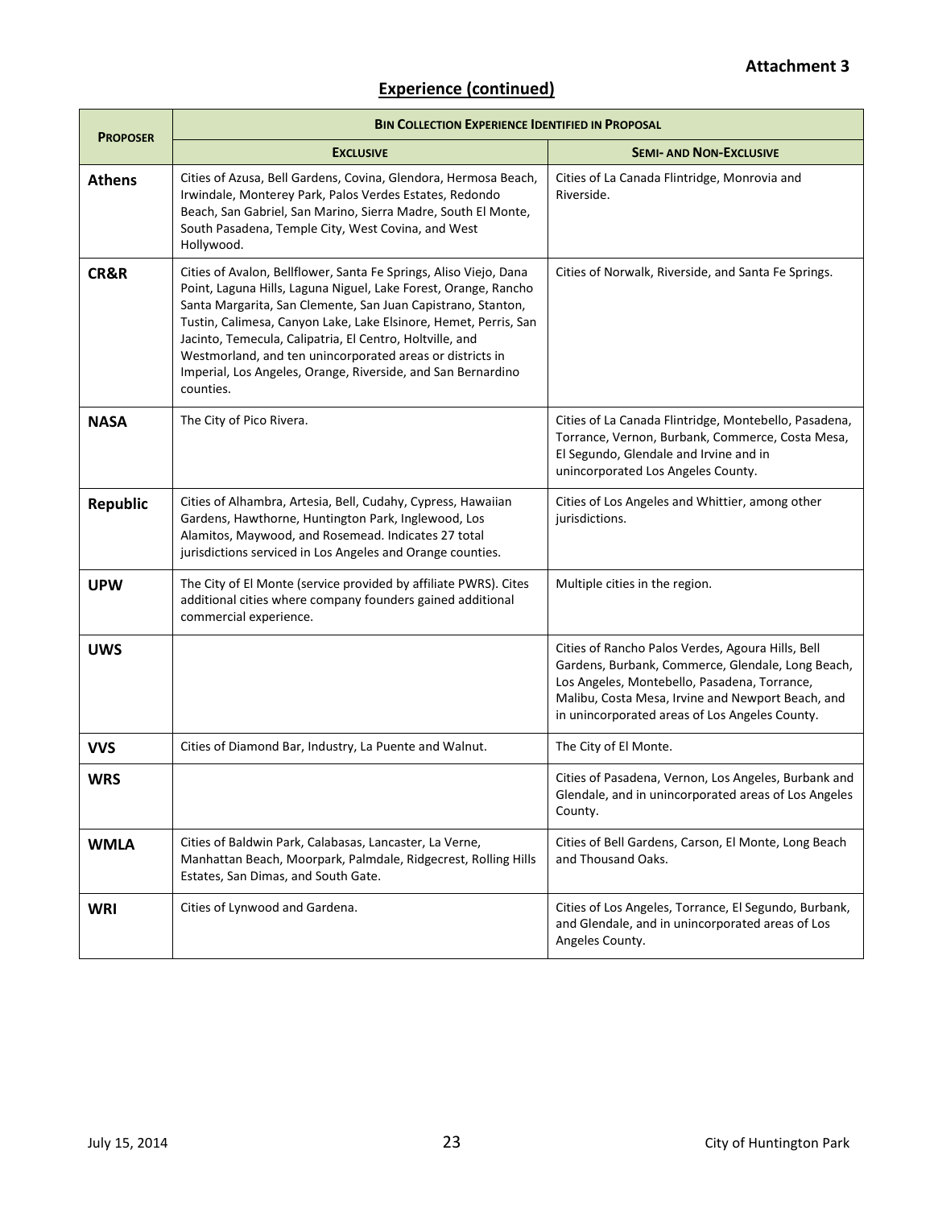**Attachment 3**

## Experience (continued)

| Proposer | Bin Collection Experience Identified in Proposal | |
|---|---|---|
| | **Exclusive** | **Semi- and Non-Exclusive** |
| **Athens** | Cities of Azusa, Bell Gardens, Covina, Glendora, Hermosa Beach, Irwindale, Monterey Park, Palos Verdes Estates, Redondo Beach, San Gabriel, San Marino, Sierra Madre, South El Monte, South Pasadena, Temple City, West Covina, and West Hollywood. | Cities of La Canada Flintridge, Monrovia and Riverside. |
| **CR&R** | Cities of Avalon, Bellflower, Santa Fe Springs, Aliso Viejo, Dana Point, Laguna Hills, Laguna Niguel, Lake Forest, Orange, Rancho Santa Margarita, San Clemente, San Juan Capistrano, Stanton, Tustin, Calimesa, Canyon Lake, Lake Elsinore, Hemet, Perris, San Jacinto, Temecula, Calipatria, El Centro, Holtville, and Westmorland, and ten unincorporated areas or districts in Imperial, Los Angeles, Orange, Riverside, and San Bernardino counties. | Cities of Norwalk, Riverside, and Santa Fe Springs. |
| **NASA** | The City of Pico Rivera. | Cities of La Canada Flintridge, Montebello, Pasadena, Torrance, Vernon, Burbank, Commerce, Costa Mesa, El Segundo, Glendale and Irvine and in unincorporated Los Angeles County. |
| **Republic** | Cities of Alhambra, Artesia, Bell, Cudahy, Cypress, Hawaiian Gardens, Hawthorne, Huntington Park, Inglewood, Los Alamitos, Maywood, and Rosemead. Indicates 27 total jurisdictions serviced in Los Angeles and Orange counties. | Cities of Los Angeles and Whittier, among other jurisdictions. |
| **UPW** | The City of El Monte (service provided by affiliate PWRS). Cites additional cities where company founders gained additional commercial experience. | Multiple cities in the region. |
| **UWS** | | Cities of Rancho Palos Verdes, Agoura Hills, Bell Gardens, Burbank, Commerce, Glendale, Long Beach, Los Angeles, Montebello, Pasadena, Torrance, Malibu, Costa Mesa, Irvine and Newport Beach, and in unincorporated areas of Los Angeles County. |
| **VVS** | Cities of Diamond Bar, Industry, La Puente and Walnut. | The City of El Monte. |
| **WRS** | | Cities of Pasadena, Vernon, Los Angeles, Burbank and Glendale, and in unincorporated areas of Los Angeles County. |
| **WMLA** | Cities of Baldwin Park, Calabasas, Lancaster, La Verne, Manhattan Beach, Moorpark, Palmdale, Ridgecrest, Rolling Hills Estates, San Dimas, and South Gate. | Cities of Bell Gardens, Carson, El Monte, Long Beach and Thousand Oaks. |
| **WRI** | Cities of Lynwood and Gardena. | Cities of Los Angeles, Torrance, El Segundo, Burbank, and Glendale, and in unincorporated areas of Los Angeles County. |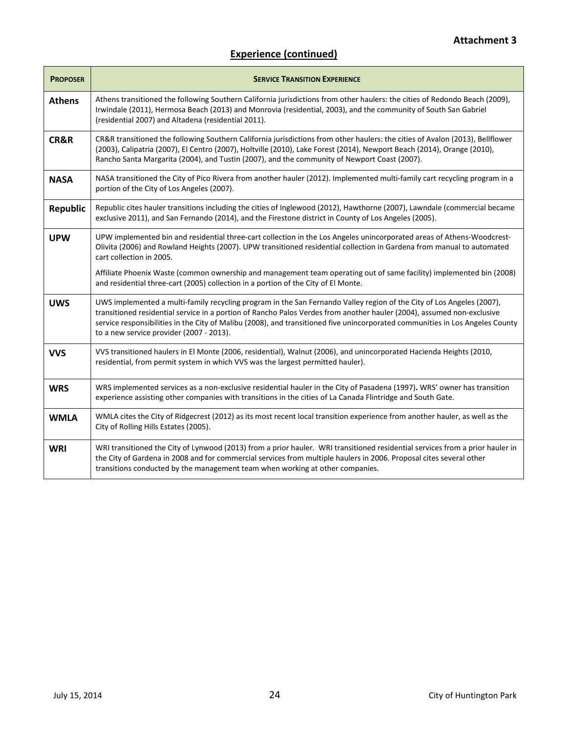**Attachment 3**

## Experience (continued)

| PROPOSER | SERVICE TRANSITION EXPERIENCE |
|---|---|
| **Athens** | Athens transitioned the following Southern California jurisdictions from other haulers: the cities of Redondo Beach (2009), Irwindale (2011), Hermosa Beach (2013) and Monrovia (residential, 2003), and the community of South San Gabriel (residential 2007) and Altadena (residential 2011). |
| **CR&R** | CR&R transitioned the following Southern California jurisdictions from other haulers: the cities of Avalon (2013), Bellflower (2003), Calipatria (2007), El Centro (2007), Holtville (2010), Lake Forest (2014), Newport Beach (2014), Orange (2010), Rancho Santa Margarita (2004), and Tustin (2007), and the community of Newport Coast (2007). |
| **NASA** | NASA transitioned the City of Pico Rivera from another hauler (2012). Implemented multi-family cart recycling program in a portion of the City of Los Angeles (2007). |
| **Republic** | Republic cites hauler transitions including the cities of Inglewood (2012), Hawthorne (2007), Lawndale (commercial became exclusive 2011), and San Fernando (2014), and the Firestone district in County of Los Angeles (2005). |
| **UPW** | UPW implemented bin and residential three-cart collection in the Los Angeles unincorporated areas of Athens-Woodcrest-Olivita (2006) and Rowland Heights (2007). UPW transitioned residential collection in Gardena from manual to automated cart collection in 2005.<br><br>Affiliate Phoenix Waste (common ownership and management team operating out of same facility) implemented bin (2008) and residential three-cart (2005) collection in a portion of the City of El Monte. |
| **UWS** | UWS implemented a multi-family recycling program in the San Fernando Valley region of the City of Los Angeles (2007), transitioned residential service in a portion of Rancho Palos Verdes from another hauler (2004), assumed non-exclusive service responsibilities in the City of Malibu (2008), and transitioned five unincorporated communities in Los Angeles County to a new service provider (2007 - 2013). |
| **VVS** | VVS transitioned haulers in El Monte (2006, residential), Walnut (2006), and unincorporated Hacienda Heights (2010, residential, from permit system in which VVS was the largest permitted hauler). |
| **WRS** | WRS implemented services as a non-exclusive residential hauler in the City of Pasadena (1997)**.** WRS' owner has transition experience assisting other companies with transitions in the cities of La Canada Flintridge and South Gate. |
| **WMLA** | WMLA cites the City of Ridgecrest (2012) as its most recent local transition experience from another hauler, as well as the City of Rolling Hills Estates (2005). |
| **WRI** | WRI transitioned the City of Lynwood (2013) from a prior hauler. WRI transitioned residential services from a prior hauler in the City of Gardena in 2008 and for commercial services from multiple haulers in 2006. Proposal cites several other transitions conducted by the management team when working at other companies. |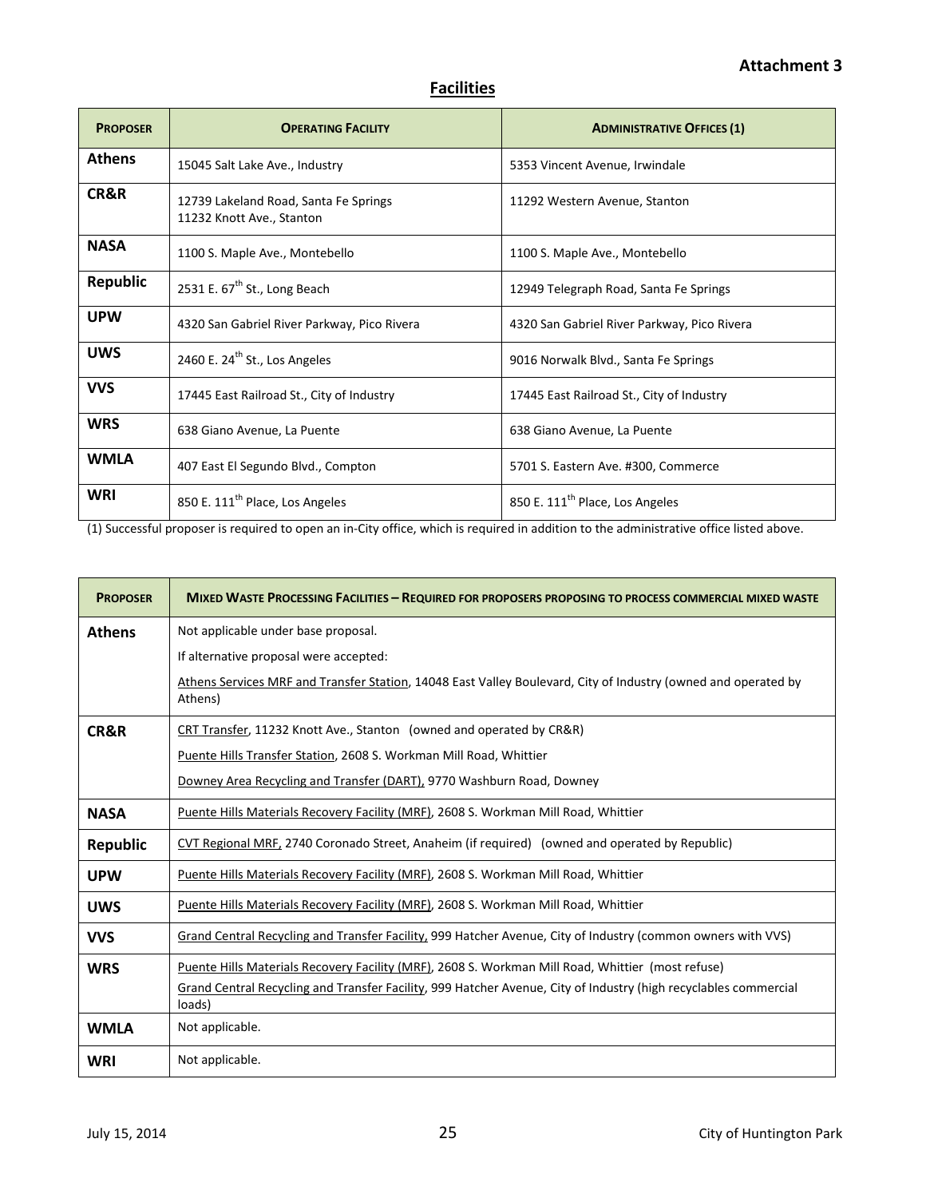**Attachment 3**

## Facilities

| PROPOSER | OPERATING FACILITY | ADMINISTRATIVE OFFICES (1) |
|---|---|---|
| **Athens** | 15045 Salt Lake Ave., Industry | 5353 Vincent Avenue, Irwindale |
| **CR&R** | 12739 Lakeland Road, Santa Fe Springs<br>11232 Knott Ave., Stanton | 11292 Western Avenue, Stanton |
| **NASA** | 1100 S. Maple Ave., Montebello | 1100 S. Maple Ave., Montebello |
| **Republic** | 2531 E. 67th St., Long Beach | 12949 Telegraph Road, Santa Fe Springs |
| **UPW** | 4320 San Gabriel River Parkway, Pico Rivera | 4320 San Gabriel River Parkway, Pico Rivera |
| **UWS** | 2460 E. 24th St., Los Angeles | 9016 Norwalk Blvd., Santa Fe Springs |
| **VVS** | 17445 East Railroad St., City of Industry | 17445 East Railroad St., City of Industry |
| **WRS** | 638 Giano Avenue, La Puente | 638 Giano Avenue, La Puente |
| **WMLA** | 407 East El Segundo Blvd., Compton | 5701 S. Eastern Ave. #300, Commerce |
| **WRI** | 850 E. 111th Place, Los Angeles | 850 E. 111th Place, Los Angeles |

(1) Successful proposer is required to open an in-City office, which is required in addition to the administrative office listed above.

| PROPOSER | MIXED WASTE PROCESSING FACILITIES – REQUIRED FOR PROPOSERS PROPOSING TO PROCESS COMMERCIAL MIXED WASTE |
|---|---|
| **Athens** | Not applicable under base proposal.<br>If alternative proposal were accepted:<br>Athens Services MRF and Transfer Station, 14048 East Valley Boulevard, City of Industry (owned and operated by Athens) |
| **CR&R** | CRT Transfer, 11232 Knott Ave., Stanton (owned and operated by CR&R)<br>Puente Hills Transfer Station, 2608 S. Workman Mill Road, Whittier<br>Downey Area Recycling and Transfer (DART), 9770 Washburn Road, Downey |
| **NASA** | Puente Hills Materials Recovery Facility (MRF), 2608 S. Workman Mill Road, Whittier |
| **Republic** | CVT Regional MRF, 2740 Coronado Street, Anaheim (if required) (owned and operated by Republic) |
| **UPW** | Puente Hills Materials Recovery Facility (MRF), 2608 S. Workman Mill Road, Whittier |
| **UWS** | Puente Hills Materials Recovery Facility (MRF), 2608 S. Workman Mill Road, Whittier |
| **VVS** | Grand Central Recycling and Transfer Facility, 999 Hatcher Avenue, City of Industry (common owners with VVS) |
| **WRS** | Puente Hills Materials Recovery Facility (MRF), 2608 S. Workman Mill Road, Whittier (most refuse)<br>Grand Central Recycling and Transfer Facility, 999 Hatcher Avenue, City of Industry (high recyclables commercial loads) |
| **WMLA** | Not applicable. |
| **WRI** | Not applicable. |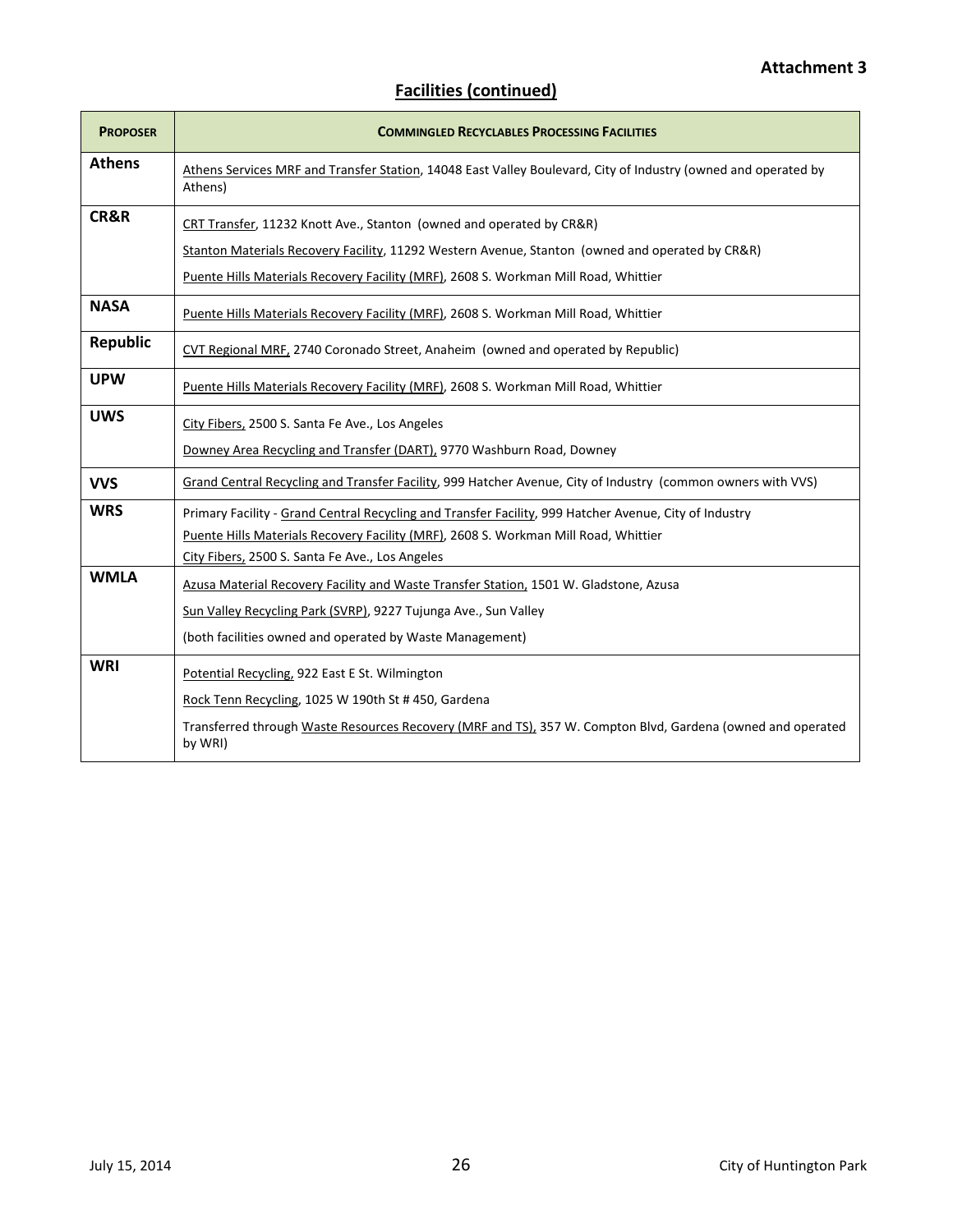**Attachment 3**

## Facilities (continued)

| PROPOSER | COMMINGLED RECYCLABLES PROCESSING FACILITIES |
|---|---|
| **Athens** | Athens Services MRF and Transfer Station, 14048 East Valley Boulevard, City of Industry (owned and operated by Athens) |
| **CR&R** | CRT Transfer, 11232 Knott Ave., Stanton (owned and operated by CR&R)<br>Stanton Materials Recovery Facility, 11292 Western Avenue, Stanton (owned and operated by CR&R)<br>Puente Hills Materials Recovery Facility (MRF), 2608 S. Workman Mill Road, Whittier |
| **NASA** | Puente Hills Materials Recovery Facility (MRF), 2608 S. Workman Mill Road, Whittier |
| **Republic** | CVT Regional MRF, 2740 Coronado Street, Anaheim (owned and operated by Republic) |
| **UPW** | Puente Hills Materials Recovery Facility (MRF), 2608 S. Workman Mill Road, Whittier |
| **UWS** | City Fibers, 2500 S. Santa Fe Ave., Los Angeles<br>Downey Area Recycling and Transfer (DART), 9770 Washburn Road, Downey |
| **VVS** | Grand Central Recycling and Transfer Facility, 999 Hatcher Avenue, City of Industry (common owners with VVS) |
| **WRS** | Primary Facility - Grand Central Recycling and Transfer Facility, 999 Hatcher Avenue, City of Industry<br>Puente Hills Materials Recovery Facility (MRF), 2608 S. Workman Mill Road, Whittier<br>City Fibers, 2500 S. Santa Fe Ave., Los Angeles |
| **WMLA** | Azusa Material Recovery Facility and Waste Transfer Station, 1501 W. Gladstone, Azusa<br>Sun Valley Recycling Park (SVRP), 9227 Tujunga Ave., Sun Valley<br>(both facilities owned and operated by Waste Management) |
| **WRI** | Potential Recycling, 922 East E St. Wilmington<br>Rock Tenn Recycling, 1025 W 190th St # 450, Gardena<br>Transferred through Waste Resources Recovery (MRF and TS), 357 W. Compton Blvd, Gardena (owned and operated by WRI) |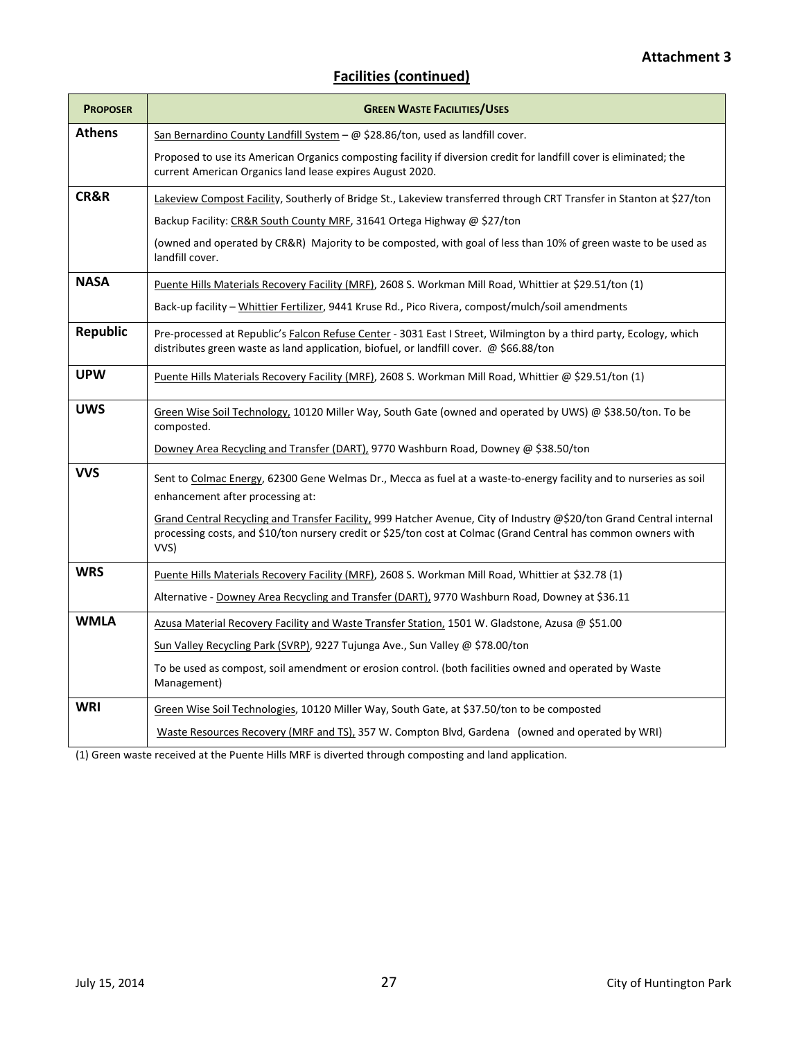**Attachment 3**

## Facilities (continued)

| Proposer | Green Waste Facilities/Uses |
|---|---|
| **Athens** | San Bernardino County Landfill System – @ $28.86/ton, used as landfill cover.<br><br>Proposed to use its American Organics composting facility if diversion credit for landfill cover is eliminated; the current American Organics land lease expires August 2020. |
| **CR&R** | Lakeview Compost Facility, Southerly of Bridge St., Lakeview transferred through CRT Transfer in Stanton at $27/ton<br><br>Backup Facility: CR&R South County MRF, 31641 Ortega Highway @ $27/ton<br><br>(owned and operated by CR&R) Majority to be composted, with goal of less than 10% of green waste to be used as landfill cover. |
| **NASA** | Puente Hills Materials Recovery Facility (MRF), 2608 S. Workman Mill Road, Whittier at $29.51/ton (1)<br><br>Back-up facility – Whittier Fertilizer, 9441 Kruse Rd., Pico Rivera, compost/mulch/soil amendments |
| **Republic** | Pre-processed at Republic's Falcon Refuse Center - 3031 East I Street, Wilmington by a third party, Ecology, which distributes green waste as land application, biofuel, or landfill cover. @ $66.88/ton |
| **UPW** | Puente Hills Materials Recovery Facility (MRF), 2608 S. Workman Mill Road, Whittier @ $29.51/ton (1) |
| **UWS** | Green Wise Soil Technology, 10120 Miller Way, South Gate (owned and operated by UWS) @ $38.50/ton. To be composted.<br><br>Downey Area Recycling and Transfer (DART), 9770 Washburn Road, Downey @ $38.50/ton |
| **VVS** | Sent to Colmac Energy, 62300 Gene Welmas Dr., Mecca as fuel at a waste-to-energy facility and to nurseries as soil enhancement after processing at:<br><br>Grand Central Recycling and Transfer Facility, 999 Hatcher Avenue, City of Industry @$20/ton Grand Central internal processing costs, and $10/ton nursery credit or $25/ton cost at Colmac (Grand Central has common owners with VVS) |
| **WRS** | Puente Hills Materials Recovery Facility (MRF), 2608 S. Workman Mill Road, Whittier at $32.78 (1)<br><br>Alternative - Downey Area Recycling and Transfer (DART), 9770 Washburn Road, Downey at $36.11 |
| **WMLA** | Azusa Material Recovery Facility and Waste Transfer Station, 1501 W. Gladstone, Azusa @ $51.00<br><br>Sun Valley Recycling Park (SVRP), 9227 Tujunga Ave., Sun Valley @ $78.00/ton<br><br>To be used as compost, soil amendment or erosion control. (both facilities owned and operated by Waste Management) |
| **WRI** | Green Wise Soil Technologies, 10120 Miller Way, South Gate, at $37.50/ton to be composted<br><br>Waste Resources Recovery (MRF and TS), 357 W. Compton Blvd, Gardena (owned and operated by WRI) |

(1) Green waste received at the Puente Hills MRF is diverted through composting and land application.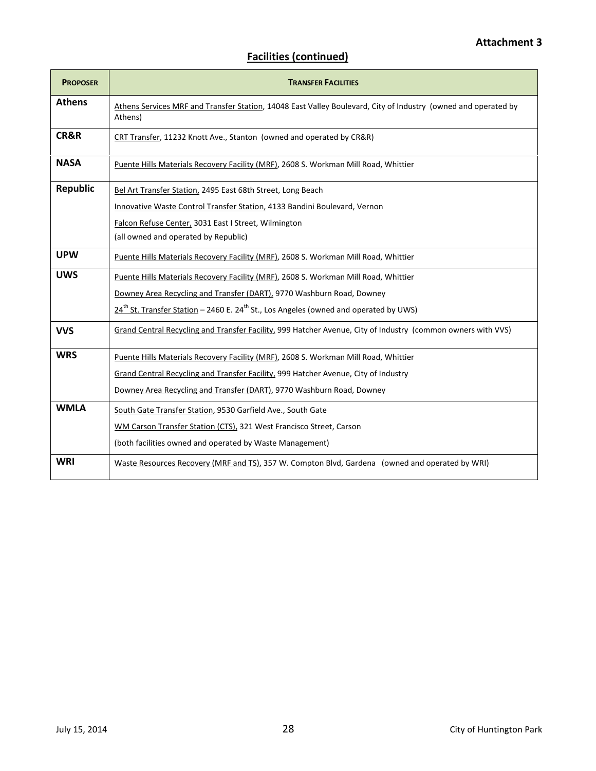**Attachment 3**

## Facilities (continued)

| PROPOSER | TRANSFER FACILITIES |
|---|---|
| **Athens** | Athens Services MRF and Transfer Station, 14048 East Valley Boulevard, City of Industry (owned and operated by Athens) |
| **CR&R** | CRT Transfer, 11232 Knott Ave., Stanton (owned and operated by CR&R) |
| **NASA** | Puente Hills Materials Recovery Facility (MRF), 2608 S. Workman Mill Road, Whittier |
| **Republic** | Bel Art Transfer Station, 2495 East 68th Street, Long Beach<br>Innovative Waste Control Transfer Station, 4133 Bandini Boulevard, Vernon<br>Falcon Refuse Center, 3031 East I Street, Wilmington<br>(all owned and operated by Republic) |
| **UPW** | Puente Hills Materials Recovery Facility (MRF), 2608 S. Workman Mill Road, Whittier |
| **UWS** | Puente Hills Materials Recovery Facility (MRF), 2608 S. Workman Mill Road, Whittier<br>Downey Area Recycling and Transfer (DART), 9770 Washburn Road, Downey<br>24th St. Transfer Station – 2460 E. 24th St., Los Angeles (owned and operated by UWS) |
| **VVS** | Grand Central Recycling and Transfer Facility, 999 Hatcher Avenue, City of Industry (common owners with VVS) |
| **WRS** | Puente Hills Materials Recovery Facility (MRF), 2608 S. Workman Mill Road, Whittier<br>Grand Central Recycling and Transfer Facility, 999 Hatcher Avenue, City of Industry<br>Downey Area Recycling and Transfer (DART), 9770 Washburn Road, Downey |
| **WMLA** | South Gate Transfer Station, 9530 Garfield Ave., South Gate<br>WM Carson Transfer Station (CTS), 321 West Francisco Street, Carson<br>(both facilities owned and operated by Waste Management) |
| **WRI** | Waste Resources Recovery (MRF and TS), 357 W. Compton Blvd, Gardena (owned and operated by WRI) |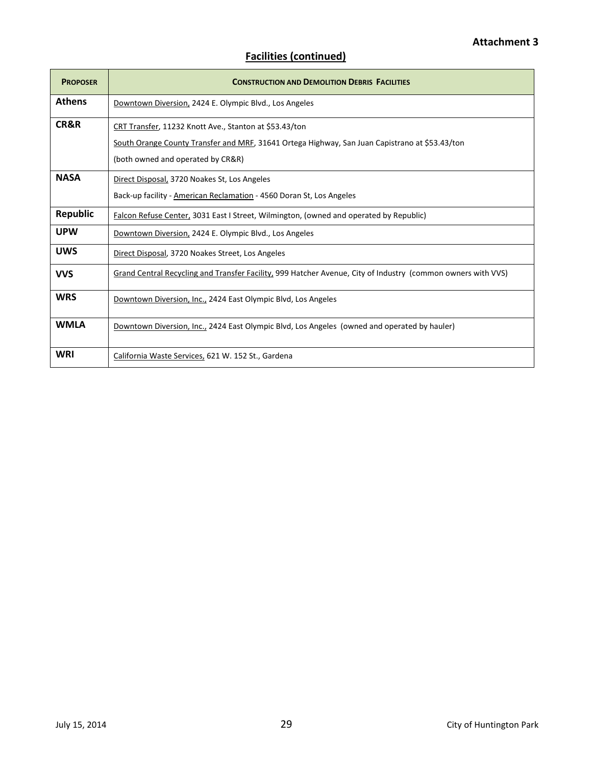**Attachment 3**

## Facilities (continued)

| Proposer | Construction and Demolition Debris Facilities |
|---|---|
| **Athens** | Downtown Diversion, 2424 E. Olympic Blvd., Los Angeles |
| **CR&R** | CRT Transfer, 11232 Knott Ave., Stanton at $53.43/ton<br>South Orange County Transfer and MRF, 31641 Ortega Highway, San Juan Capistrano at $53.43/ton<br>(both owned and operated by CR&R) |
| **NASA** | Direct Disposal, 3720 Noakes St, Los Angeles<br>Back-up facility - American Reclamation - 4560 Doran St, Los Angeles |
| **Republic** | Falcon Refuse Center, 3031 East I Street, Wilmington, (owned and operated by Republic) |
| **UPW** | Downtown Diversion, 2424 E. Olympic Blvd., Los Angeles |
| **UWS** | Direct Disposal, 3720 Noakes Street, Los Angeles |
| **VVS** | Grand Central Recycling and Transfer Facility, 999 Hatcher Avenue, City of Industry (common owners with VVS) |
| **WRS** | Downtown Diversion, Inc., 2424 East Olympic Blvd, Los Angeles |
| **WMLA** | Downtown Diversion, Inc., 2424 East Olympic Blvd, Los Angeles (owned and operated by hauler) |
| **WRI** | California Waste Services, 621 W. 152 St., Gardena |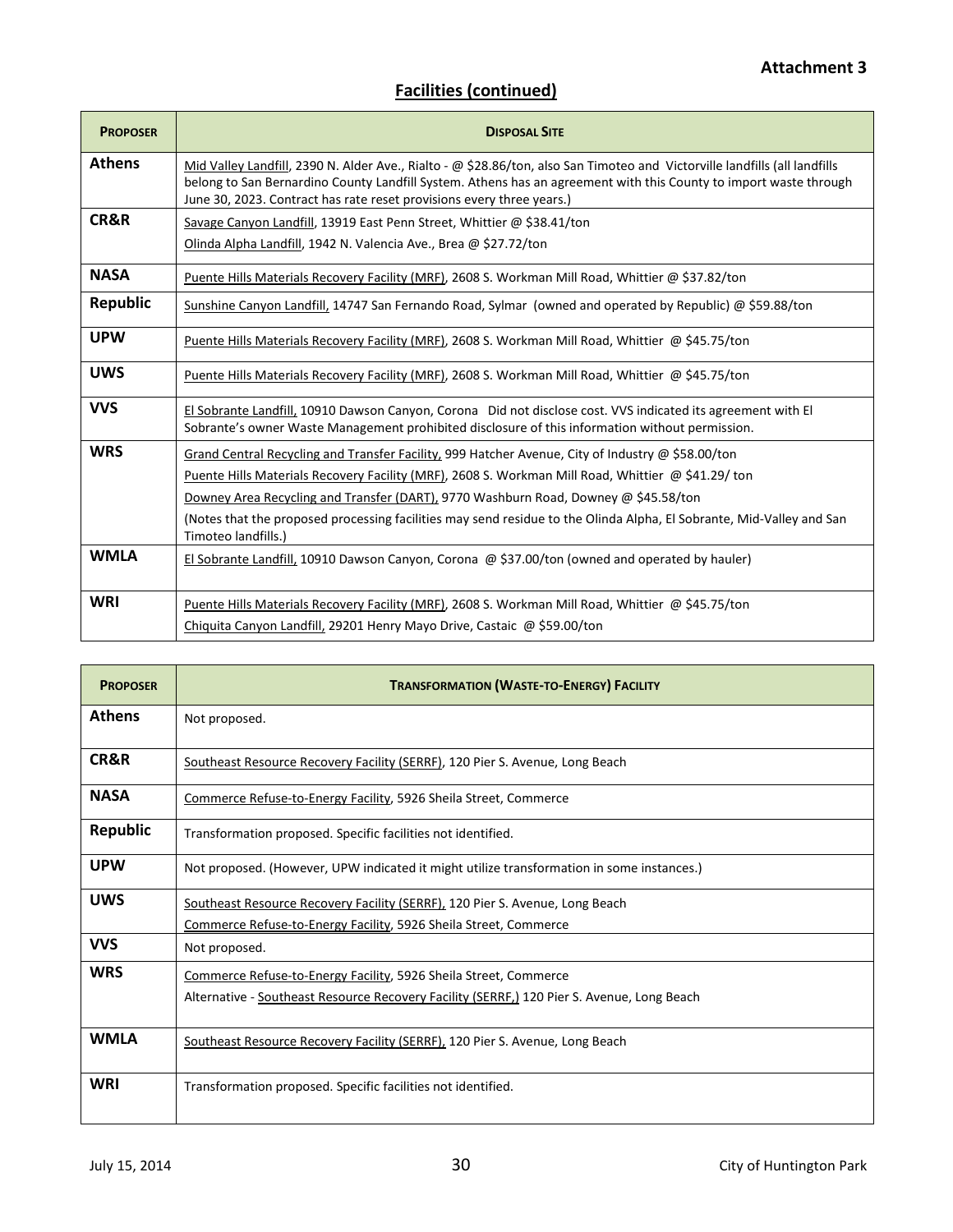**Attachment 3**

## Facilities (continued)

| PROPOSER | DISPOSAL SITE |
|---|---|
| **Athens** | Mid Valley Landfill, 2390 N. Alder Ave., Rialto - @ $28.86/ton, also San Timoteo and Victorville landfills (all landfills belong to San Bernardino County Landfill System. Athens has an agreement with this County to import waste through June 30, 2023. Contract has rate reset provisions every three years.) |
| **CR&R** | Savage Canyon Landfill, 13919 East Penn Street, Whittier @ $38.41/ton<br>Olinda Alpha Landfill, 1942 N. Valencia Ave., Brea @ $27.72/ton |
| **NASA** | Puente Hills Materials Recovery Facility (MRF), 2608 S. Workman Mill Road, Whittier @ $37.82/ton |
| **Republic** | Sunshine Canyon Landfill, 14747 San Fernando Road, Sylmar (owned and operated by Republic) @ $59.88/ton |
| **UPW** | Puente Hills Materials Recovery Facility (MRF), 2608 S. Workman Mill Road, Whittier @ $45.75/ton |
| **UWS** | Puente Hills Materials Recovery Facility (MRF), 2608 S. Workman Mill Road, Whittier @ $45.75/ton |
| **VVS** | El Sobrante Landfill, 10910 Dawson Canyon, Corona Did not disclose cost. VVS indicated its agreement with El Sobrante's owner Waste Management prohibited disclosure of this information without permission. |
| **WRS** | Grand Central Recycling and Transfer Facility, 999 Hatcher Avenue, City of Industry @ $58.00/ton<br>Puente Hills Materials Recovery Facility (MRF), 2608 S. Workman Mill Road, Whittier @ $41.29/ ton<br>Downey Area Recycling and Transfer (DART), 9770 Washburn Road, Downey @ $45.58/ton<br>(Notes that the proposed processing facilities may send residue to the Olinda Alpha, El Sobrante, Mid-Valley and San Timoteo landfills.) |
| **WMLA** | El Sobrante Landfill, 10910 Dawson Canyon, Corona @ $37.00/ton (owned and operated by hauler) |
| **WRI** | Puente Hills Materials Recovery Facility (MRF), 2608 S. Workman Mill Road, Whittier @ $45.75/ton<br>Chiquita Canyon Landfill, 29201 Henry Mayo Drive, Castaic @ $59.00/ton |

| PROPOSER | TRANSFORMATION (WASTE-TO-ENERGY) FACILITY |
|---|---|
| **Athens** | Not proposed. |
| **CR&R** | Southeast Resource Recovery Facility (SERRF), 120 Pier S. Avenue, Long Beach |
| **NASA** | Commerce Refuse-to-Energy Facility, 5926 Sheila Street, Commerce |
| **Republic** | Transformation proposed. Specific facilities not identified. |
| **UPW** | Not proposed. (However, UPW indicated it might utilize transformation in some instances.) |
| **UWS** | Southeast Resource Recovery Facility (SERRF), 120 Pier S. Avenue, Long Beach<br>Commerce Refuse-to-Energy Facility, 5926 Sheila Street, Commerce |
| **VVS** | Not proposed. |
| **WRS** | Commerce Refuse-to-Energy Facility, 5926 Sheila Street, Commerce<br>Alternative - Southeast Resource Recovery Facility (SERRF,) 120 Pier S. Avenue, Long Beach |
| **WMLA** | Southeast Resource Recovery Facility (SERRF), 120 Pier S. Avenue, Long Beach |
| **WRI** | Transformation proposed. Specific facilities not identified. |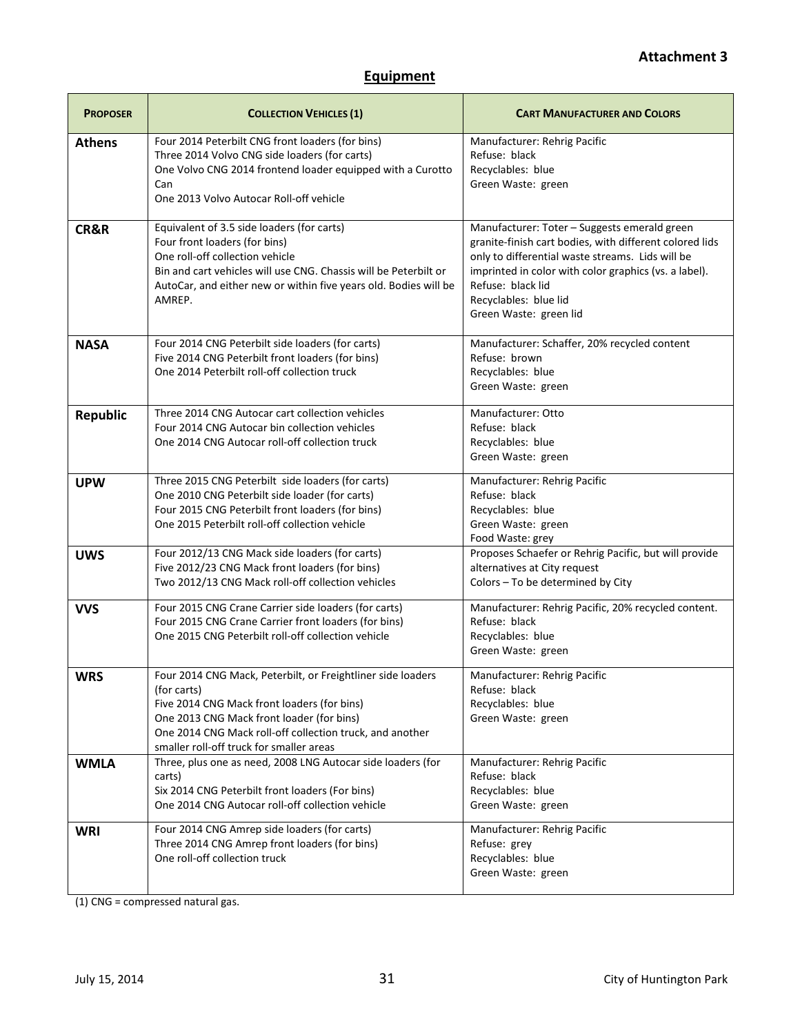**Attachment 3**

## Equipment

| PROPOSER | COLLECTION VEHICLES (1) | CART MANUFACTURER AND COLORS |
|---|---|---|
| **Athens** | Four 2014 Peterbilt CNG front loaders (for bins)<br>Three 2014 Volvo CNG side loaders (for carts)<br>One Volvo CNG 2014 frontend loader equipped with a Curotto Can<br>One 2013 Volvo Autocar Roll-off vehicle | Manufacturer: Rehrig Pacific<br>Refuse: black<br>Recyclables: blue<br>Green Waste: green |
| **CR&R** | Equivalent of 3.5 side loaders (for carts)<br>Four front loaders (for bins)<br>One roll-off collection vehicle<br>Bin and cart vehicles will use CNG. Chassis will be Peterbilt or AutoCar, and either new or within five years old. Bodies will be AMREP. | Manufacturer: Toter – Suggests emerald green granite-finish cart bodies, with different colored lids only to differential waste streams. Lids will be imprinted in color with color graphics (vs. a label).<br>Refuse: black lid<br>Recyclables: blue lid<br>Green Waste: green lid |
| **NASA** | Four 2014 CNG Peterbilt side loaders (for carts)<br>Five 2014 CNG Peterbilt front loaders (for bins)<br>One 2014 Peterbilt roll-off collection truck | Manufacturer: Schaffer, 20% recycled content<br>Refuse: brown<br>Recyclables: blue<br>Green Waste: green |
| **Republic** | Three 2014 CNG Autocar cart collection vehicles<br>Four 2014 CNG Autocar bin collection vehicles<br>One 2014 CNG Autocar roll-off collection truck | Manufacturer: Otto<br>Refuse: black<br>Recyclables: blue<br>Green Waste: green |
| **UPW** | Three 2015 CNG Peterbilt side loaders (for carts)<br>One 2010 CNG Peterbilt side loader (for carts)<br>Four 2015 CNG Peterbilt front loaders (for bins)<br>One 2015 Peterbilt roll-off collection vehicle | Manufacturer: Rehrig Pacific<br>Refuse: black<br>Recyclables: blue<br>Green Waste: green<br>Food Waste: grey |
| **UWS** | Four 2012/13 CNG Mack side loaders (for carts)<br>Five 2012/23 CNG Mack front loaders (for bins)<br>Two 2012/13 CNG Mack roll-off collection vehicles | Proposes Schaefer or Rehrig Pacific, but will provide alternatives at City request<br>Colors – To be determined by City |
| **VVS** | Four 2015 CNG Crane Carrier side loaders (for carts)<br>Four 2015 CNG Crane Carrier front loaders (for bins)<br>One 2015 CNG Peterbilt roll-off collection vehicle | Manufacturer: Rehrig Pacific, 20% recycled content.<br>Refuse: black<br>Recyclables: blue<br>Green Waste: green |
| **WRS** | Four 2014 CNG Mack, Peterbilt, or Freightliner side loaders (for carts)<br>Five 2014 CNG Mack front loaders (for bins)<br>One 2013 CNG Mack front loader (for bins)<br>One 2014 CNG Mack roll-off collection truck, and another smaller roll-off truck for smaller areas | Manufacturer: Rehrig Pacific<br>Refuse: black<br>Recyclables: blue<br>Green Waste: green |
| **WMLA** | Three, plus one as need, 2008 LNG Autocar side loaders (for carts)<br>Six 2014 CNG Peterbilt front loaders (For bins)<br>One 2014 CNG Autocar roll-off collection vehicle | Manufacturer: Rehrig Pacific<br>Refuse: black<br>Recyclables: blue<br>Green Waste: green |
| **WRI** | Four 2014 CNG Amrep side loaders (for carts)<br>Three 2014 CNG Amrep front loaders (for bins)<br>One roll-off collection truck | Manufacturer: Rehrig Pacific<br>Refuse: grey<br>Recyclables: blue<br>Green Waste: green |

(1) CNG = compressed natural gas.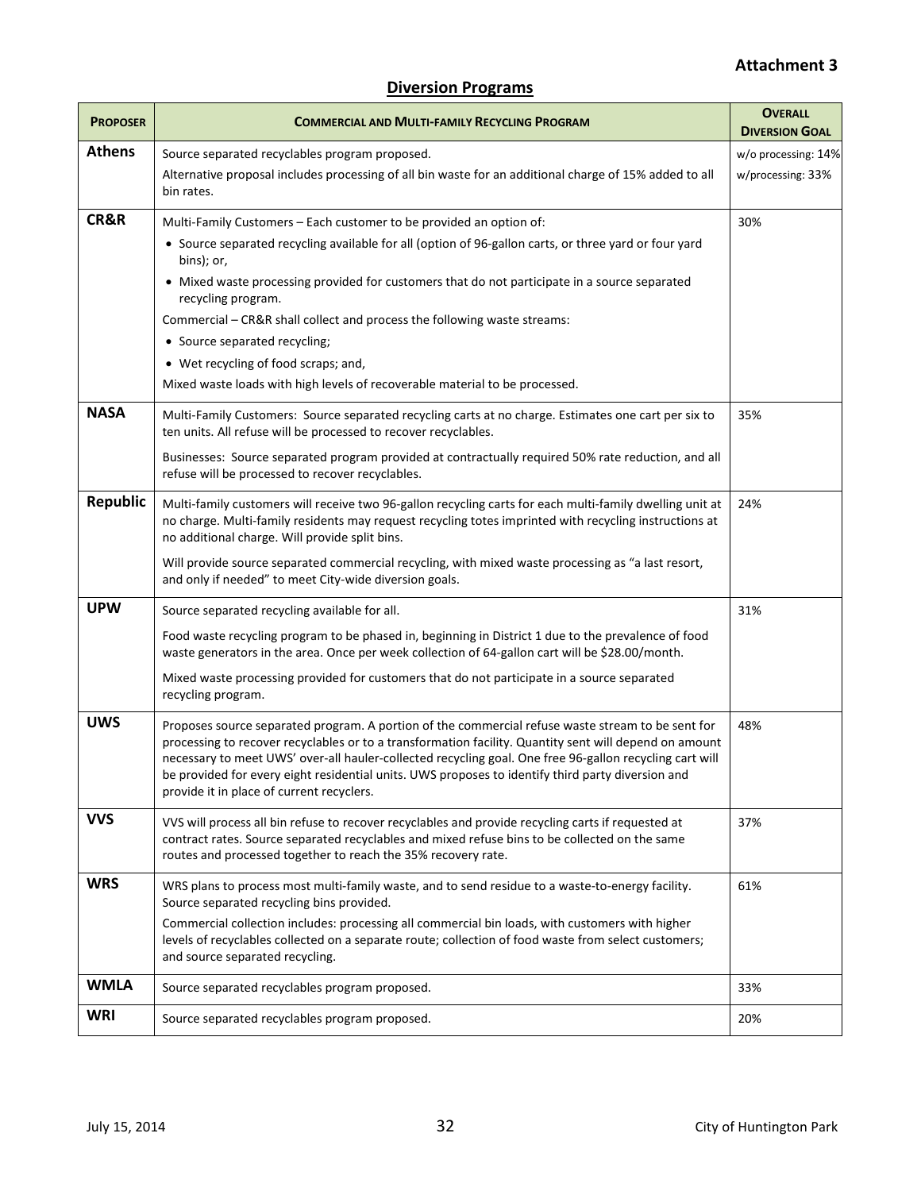**Attachment 3**

## Diversion Programs

| Proposer | Commercial and Multi-family Recycling Program | Overall Diversion Goal |
|---|---|---|
| **Athens** | Source separated recyclables program proposed.<br>Alternative proposal includes processing of all bin waste for an additional charge of 15% added to all bin rates. | w/o processing: 14%<br>w/processing: 33% |
| **CR&R** | Multi-Family Customers – Each customer to be provided an option of:<br>• Source separated recycling available for all (option of 96-gallon carts, or three yard or four yard bins); or,<br>• Mixed waste processing provided for customers that do not participate in a source separated recycling program.<br>Commercial – CR&R shall collect and process the following waste streams:<br>• Source separated recycling;<br>• Wet recycling of food scraps; and,<br>Mixed waste loads with high levels of recoverable material to be processed. | 30% |
| **NASA** | Multi-Family Customers: Source separated recycling carts at no charge. Estimates one cart per six to ten units. All refuse will be processed to recover recyclables.<br>Businesses: Source separated program provided at contractually required 50% rate reduction, and all refuse will be processed to recover recyclables. | 35% |
| **Republic** | Multi-family customers will receive two 96-gallon recycling carts for each multi-family dwelling unit at no charge. Multi-family residents may request recycling totes imprinted with recycling instructions at no additional charge. Will provide split bins.<br>Will provide source separated commercial recycling, with mixed waste processing as "a last resort, and only if needed" to meet City-wide diversion goals. | 24% |
| **UPW** | Source separated recycling available for all.<br>Food waste recycling program to be phased in, beginning in District 1 due to the prevalence of food waste generators in the area. Once per week collection of 64-gallon cart will be $28.00/month.<br>Mixed waste processing provided for customers that do not participate in a source separated recycling program. | 31% |
| **UWS** | Proposes source separated program. A portion of the commercial refuse waste stream to be sent for processing to recover recyclables or to a transformation facility. Quantity sent will depend on amount necessary to meet UWS' over-all hauler-collected recycling goal. One free 96-gallon recycling cart will be provided for every eight residential units. UWS proposes to identify third party diversion and provide it in place of current recyclers. | 48% |
| **VVS** | VVS will process all bin refuse to recover recyclables and provide recycling carts if requested at contract rates. Source separated recyclables and mixed refuse bins to be collected on the same routes and processed together to reach the 35% recovery rate. | 37% |
| **WRS** | WRS plans to process most multi-family waste, and to send residue to a waste-to-energy facility. Source separated recycling bins provided.<br>Commercial collection includes: processing all commercial bin loads, with customers with higher levels of recyclables collected on a separate route; collection of food waste from select customers; and source separated recycling. | 61% |
| **WMLA** | Source separated recyclables program proposed. | 33% |
| **WRI** | Source separated recyclables program proposed. | 20% |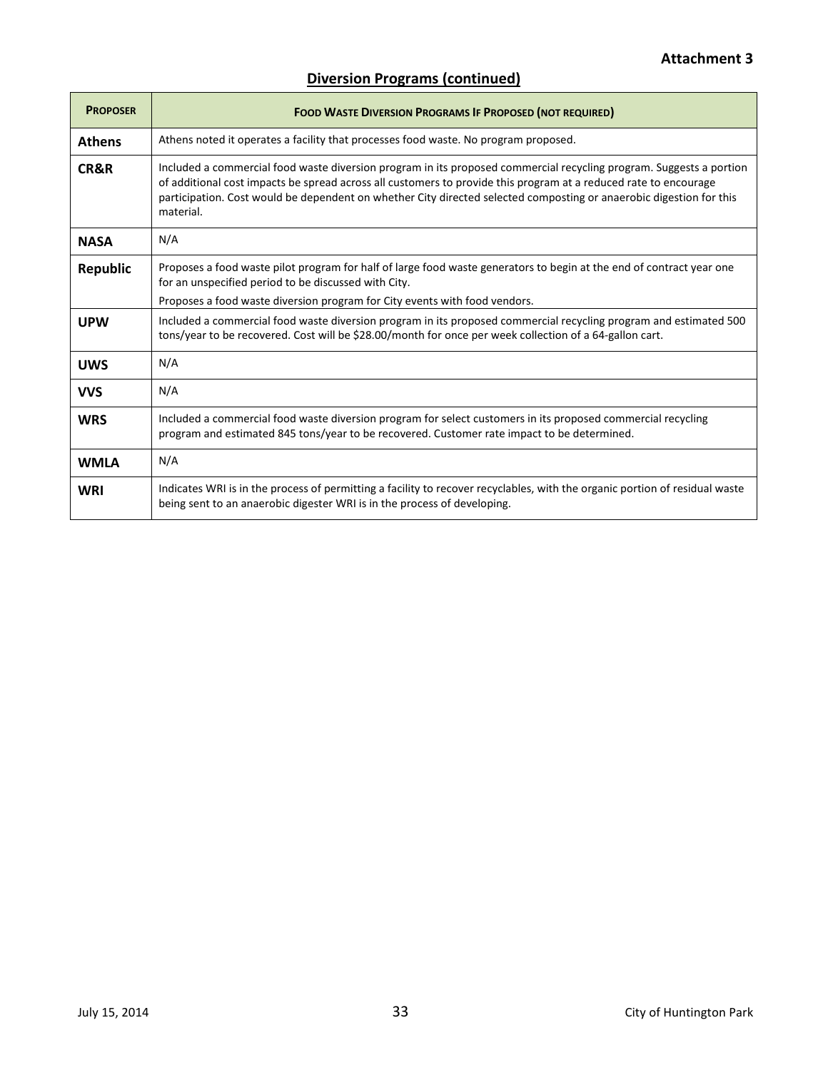**Attachment 3**

## Diversion Programs (continued)

| PROPOSER | FOOD WASTE DIVERSION PROGRAMS IF PROPOSED (NOT REQUIRED) |
|---|---|
| **Athens** | Athens noted it operates a facility that processes food waste. No program proposed. |
| **CR&R** | Included a commercial food waste diversion program in its proposed commercial recycling program. Suggests a portion of additional cost impacts be spread across all customers to provide this program at a reduced rate to encourage participation. Cost would be dependent on whether City directed selected composting or anaerobic digestion for this material. |
| **NASA** | N/A |
| **Republic** | Proposes a food waste pilot program for half of large food waste generators to begin at the end of contract year one for an unspecified period to be discussed with City.<br>Proposes a food waste diversion program for City events with food vendors. |
| **UPW** | Included a commercial food waste diversion program in its proposed commercial recycling program and estimated 500 tons/year to be recovered. Cost will be $28.00/month for once per week collection of a 64-gallon cart. |
| **UWS** | N/A |
| **VVS** | N/A |
| **WRS** | Included a commercial food waste diversion program for select customers in its proposed commercial recycling program and estimated 845 tons/year to be recovered. Customer rate impact to be determined. |
| **WMLA** | N/A |
| **WRI** | Indicates WRI is in the process of permitting a facility to recover recyclables, with the organic portion of residual waste being sent to an anaerobic digester WRI is in the process of developing. |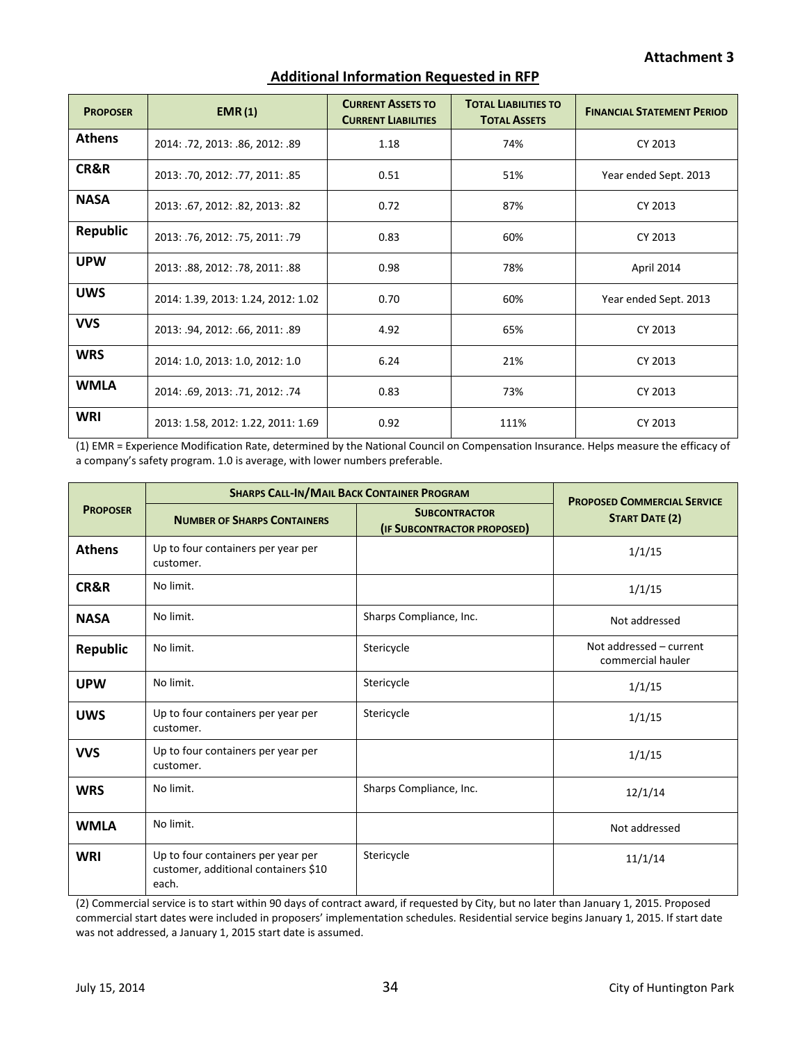**Attachment 3**

## Additional Information Requested in RFP

| Proposer | EMR (1) | Current Assets to Current Liabilities | Total Liabilities to Total Assets | Financial Statement Period |
|---|---|---|---|---|
| **Athens** | 2014: .72, 2013: .86, 2012: .89 | 1.18 | 74% | CY 2013 |
| **CR&R** | 2013: .70, 2012: .77, 2011: .85 | 0.51 | 51% | Year ended Sept. 2013 |
| **NASA** | 2013: .67, 2012: .82, 2013: .82 | 0.72 | 87% | CY 2013 |
| **Republic** | 2013: .76, 2012: .75, 2011: .79 | 0.83 | 60% | CY 2013 |
| **UPW** | 2013: .88, 2012: .78, 2011: .88 | 0.98 | 78% | April 2014 |
| **UWS** | 2014: 1.39, 2013: 1.24, 2012: 1.02 | 0.70 | 60% | Year ended Sept. 2013 |
| **VVS** | 2013: .94, 2012: .66, 2011: .89 | 4.92 | 65% | CY 2013 |
| **WRS** | 2014: 1.0, 2013: 1.0, 2012: 1.0 | 6.24 | 21% | CY 2013 |
| **WMLA** | 2014: .69, 2013: .71, 2012: .74 | 0.83 | 73% | CY 2013 |
| **WRI** | 2013: 1.58, 2012: 1.22, 2011: 1.69 | 0.92 | 111% | CY 2013 |

(1) EMR = Experience Modification Rate, determined by the National Council on Compensation Insurance. Helps measure the efficacy of a company's safety program. 1.0 is average, with lower numbers preferable.

| Proposer | Sharps Call-In/Mail Back Container Program | | Proposed Commercial Service Start Date (2) |
|---|---|---|---|
| | Number of Sharps Containers | Subcontractor (if subcontractor proposed) | |
| **Athens** | Up to four containers per year per customer. | | 1/1/15 |
| **CR&R** | No limit. | | 1/1/15 |
| **NASA** | No limit. | Sharps Compliance, Inc. | Not addressed |
| **Republic** | No limit. | Stericycle | Not addressed – current commercial hauler |
| **UPW** | No limit. | Stericycle | 1/1/15 |
| **UWS** | Up to four containers per year per customer. | Stericycle | 1/1/15 |
| **VVS** | Up to four containers per year per customer. | | 1/1/15 |
| **WRS** | No limit. | Sharps Compliance, Inc. | 12/1/14 |
| **WMLA** | No limit. | | Not addressed |
| **WRI** | Up to four containers per year per customer, additional containers $10 each. | Stericycle | 11/1/14 |

(2) Commercial service is to start within 90 days of contract award, if requested by City, but no later than January 1, 2015. Proposed commercial start dates were included in proposers' implementation schedules. Residential service begins January 1, 2015. If start date was not addressed, a January 1, 2015 start date is assumed.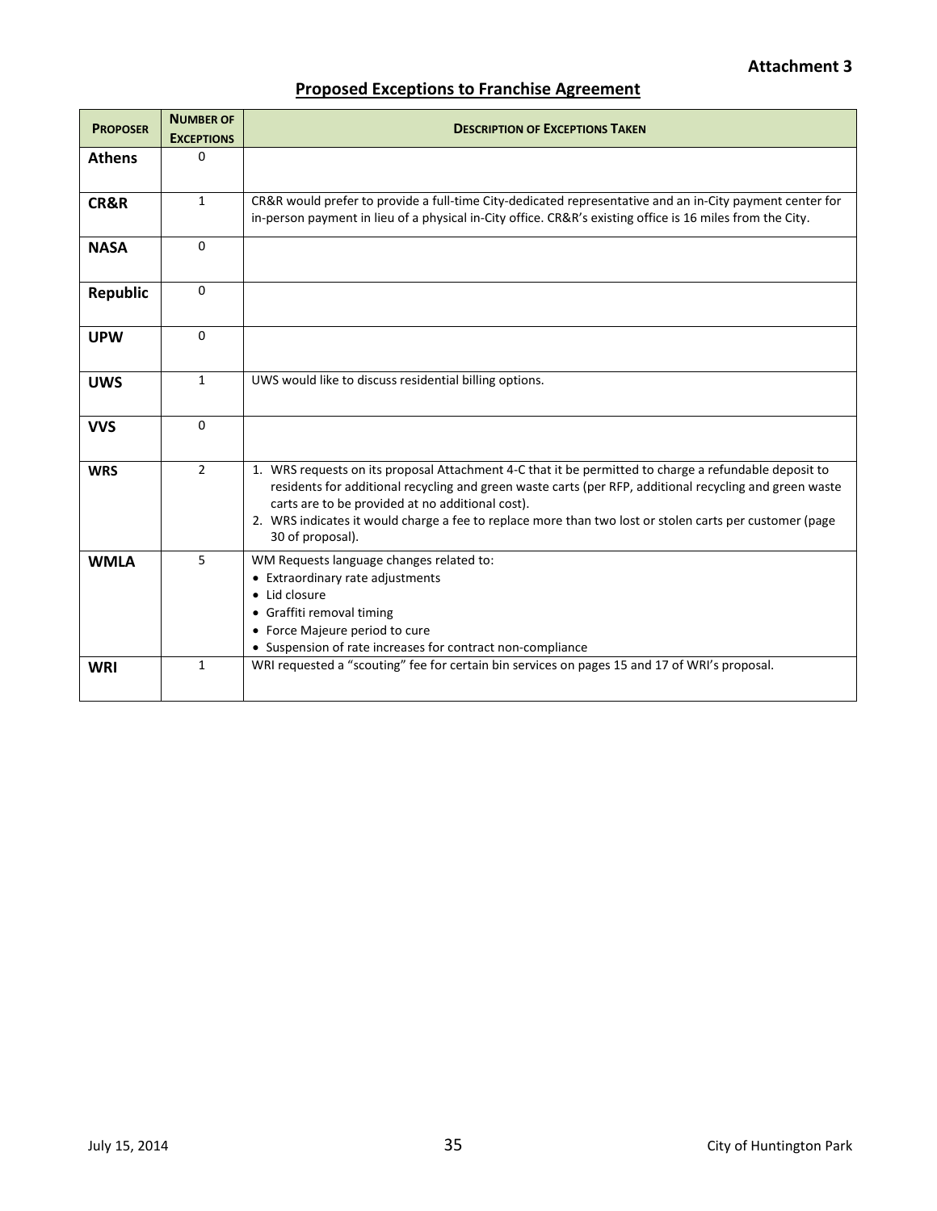**Attachment 3**

## Proposed Exceptions to Franchise Agreement

| PROPOSER | NUMBER OF EXCEPTIONS | DESCRIPTION OF EXCEPTIONS TAKEN |
|---|---|---|
| **Athens** | 0 | |
| **CR&R** | 1 | CR&R would prefer to provide a full-time City-dedicated representative and an in-City payment center for in-person payment in lieu of a physical in-City office. CR&R's existing office is 16 miles from the City. |
| **NASA** | 0 | |
| **Republic** | 0 | |
| **UPW** | 0 | |
| **UWS** | 1 | UWS would like to discuss residential billing options. |
| **VVS** | 0 | |
| **WRS** | 2 | 1. WRS requests on its proposal Attachment 4-C that it be permitted to charge a refundable deposit to residents for additional recycling and green waste carts (per RFP, additional recycling and green waste carts are to be provided at no additional cost).<br>2. WRS indicates it would charge a fee to replace more than two lost or stolen carts per customer (page 30 of proposal). |
| **WMLA** | 5 | WM Requests language changes related to:<br>• Extraordinary rate adjustments<br>• Lid closure<br>• Graffiti removal timing<br>• Force Majeure period to cure<br>• Suspension of rate increases for contract non-compliance |
| **WRI** | 1 | WRI requested a "scouting" fee for certain bin services on pages 15 and 17 of WRI's proposal. |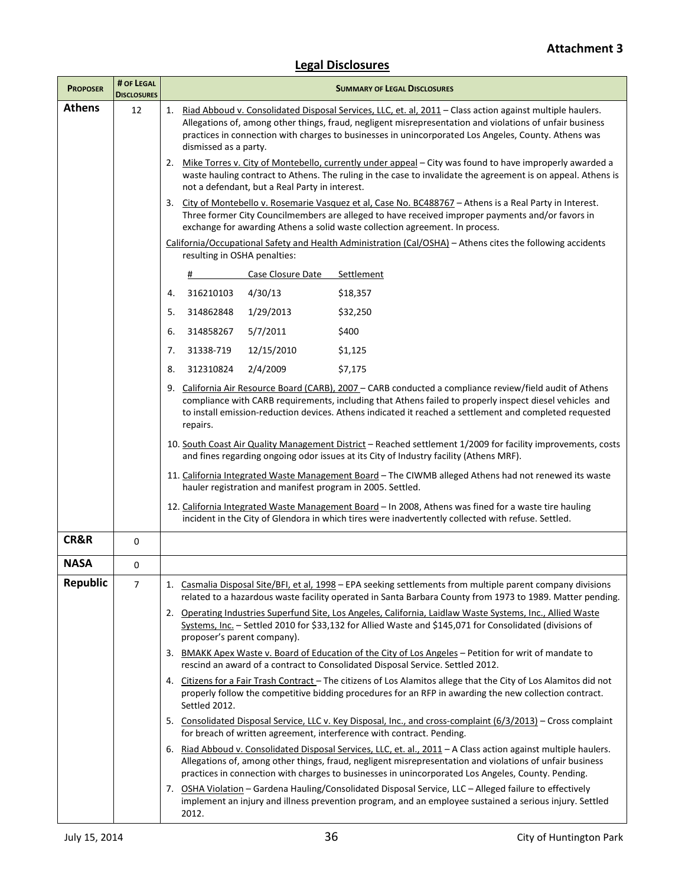**Attachment 3**

## Legal Disclosures

| Proposer | # of Legal Disclosures | Summary of Legal Disclosures |
| --- | --- | --- |
| **Athens** | 12 | 1. Riad Abboud v. Consolidated Disposal Services, LLC, et. al, 2011 – Class action against multiple haulers. Allegations of, among other things, fraud, negligent misrepresentation and violations of unfair business practices in connection with charges to businesses in unincorporated Los Angeles, County. Athens was dismissed as a party.<br>2. Mike Torres v. City of Montebello, currently under appeal – City was found to have improperly awarded a waste hauling contract to Athens. The ruling in the case to invalidate the agreement is on appeal. Athens is not a defendant, but a Real Party in interest.<br>3. City of Montebello v. Rosemarie Vasquez et al, Case No. BC488767 – Athens is a Real Party in Interest. Three former City Councilmembers are alleged to have received improper payments and/or favors in exchange for awarding Athens a solid waste collection agreement. In process.<br>California/Occupational Safety and Health Administration (Cal/OSHA) – Athens cites the following accidents resulting in OSHA penalties:<br># / Case Closure Date / Settlement<br>4. 316210103 / 4/30/13 / $18,357<br>5. 314862848 / 1/29/2013 / $32,250<br>6. 314858267 / 5/7/2011 / $400<br>7. 31338-719 / 12/15/2010 / $1,125<br>8. 312310824 / 2/4/2009 / $7,175<br>9. California Air Resource Board (CARB), 2007 – CARB conducted a compliance review/field audit of Athens compliance with CARB requirements, including that Athens failed to properly inspect diesel vehicles and to install emission-reduction devices. Athens indicated it reached a settlement and completed requested repairs.<br>10. South Coast Air Quality Management District – Reached settlement 1/2009 for facility improvements, costs and fines regarding ongoing odor issues at its City of Industry facility (Athens MRF).<br>11. California Integrated Waste Management Board – The CIWMB alleged Athens had not renewed its waste hauler registration and manifest program in 2005. Settled.<br>12. California Integrated Waste Management Board – In 2008, Athens was fined for a waste tire hauling incident in the City of Glendora in which tires were inadvertently collected with refuse. Settled. |
| **CR&R** | 0 | |
| **NASA** | 0 | |
| **Republic** | 7 | 1. Casmalia Disposal Site/BFI, et al, 1998 – EPA seeking settlements from multiple parent company divisions related to a hazardous waste facility operated in Santa Barbara County from 1973 to 1989. Matter pending.<br>2. Operating Industries Superfund Site, Los Angeles, California, Laidlaw Waste Systems, Inc., Allied Waste Systems, Inc. – Settled 2010 for $33,132 for Allied Waste and $145,071 for Consolidated (divisions of proposer's parent company).<br>3. BMAKK Apex Waste v. Board of Education of the City of Los Angeles – Petition for writ of mandate to rescind an award of a contract to Consolidated Disposal Service. Settled 2012.<br>4. Citizens for a Fair Trash Contract – The citizens of Los Alamitos allege that the City of Los Alamitos did not properly follow the competitive bidding procedures for an RFP in awarding the new collection contract. Settled 2012.<br>5. Consolidated Disposal Service, LLC v. Key Disposal, Inc., and cross-complaint (6/3/2013) – Cross complaint for breach of written agreement, interference with contract. Pending.<br>6. Riad Abboud v. Consolidated Disposal Services, LLC, et. al., 2011 – A Class action against multiple haulers. Allegations of, among other things, fraud, negligent misrepresentation and violations of unfair business practices in connection with charges to businesses in unincorporated Los Angeles, County. Pending.<br>7. OSHA Violation – Gardena Hauling/Consolidated Disposal Service, LLC – Alleged failure to effectively implement an injury and illness prevention program, and an employee sustained a serious injury. Settled 2012. |

July 15, 2014 City of Huntington Park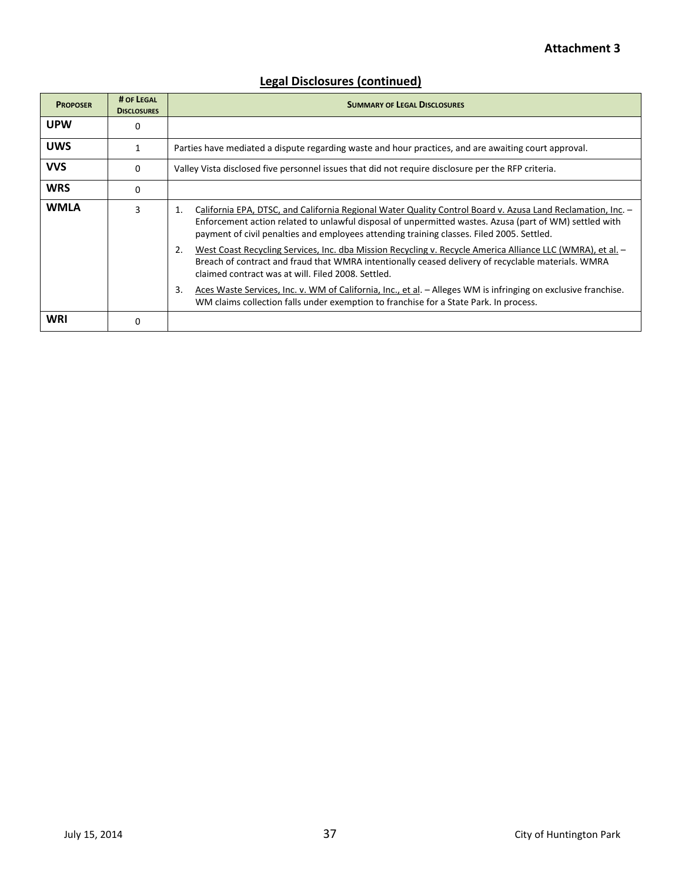**Attachment 3**

## Legal Disclosures (continued)

| PROPOSER | # OF LEGAL DISCLOSURES | SUMMARY OF LEGAL DISCLOSURES |
|---|---|---|
| **UPW** | 0 | |
| **UWS** | 1 | Parties have mediated a dispute regarding waste and hour practices, and are awaiting court approval. |
| **VVS** | 0 | Valley Vista disclosed five personnel issues that did not require disclosure per the RFP criteria. |
| **WRS** | 0 | |
| **WMLA** | 3 | 1. California EPA, DTSC, and California Regional Water Quality Control Board v. Azusa Land Reclamation, Inc. – Enforcement action related to unlawful disposal of unpermitted wastes. Azusa (part of WM) settled with payment of civil penalties and employees attending training classes. Filed 2005. Settled.<br>2. West Coast Recycling Services, Inc. dba Mission Recycling v. Recycle America Alliance LLC (WMRA), et al. – Breach of contract and fraud that WMRA intentionally ceased delivery of recyclable materials. WMRA claimed contract was at will. Filed 2008. Settled.<br>3. Aces Waste Services, Inc. v. WM of California, Inc., et al. – Alleges WM is infringing on exclusive franchise. WM claims collection falls under exemption to franchise for a State Park. In process. |
| **WRI** | 0 | |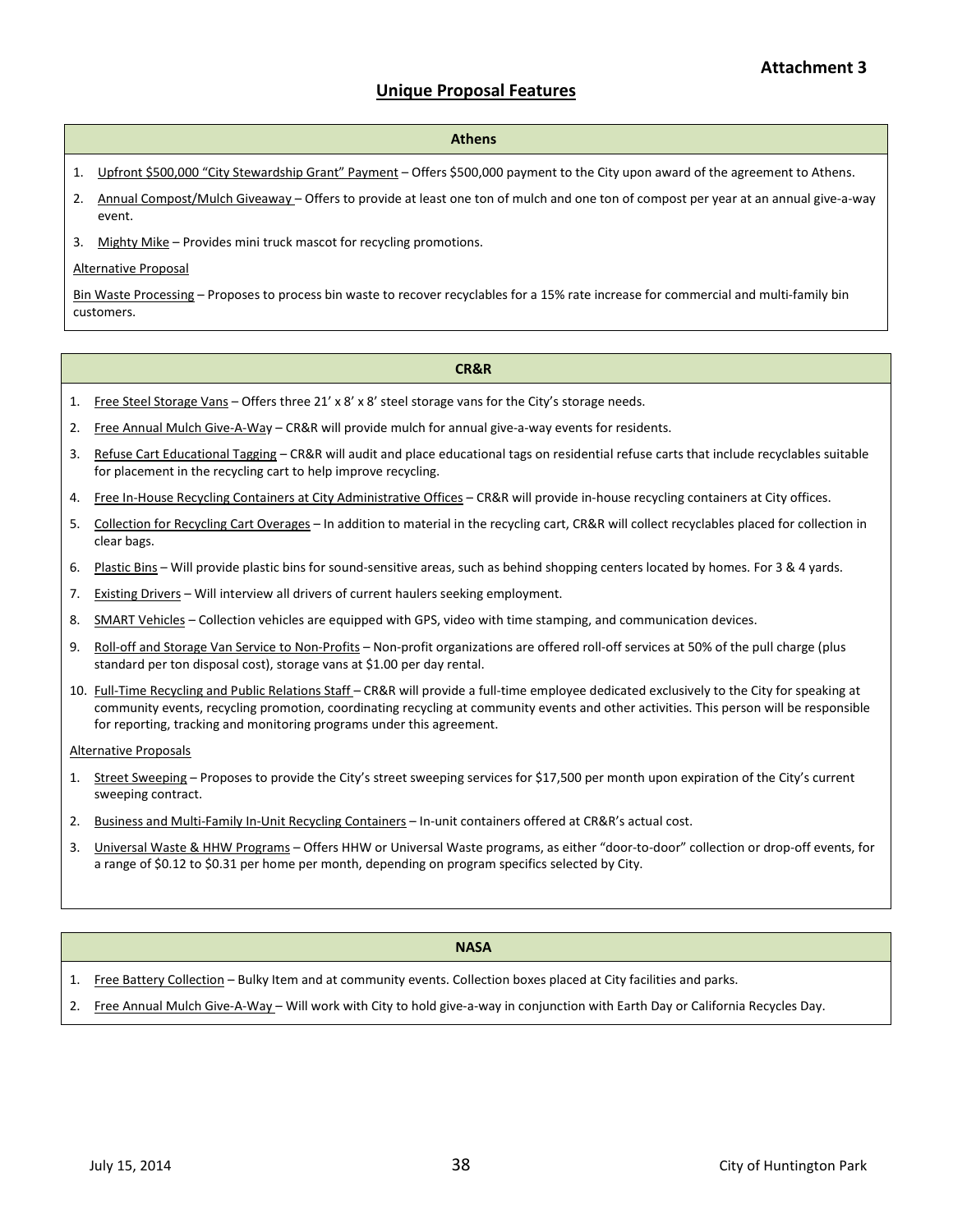**Attachment 3**

## Unique Proposal Features

### Athens

1. Upfront $500,000 "City Stewardship Grant" Payment – Offers $500,000 payment to the City upon award of the agreement to Athens.
2. Annual Compost/Mulch Giveaway – Offers to provide at least one ton of mulch and one ton of compost per year at an annual give-a-way event.
3. Mighty Mike – Provides mini truck mascot for recycling promotions.

Alternative Proposal

Bin Waste Processing – Proposes to process bin waste to recover recyclables for a 15% rate increase for commercial and multi-family bin customers.

### CR&R

1. Free Steel Storage Vans – Offers three 21' x 8' x 8' steel storage vans for the City's storage needs.
2. Free Annual Mulch Give-A-Way – CR&R will provide mulch for annual give-a-way events for residents.
3. Refuse Cart Educational Tagging – CR&R will audit and place educational tags on residential refuse carts that include recyclables suitable for placement in the recycling cart to help improve recycling.
4. Free In-House Recycling Containers at City Administrative Offices – CR&R will provide in-house recycling containers at City offices.
5. Collection for Recycling Cart Overages – In addition to material in the recycling cart, CR&R will collect recyclables placed for collection in clear bags.
6. Plastic Bins – Will provide plastic bins for sound-sensitive areas, such as behind shopping centers located by homes. For 3 & 4 yards.
7. Existing Drivers – Will interview all drivers of current haulers seeking employment.
8. SMART Vehicles – Collection vehicles are equipped with GPS, video with time stamping, and communication devices.
9. Roll-off and Storage Van Service to Non-Profits – Non-profit organizations are offered roll-off services at 50% of the pull charge (plus standard per ton disposal cost), storage vans at $1.00 per day rental.
10. Full-Time Recycling and Public Relations Staff – CR&R will provide a full-time employee dedicated exclusively to the City for speaking at community events, recycling promotion, coordinating recycling at community events and other activities. This person will be responsible for reporting, tracking and monitoring programs under this agreement.

Alternative Proposals

1. Street Sweeping – Proposes to provide the City's street sweeping services for $17,500 per month upon expiration of the City's current sweeping contract.
2. Business and Multi-Family In-Unit Recycling Containers – In-unit containers offered at CR&R's actual cost.
3. Universal Waste & HHW Programs – Offers HHW or Universal Waste programs, as either "door-to-door" collection or drop-off events, for a range of $0.12 to $0.31 per home per month, depending on program specifics selected by City.

### NASA

1. Free Battery Collection – Bulky Item and at community events. Collection boxes placed at City facilities and parks.
2. Free Annual Mulch Give-A-Way – Will work with City to hold give-a-way in conjunction with Earth Day or California Recycles Day.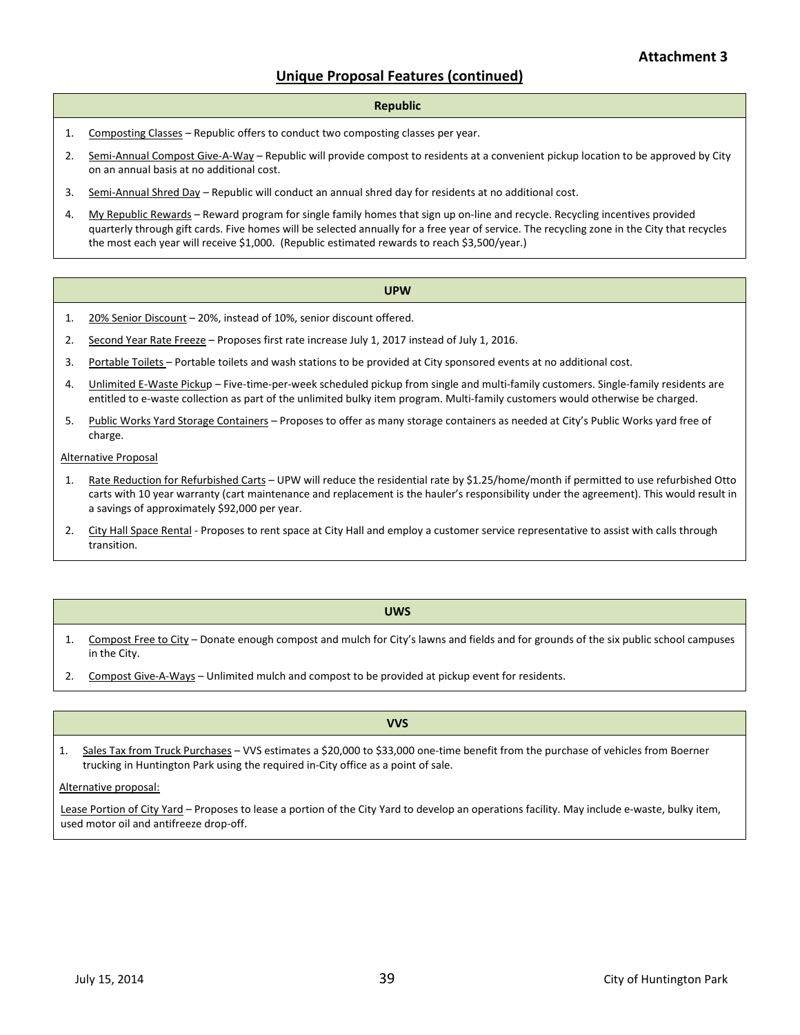**Attachment 3**

## Unique Proposal Features (continued)

### Republic

1. Composting Classes – Republic offers to conduct two composting classes per year.
2. Semi-Annual Compost Give-A-Way – Republic will provide compost to residents at a convenient pickup location to be approved by City on an annual basis at no additional cost.
3. Semi-Annual Shred Day – Republic will conduct an annual shred day for residents at no additional cost.
4. My Republic Rewards – Reward program for single family homes that sign up on-line and recycle. Recycling incentives provided quarterly through gift cards. Five homes will be selected annually for a free year of service. The recycling zone in the City that recycles the most each year will receive $1,000. (Republic estimated rewards to reach $3,500/year.)

### UPW

1. 20% Senior Discount – 20%, instead of 10%, senior discount offered.
2. Second Year Rate Freeze – Proposes first rate increase July 1, 2017 instead of July 1, 2016.
3. Portable Toilets – Portable toilets and wash stations to be provided at City sponsored events at no additional cost.
4. Unlimited E-Waste Pickup – Five-time-per-week scheduled pickup from single and multi-family customers. Single-family residents are entitled to e-waste collection as part of the unlimited bulky item program. Multi-family customers would otherwise be charged.
5. Public Works Yard Storage Containers – Proposes to offer as many storage containers as needed at City's Public Works yard free of charge.

Alternative Proposal

1. Rate Reduction for Refurbished Carts – UPW will reduce the residential rate by $1.25/home/month if permitted to use refurbished Otto carts with 10 year warranty (cart maintenance and replacement is the hauler's responsibility under the agreement). This would result in a savings of approximately $92,000 per year.
2. City Hall Space Rental - Proposes to rent space at City Hall and employ a customer service representative to assist with calls through transition.

### UWS

1. Compost Free to City – Donate enough compost and mulch for City's lawns and fields and for grounds of the six public school campuses in the City.
2. Compost Give-A-Ways – Unlimited mulch and compost to be provided at pickup event for residents.

### VVS

1. Sales Tax from Truck Purchases – VVS estimates a $20,000 to $33,000 one-time benefit from the purchase of vehicles from Boerner trucking in Huntington Park using the required in-City office as a point of sale.

Alternative proposal:

Lease Portion of City Yard – Proposes to lease a portion of the City Yard to develop an operations facility. May include e-waste, bulky item, used motor oil and antifreeze drop-off.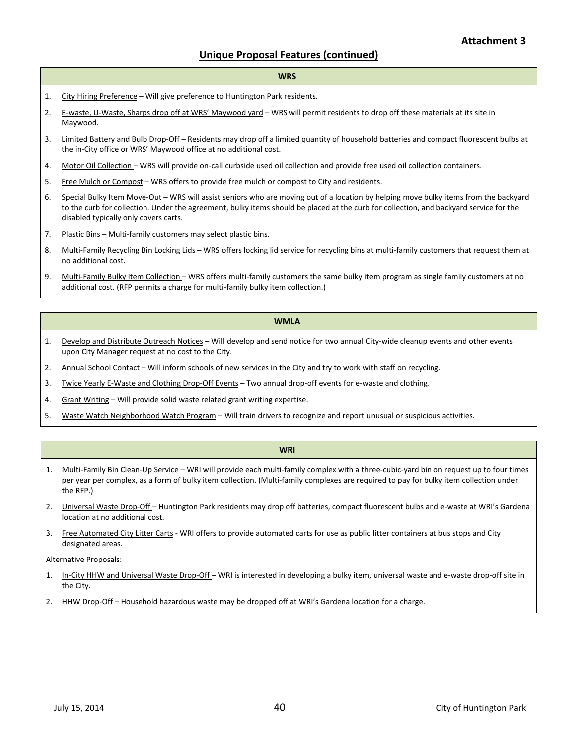**Attachment 3**

## Unique Proposal Features (continued)

### WRS

1. City Hiring Preference – Will give preference to Huntington Park residents.
2. E-waste, U-Waste, Sharps drop off at WRS' Maywood yard – WRS will permit residents to drop off these materials at its site in Maywood.
3. Limited Battery and Bulb Drop-Off – Residents may drop off a limited quantity of household batteries and compact fluorescent bulbs at the in-City office or WRS' Maywood office at no additional cost.
4. Motor Oil Collection – WRS will provide on-call curbside used oil collection and provide free used oil collection containers.
5. Free Mulch or Compost – WRS offers to provide free mulch or compost to City and residents.
6. Special Bulky Item Move-Out – WRS will assist seniors who are moving out of a location by helping move bulky items from the backyard to the curb for collection. Under the agreement, bulky items should be placed at the curb for collection, and backyard service for the disabled typically only covers carts.
7. Plastic Bins – Multi-family customers may select plastic bins.
8. Multi-Family Recycling Bin Locking Lids – WRS offers locking lid service for recycling bins at multi-family customers that request them at no additional cost.
9. Multi-Family Bulky Item Collection – WRS offers multi-family customers the same bulky item program as single family customers at no additional cost. (RFP permits a charge for multi-family bulky item collection.)

### WMLA

1. Develop and Distribute Outreach Notices – Will develop and send notice for two annual City-wide cleanup events and other events upon City Manager request at no cost to the City.
2. Annual School Contact – Will inform schools of new services in the City and try to work with staff on recycling.
3. Twice Yearly E-Waste and Clothing Drop-Off Events – Two annual drop-off events for e-waste and clothing.
4. Grant Writing – Will provide solid waste related grant writing expertise.
5. Waste Watch Neighborhood Watch Program – Will train drivers to recognize and report unusual or suspicious activities.

### WRI

1. Multi-Family Bin Clean-Up Service – WRI will provide each multi-family complex with a three-cubic-yard bin on request up to four times per year per complex, as a form of bulky item collection. (Multi-family complexes are required to pay for bulky item collection under the RFP.)
2. Universal Waste Drop-Off – Huntington Park residents may drop off batteries, compact fluorescent bulbs and e-waste at WRI's Gardena location at no additional cost.
3. Free Automated City Litter Carts - WRI offers to provide automated carts for use as public litter containers at bus stops and City designated areas.

Alternative Proposals:

1. In-City HHW and Universal Waste Drop-Off – WRI is interested in developing a bulky item, universal waste and e-waste drop-off site in the City.
2. HHW Drop-Off – Household hazardous waste may be dropped off at WRI's Gardena location for a charge.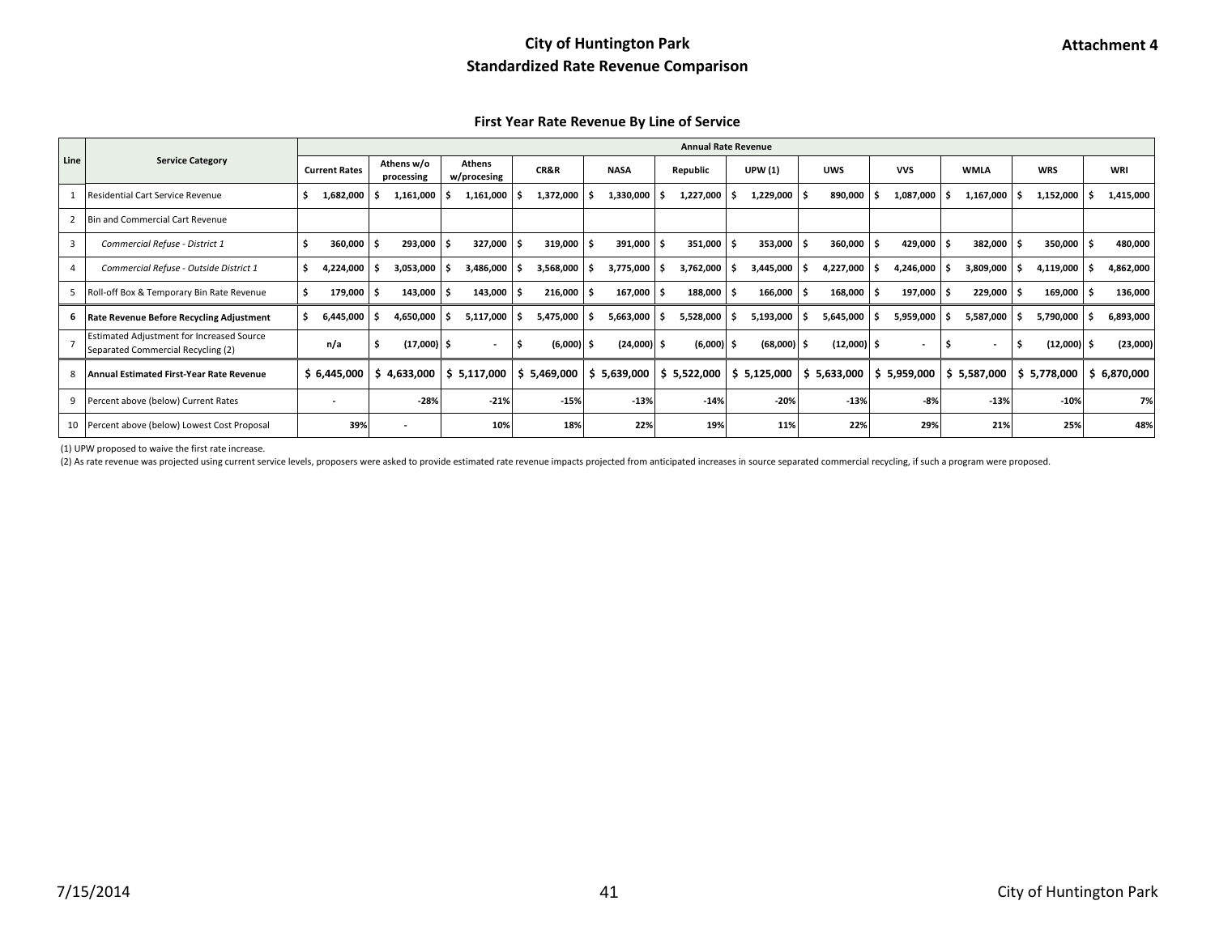**Attachment 4**

# City of Huntington Park
## Standardized Rate Revenue Comparison

### First Year Rate Revenue By Line of Service

| Line | Service Category | Annual Rate Revenue | | | | | | | | | | | |
|---|---|---|---|---|---|---|---|---|---|---|---|---|---|
| | | Current Rates | Athens w/o processing | Athens w/procesing | CR&R | NASA | Republic | UPW (1) | UWS | VVS | WMLA | WRS | WRI |
| 1 | Residential Cart Service Revenue | $ 1,682,000 | $ 1,161,000 | $ 1,161,000 | $ 1,372,000 | $ 1,330,000 | $ 1,227,000 | $ 1,229,000 | $ 890,000 | $ 1,087,000 | $ 1,167,000 | $ 1,152,000 | $ 1,415,000 |
| 2 | Bin and Commercial Cart Revenue | | | | | | | | | | | | |
| 3 | *Commercial Refuse - District 1* | $ 360,000 | $ 293,000 | $ 327,000 | $ 319,000 | $ 391,000 | $ 351,000 | $ 353,000 | $ 360,000 | $ 429,000 | $ 382,000 | $ 350,000 | $ 480,000 |
| 4 | *Commercial Refuse - Outside District 1* | $ 4,224,000 | $ 3,053,000 | $ 3,486,000 | $ 3,568,000 | $ 3,775,000 | $ 3,762,000 | $ 3,445,000 | $ 4,227,000 | $ 4,246,000 | $ 3,809,000 | $ 4,119,000 | $ 4,862,000 |
| 5 | Roll-off Box & Temporary Bin Rate Revenue | $ 179,000 | $ 143,000 | $ 143,000 | $ 216,000 | $ 167,000 | $ 188,000 | $ 166,000 | $ 168,000 | $ 197,000 | $ 229,000 | $ 169,000 | $ 136,000 |
| **6** | **Rate Revenue Before Recycling Adjustment** | $ 6,445,000 | $ 4,650,000 | $ 5,117,000 | $ 5,475,000 | $ 5,663,000 | $ 5,528,000 | $ 5,193,000 | $ 5,645,000 | $ 5,959,000 | $ 5,587,000 | $ 5,790,000 | $ 6,893,000 |
| 7 | Estimated Adjustment for Increased Source Separated Commercial Recycling (2) | n/a | $ (17,000) | $ - | $ (6,000) | $ (24,000) | $ (6,000) | $ (68,000) | $ (12,000) | $ - | $ - | $ (12,000) | $ (23,000) |
| 8 | **Annual Estimated First-Year Rate Revenue** | $ 6,445,000 | $ 4,633,000 | $ 5,117,000 | $ 5,469,000 | $ 5,639,000 | $ 5,522,000 | $ 5,125,000 | $ 5,633,000 | $ 5,959,000 | $ 5,587,000 | $ 5,778,000 | $ 6,870,000 |
| 9 | Percent above (below) Current Rates | - | -28% | -21% | -15% | -13% | -14% | -20% | -13% | -8% | -13% | -10% | 7% |
| 10 | Percent above (below) Lowest Cost Proposal | 39% | - | 10% | 18% | 22% | 19% | 11% | 22% | 29% | 21% | 25% | 48% |

(1) UPW proposed to waive the first rate increase.

(2) As rate revenue was projected using current service levels, proposers were asked to provide estimated rate revenue impacts projected from anticipated increases in source separated commercial recycling, if such a program were proposed.

7/15/2014 City of Huntington Park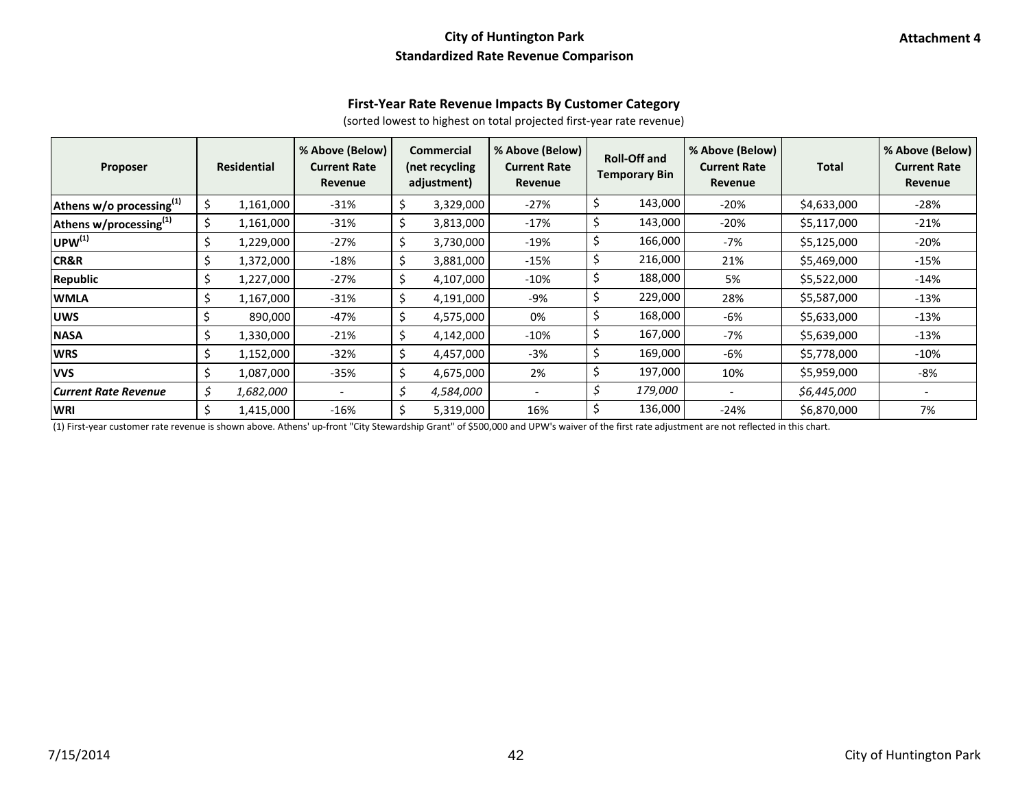**Attachment 4**

# City of Huntington Park

## Standardized Rate Revenue Comparison

### First-Year Rate Revenue Impacts By Customer Category

(sorted lowest to highest on total projected first-year rate revenue)

| Proposer | Residential | % Above (Below) Current Rate Revenue | Commercial (net recycling adjustment) | % Above (Below) Current Rate Revenue | Roll-Off and Temporary Bin | % Above (Below) Current Rate Revenue | Total | % Above (Below) Current Rate Revenue |
|---|---|---|---|---|---|---|---|---|
| **Athens w/o processing[1]** | $ 1,161,000 | -31% | $ 3,329,000 | -27% | $ 143,000 | -20% | $4,633,000 | -28% |
| **Athens w/processing[1]** | $ 1,161,000 | -31% | $ 3,813,000 | -17% | $ 143,000 | -20% | $5,117,000 | -21% |
| **UPW[1]** | $ 1,229,000 | -27% | $ 3,730,000 | -19% | $ 166,000 | -7% | $5,125,000 | -20% |
| **CR&R** | $ 1,372,000 | -18% | $ 3,881,000 | -15% | $ 216,000 | 21% | $5,469,000 | -15% |
| **Republic** | $ 1,227,000 | -27% | $ 4,107,000 | -10% | $ 188,000 | 5% | $5,522,000 | -14% |
| **WMLA** | $ 1,167,000 | -31% | $ 4,191,000 | -9% | $ 229,000 | 28% | $5,587,000 | -13% |
| **UWS** | $ 890,000 | -47% | $ 4,575,000 | 0% | $ 168,000 | -6% | $5,633,000 | -13% |
| **NASA** | $ 1,330,000 | -21% | $ 4,142,000 | -10% | $ 167,000 | -7% | $5,639,000 | -13% |
| **WRS** | $ 1,152,000 | -32% | $ 4,457,000 | -3% | $ 169,000 | -6% | $5,778,000 | -10% |
| **VVS** | $ 1,087,000 | -35% | $ 4,675,000 | 2% | $ 197,000 | 10% | $5,959,000 | -8% |
| ***Current Rate Revenue*** | *$ 1,682,000* | - | *$ 4,584,000* | - | *$ 179,000* | - | *$6,445,000* | - |
| **WRI** | $ 1,415,000 | -16% | $ 5,319,000 | 16% | $ 136,000 | -24% | $6,870,000 | 7% |

(1) First-year customer rate revenue is shown above. Athens' up-front "City Stewardship Grant" of $500,000 and UPW's waiver of the first rate adjustment are not reflected in this chart.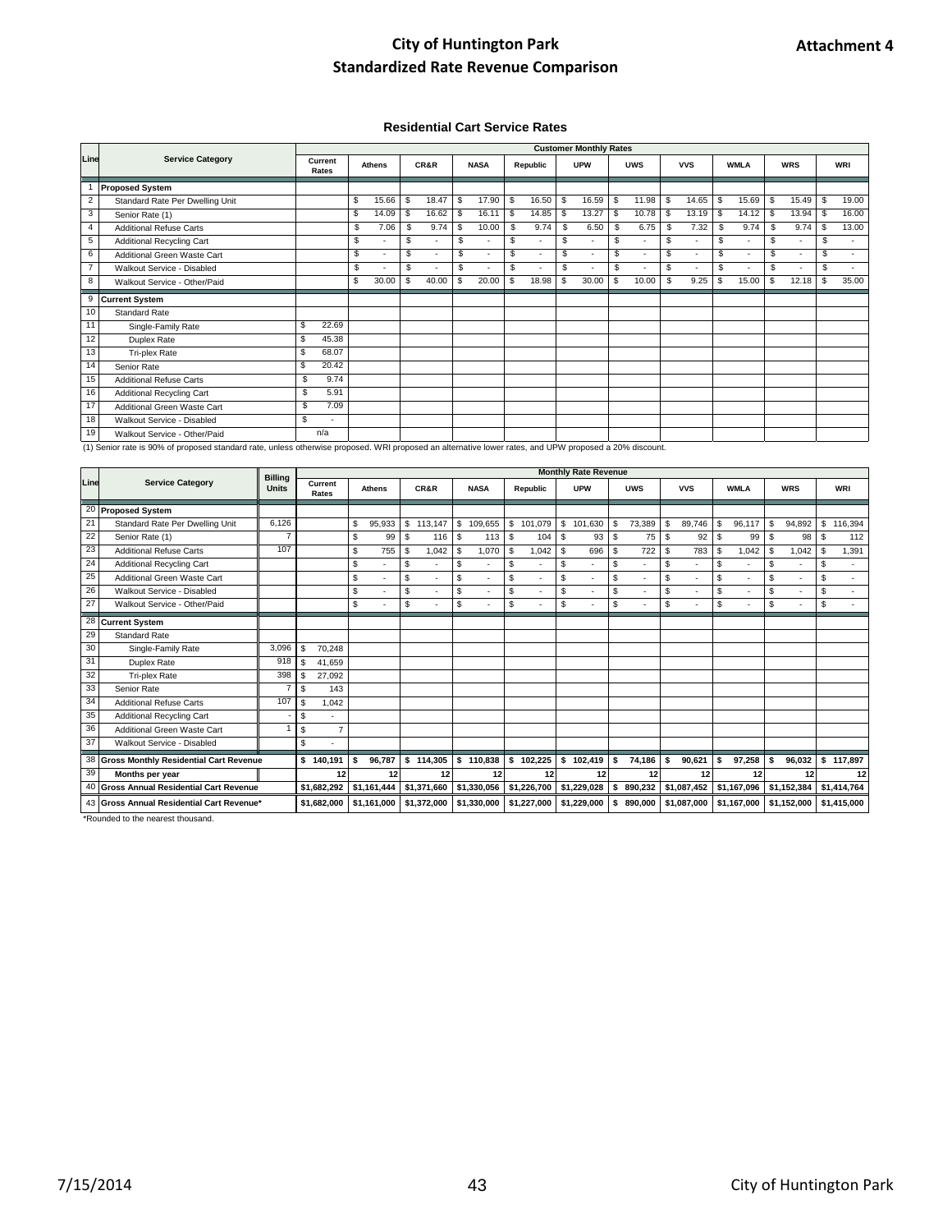**Attachment 4**

# City of Huntington Park
## Standardized Rate Revenue Comparison

### Residential Cart Service Rates

| Line | Service Category | Current Rates | Athens | CR&R | NASA | Republic | UPW | UWS | VVS | WMLA | WRS | WRI |
|---|---|---|---|---|---|---|---|---|---|---|---|---|
| | | | Customer Monthly Rates | | | | | | | | | |
| 1 | **Proposed System** | | | | | | | | | | | |
| 2 | Standard Rate Per Dwelling Unit | | $ 15.66 | $ 18.47 | $ 17.90 | $ 16.50 | $ 16.59 | $ 11.98 | $ 14.65 | $ 15.69 | $ 15.49 | $ 19.00 |
| 3 | Senior Rate (1) | | $ 14.09 | $ 16.62 | $ 16.11 | $ 14.85 | $ 13.27 | $ 10.78 | $ 13.19 | $ 14.12 | $ 13.94 | $ 16.00 |
| 4 | Additional Refuse Carts | | $ 7.06 | $ 9.74 | $ 10.00 | $ 9.74 | $ 6.50 | $ 6.75 | $ 7.32 | $ 9.74 | $ 9.74 | $ 13.00 |
| 5 | Additional Recycling Cart | | $ - | $ - | $ - | $ - | $ - | $ - | $ - | $ - | $ - | $ - |
| 6 | Additional Green Waste Cart | | $ - | $ - | $ - | $ - | $ - | $ - | $ - | $ - | $ - | $ - |
| 7 | Walkout Service - Disabled | | $ - | $ - | $ - | $ - | $ - | $ - | $ - | $ - | $ - | $ - |
| 8 | Walkout Service - Other/Paid | | $ 30.00 | $ 40.00 | $ 20.00 | $ 18.98 | $ 30.00 | $ 10.00 | $ 9.25 | $ 15.00 | $ 12.18 | $ 35.00 |
| 9 | **Current System** | | | | | | | | | | | |
| 10 | Standard Rate | | | | | | | | | | | |
| 11 | Single-Family Rate | $ 22.69 | | | | | | | | | | |
| 12 | Duplex Rate | $ 45.38 | | | | | | | | | | |
| 13 | Tri-plex Rate | $ 68.07 | | | | | | | | | | |
| 14 | Senior Rate | $ 20.42 | | | | | | | | | | |
| 15 | Additional Refuse Carts | $ 9.74 | | | | | | | | | | |
| 16 | Additional Recycling Cart | $ 5.91 | | | | | | | | | | |
| 17 | Additional Green Waste Cart | $ 7.09 | | | | | | | | | | |
| 18 | Walkout Service - Disabled | $ - | | | | | | | | | | |
| 19 | Walkout Service - Other/Paid | n/a | | | | | | | | | | |

(1) Senior rate is 90% of proposed standard rate, unless otherwise proposed. WRI proposed an alternative lower rates, and UPW proposed a 20% discount.

| Line | Service Category | Billing Units | Current Rates | Athens | CR&R | NASA | Republic | UPW | UWS | VVS | WMLA | WRS | WRI |
|---|---|---|---|---|---|---|---|---|---|---|---|---|---|
| | | | | Monthly Rate Revenue | | | | | | | | | |
| 20 | **Proposed System** | | | | | | | | | | | | |
| 21 | Standard Rate Per Dwelling Unit | 6,126 | | $ 95,933 | $ 113,147 | $ 109,655 | $ 101,079 | $ 101,630 | $ 73,389 | $ 89,746 | $ 96,117 | $ 94,892 | $ 116,394 |
| 22 | Senior Rate (1) | 7 | | $ 99 | $ 116 | $ 113 | $ 104 | $ 93 | $ 75 | $ 92 | $ 99 | $ 98 | $ 112 |
| 23 | Additional Refuse Carts | 107 | | $ 755 | $ 1,042 | $ 1,070 | $ 1,042 | $ 696 | $ 722 | $ 783 | $ 1,042 | $ 1,042 | $ 1,391 |
| 24 | Additional Recycling Cart | | | $ - | $ - | $ - | $ - | $ - | $ - | $ - | $ - | $ - | $ - |
| 25 | Additional Green Waste Cart | | | $ - | $ - | $ - | $ - | $ - | $ - | $ - | $ - | $ - | $ - |
| 26 | Walkout Service - Disabled | | | $ - | $ - | $ - | $ - | $ - | $ - | $ - | $ - | $ - | $ - |
| 27 | Walkout Service - Other/Paid | | | $ - | $ - | $ - | $ - | $ - | $ - | $ - | $ - | $ - | $ - |
| 28 | **Current System** | | | | | | | | | | | | |
| 29 | Standard Rate | | | | | | | | | | | | |
| 30 | Single-Family Rate | 3,096 | $ 70,248 | | | | | | | | | | |
| 31 | Duplex Rate | 918 | $ 41,659 | | | | | | | | | | |
| 32 | Tri-plex Rate | 398 | $ 27,092 | | | | | | | | | | |
| 33 | Senior Rate | 7 | $ 143 | | | | | | | | | | |
| 34 | Additional Refuse Carts | 107 | $ 1,042 | | | | | | | | | | |
| 35 | Additional Recycling Cart | - | $ - | | | | | | | | | | |
| 36 | Additional Green Waste Cart | 1 | $ 7 | | | | | | | | | | |
| 37 | Walkout Service - Disabled | | $ - | | | | | | | | | | |
| 38 | **Gross Monthly Residential Cart Revenue** | | **$ 140,191** | **$ 96,787** | **$ 114,305** | **$ 110,838** | **$ 102,225** | **$ 102,419** | **$ 74,186** | **$ 90,621** | **$ 97,258** | **$ 96,032** | **$ 117,897** |
| 39 | **Months per year** | | **12** | **12** | **12** | **12** | **12** | **12** | **12** | **12** | **12** | **12** | **12** |
| 40 | **Gross Annual Residential Cart Revenue** | | **$1,682,292** | **$1,161,444** | **$1,371,660** | **$1,330,056** | **$1,226,700** | **$1,229,028** | **$ 890,232** | **$1,087,452** | **$1,167,096** | **$1,152,384** | **$1,414,764** |
| 43 | **Gross Annual Residential Cart Revenue*** | | **$1,682,000** | **$1,161,000** | **$1,372,000** | **$1,330,000** | **$1,227,000** | **$1,229,000** | **$ 890,000** | **$1,087,000** | **$1,167,000** | **$1,152,000** | **$1,415,000** |

*Rounded to the nearest thousand.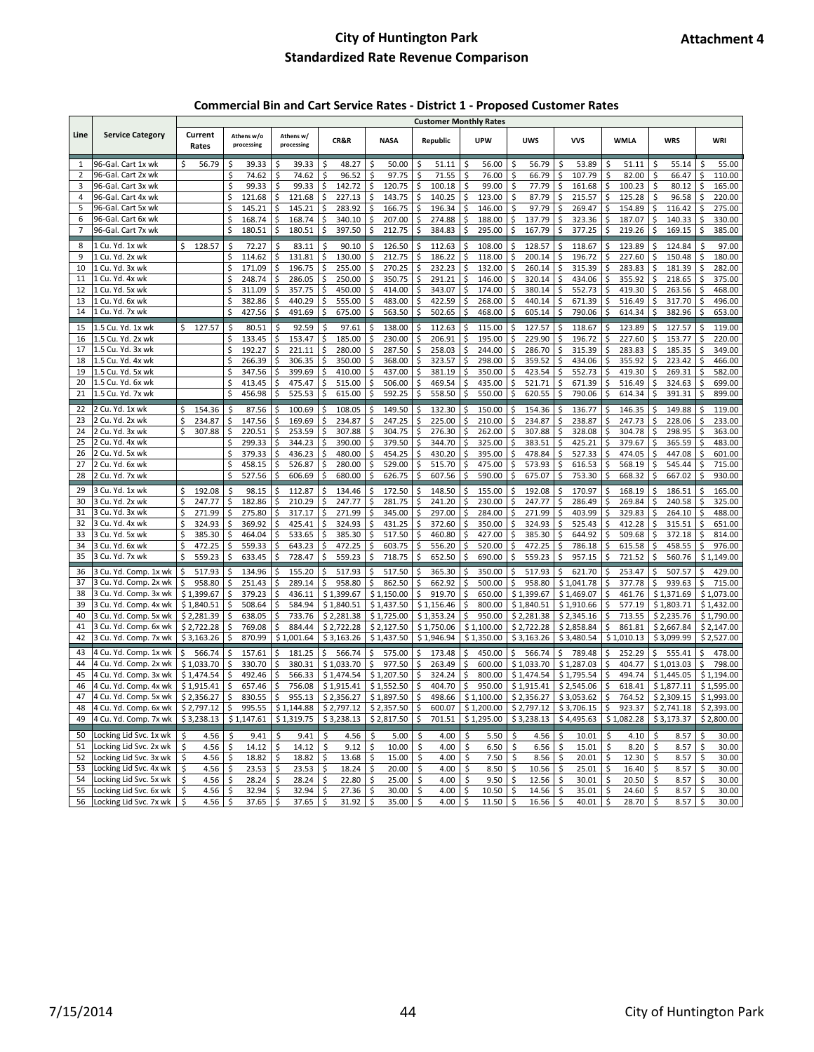# City of Huntington Park

## Standardized Rate Revenue Comparison

**Attachment 4**

### Commercial Bin and Cart Service Rates - District 1 - Proposed Customer Rates

| Line | Service Category | Current Rates | Athens w/o processing | Athens w/ processing | CR&R | NASA | Republic | UPW | UWS | VVS | WMLA | WRS | WRI |
|---|---|---|---|---|---|---|---|---|---|---|---|---|---|
| | | Customer Monthly Rates | | | | | | | | | | | |
| 1 | 96-Gal. Cart 1x wk | $ 56.79 | $ 39.33 | $ 39.33 | $ 48.27 | $ 50.00 | $ 51.11 | $ 56.00 | $ 56.79 | $ 53.89 | $ 51.11 | $ 55.14 | $ 55.00 |
| 2 | 96-Gal. Cart 2x wk | | $ 74.62 | $ 74.62 | $ 96.52 | $ 97.75 | $ 71.55 | $ 76.00 | $ 66.79 | $ 107.79 | $ 82.00 | $ 66.47 | $ 110.00 |
| 3 | 96-Gal. Cart 3x wk | | $ 99.33 | $ 99.33 | $ 142.72 | $ 120.75 | $ 100.18 | $ 99.00 | $ 77.79 | $ 161.68 | $ 100.23 | $ 80.12 | $ 165.00 |
| 4 | 96-Gal. Cart 4x wk | | $ 121.68 | $ 121.68 | $ 227.13 | $ 143.75 | $ 140.25 | $ 123.00 | $ 87.79 | $ 215.57 | $ 125.28 | $ 96.58 | $ 220.00 |
| 5 | 96-Gal. Cart 5x wk | | $ 145.21 | $ 145.21 | $ 283.92 | $ 166.75 | $ 196.34 | $ 146.00 | $ 97.79 | $ 269.47 | $ 154.89 | $ 116.42 | $ 275.00 |
| 6 | 96-Gal. Cart 6x wk | | $ 168.74 | $ 168.74 | $ 340.10 | $ 207.00 | $ 274.88 | $ 188.00 | $ 137.79 | $ 323.36 | $ 187.07 | $ 140.33 | $ 330.00 |
| 7 | 96-Gal. Cart 7x wk | | $ 180.51 | $ 180.51 | $ 397.50 | $ 212.75 | $ 384.83 | $ 295.00 | $ 167.79 | $ 377.25 | $ 219.26 | $ 169.15 | $ 385.00 |
| 8 | 1 Cu. Yd. 1x wk | $ 128.57 | $ 72.27 | $ 83.11 | $ 90.10 | $ 126.50 | $ 112.63 | $ 108.00 | $ 128.57 | $ 118.67 | $ 123.89 | $ 124.84 | $ 97.00 |
| 9 | 1 Cu. Yd. 2x wk | | $ 114.62 | $ 131.81 | $ 130.00 | $ 212.75 | $ 186.22 | $ 118.00 | $ 200.14 | $ 196.72 | $ 227.60 | $ 150.48 | $ 180.00 |
| 10 | 1 Cu. Yd. 3x wk | | $ 171.09 | $ 196.75 | $ 255.00 | $ 270.25 | $ 232.23 | $ 132.00 | $ 260.14 | $ 315.39 | $ 283.83 | $ 181.39 | $ 282.00 |
| 11 | 1 Cu. Yd. 4x wk | | $ 248.74 | $ 286.05 | $ 250.00 | $ 350.75 | $ 291.21 | $ 146.00 | $ 320.14 | $ 434.06 | $ 355.92 | $ 218.65 | $ 375.00 |
| 12 | 1 Cu. Yd. 5x wk | | $ 311.09 | $ 357.75 | $ 450.00 | $ 414.00 | $ 343.07 | $ 174.00 | $ 380.14 | $ 552.73 | $ 419.30 | $ 263.56 | $ 468.00 |
| 13 | 1 Cu. Yd. 6x wk | | $ 382.86 | $ 440.29 | $ 555.00 | $ 483.00 | $ 422.59 | $ 268.00 | $ 440.14 | $ 671.39 | $ 516.49 | $ 317.70 | $ 496.00 |
| 14 | 1 Cu. Yd. 7x wk | | $ 427.56 | $ 491.69 | $ 675.00 | $ 563.50 | $ 502.65 | $ 468.00 | $ 605.14 | $ 790.06 | $ 614.34 | $ 382.96 | $ 653.00 |
| 15 | 1.5 Cu. Yd. 1x wk | $ 127.57 | $ 80.51 | $ 92.59 | $ 97.61 | $ 138.00 | $ 112.63 | $ 115.00 | $ 127.57 | $ 118.67 | $ 123.89 | $ 127.57 | $ 119.00 |
| 16 | 1.5 Cu. Yd. 2x wk | | $ 133.45 | $ 153.47 | $ 185.00 | $ 230.00 | $ 206.91 | $ 195.00 | $ 229.90 | $ 196.72 | $ 227.60 | $ 153.77 | $ 220.00 |
| 17 | 1.5 Cu. Yd. 3x wk | | $ 192.27 | $ 221.11 | $ 280.00 | $ 287.50 | $ 258.03 | $ 244.00 | $ 286.70 | $ 315.39 | $ 283.83 | $ 185.35 | $ 349.00 |
| 18 | 1.5 Cu. Yd. 4x wk | | $ 266.39 | $ 306.35 | $ 350.00 | $ 368.00 | $ 323.57 | $ 298.00 | $ 359.52 | $ 434.06 | $ 355.92 | $ 223.42 | $ 466.00 |
| 19 | 1.5 Cu. Yd. 5x wk | | $ 347.56 | $ 399.69 | $ 410.00 | $ 437.00 | $ 381.19 | $ 350.00 | $ 423.54 | $ 552.73 | $ 419.30 | $ 269.31 | $ 582.00 |
| 20 | 1.5 Cu. Yd. 6x wk | | $ 413.45 | $ 475.47 | $ 515.00 | $ 506.00 | $ 469.54 | $ 435.00 | $ 521.71 | $ 671.39 | $ 516.49 | $ 324.63 | $ 699.00 |
| 21 | 1.5 Cu. Yd. 7x wk | | $ 456.98 | $ 525.53 | $ 615.00 | $ 592.25 | $ 558.50 | $ 550.00 | $ 620.55 | $ 790.06 | $ 614.34 | $ 391.31 | $ 899.00 |
| 22 | 2 Cu. Yd. 1x wk | $ 154.36 | $ 87.56 | $ 100.69 | $ 108.05 | $ 149.50 | $ 132.30 | $ 150.00 | $ 154.36 | $ 136.77 | $ 146.35 | $ 149.88 | $ 119.00 |
| 23 | 2 Cu. Yd. 2x wk | $ 234.87 | $ 147.56 | $ 169.69 | $ 234.87 | $ 247.25 | $ 225.00 | $ 210.00 | $ 234.87 | $ 238.87 | $ 247.73 | $ 228.06 | $ 233.00 |
| 24 | 2 Cu. Yd. 3x wk | $ 307.88 | $ 220.51 | $ 253.59 | $ 307.88 | $ 304.75 | $ 276.30 | $ 262.00 | $ 307.88 | $ 328.08 | $ 304.78 | $ 298.95 | $ 363.00 |
| 25 | 2 Cu. Yd. 4x wk | | $ 299.33 | $ 344.23 | $ 390.00 | $ 379.50 | $ 344.70 | $ 325.00 | $ 383.51 | $ 425.21 | $ 379.67 | $ 365.59 | $ 483.00 |
| 26 | 2 Cu. Yd. 5x wk | | $ 379.33 | $ 436.23 | $ 480.00 | $ 454.25 | $ 430.20 | $ 395.00 | $ 478.84 | $ 527.33 | $ 474.05 | $ 447.08 | $ 601.00 |
| 27 | 2 Cu. Yd. 6x wk | | $ 458.15 | $ 526.87 | $ 280.00 | $ 529.00 | $ 515.70 | $ 475.00 | $ 573.93 | $ 616.53 | $ 568.19 | $ 545.44 | $ 715.00 |
| 28 | 2 Cu. Yd. 7x wk | | $ 527.56 | $ 606.69 | $ 680.00 | $ 626.75 | $ 607.56 | $ 590.00 | $ 675.07 | $ 753.30 | $ 668.32 | $ 667.02 | $ 930.00 |
| 29 | 3 Cu. Yd. 1x wk | $ 192.08 | $ 98.15 | $ 112.87 | $ 134.46 | $ 172.50 | $ 148.50 | $ 155.00 | $ 192.08 | $ 170.97 | $ 168.19 | $ 186.51 | $ 165.00 |
| 30 | 3 Cu. Yd. 2x wk | $ 247.77 | $ 182.86 | $ 210.29 | $ 247.77 | $ 281.75 | $ 241.20 | $ 230.00 | $ 247.77 | $ 286.49 | $ 269.84 | $ 240.58 | $ 325.00 |
| 31 | 3 Cu. Yd. 3x wk | $ 271.99 | $ 275.80 | $ 317.17 | $ 271.99 | $ 345.00 | $ 297.00 | $ 284.00 | $ 271.99 | $ 403.99 | $ 329.83 | $ 264.10 | $ 488.00 |
| 32 | 3 Cu. Yd. 4x wk | $ 324.93 | $ 369.92 | $ 425.41 | $ 324.93 | $ 431.25 | $ 372.60 | $ 350.00 | $ 324.93 | $ 525.43 | $ 412.28 | $ 315.51 | $ 651.00 |
| 33 | 3 Cu. Yd. 5x wk | $ 385.30 | $ 464.04 | $ 533.65 | $ 385.30 | $ 517.50 | $ 460.80 | $ 427.00 | $ 385.30 | $ 644.92 | $ 509.68 | $ 372.18 | $ 814.00 |
| 34 | 3 Cu. Yd. 6x wk | $ 472.25 | $ 559.33 | $ 643.23 | $ 472.25 | $ 603.75 | $ 556.20 | $ 520.00 | $ 472.25 | $ 786.18 | $ 615.58 | $ 458.55 | $ 976.00 |
| 35 | 3 Cu. Yd. 7x wk | $ 559.23 | $ 633.45 | $ 728.47 | $ 559.23 | $ 718.75 | $ 652.50 | $ 690.00 | $ 559.23 | $ 957.15 | $ 721.52 | $ 560.76 | $ 1,149.00 |
| 36 | 3 Cu. Yd. Comp. 1x wk | $ 517.93 | $ 134.96 | $ 155.20 | $ 517.93 | $ 517.50 | $ 365.30 | $ 350.00 | $ 517.93 | $ 621.70 | $ 253.47 | $ 507.57 | $ 429.00 |
| 37 | 3 Cu. Yd. Comp. 2x wk | $ 958.80 | $ 251.43 | $ 289.14 | $ 958.80 | $ 862.50 | $ 662.92 | $ 500.00 | $ 958.80 | $ 1,041.78 | $ 377.78 | $ 939.63 | $ 715.00 |
| 38 | 3 Cu. Yd. Comp. 3x wk | $ 1,399.67 | $ 379.23 | $ 436.11 | $ 1,399.67 | $ 1,150.00 | $ 919.70 | $ 650.00 | $ 1,399.67 | $ 1,469.07 | $ 461.76 | $ 1,371.69 | $ 1,073.00 |
| 39 | 3 Cu. Yd. Comp. 4x wk | $ 1,840.51 | $ 508.64 | $ 584.94 | $ 1,840.51 | $ 1,437.50 | $ 1,156.46 | $ 800.00 | $ 1,840.51 | $ 1,910.66 | $ 577.19 | $ 1,803.71 | $ 1,432.00 |
| 40 | 3 Cu. Yd. Comp. 5x wk | $ 2,281.39 | $ 638.05 | $ 733.76 | $ 2,281.38 | $ 1,725.00 | $ 1,353.24 | $ 950.00 | $ 2,281.38 | $ 2,345.16 | $ 713.55 | $ 2,235.76 | $ 1,790.00 |
| 41 | 3 Cu. Yd. Comp. 6x wk | $ 2,722.28 | $ 769.08 | $ 884.44 | $ 2,722.28 | $ 2,127.50 | $ 1,750.06 | $ 1,100.00 | $ 2,722.28 | $ 2,858.84 | $ 861.81 | $ 2,667.84 | $ 2,147.00 |
| 42 | 3 Cu. Yd. Comp. 7x wk | $ 3,163.26 | $ 870.99 | $ 1,001.64 | $ 3,163.26 | $ 1,437.50 | $ 1,946.94 | $ 1,350.00 | $ 3,163.26 | $ 3,480.54 | $ 1,010.13 | $ 3,099.99 | $ 2,527.00 |
| 43 | 4 Cu. Yd. Comp. 1x wk | $ 566.74 | $ 157.61 | $ 181.25 | $ 566.74 | $ 575.00 | $ 173.48 | $ 450.00 | $ 566.74 | $ 789.48 | $ 252.29 | $ 555.41 | $ 478.00 |
| 44 | 4 Cu. Yd. Comp. 2x wk | $ 1,033.70 | $ 330.70 | $ 380.31 | $ 1,033.70 | $ 977.50 | $ 263.49 | $ 600.00 | $ 1,033.70 | $ 1,287.03 | $ 404.77 | $ 1,013.03 | $ 798.00 |
| 45 | 4 Cu. Yd. Comp. 3x wk | $ 1,474.54 | $ 492.46 | $ 566.33 | $ 1,474.54 | $ 1,207.50 | $ 324.24 | $ 800.00 | $ 1,474.54 | $ 1,795.54 | $ 494.74 | $ 1,445.05 | $ 1,194.00 |
| 46 | 4 Cu. Yd. Comp. 4x wk | $ 1,915.41 | $ 657.46 | $ 756.08 | $ 1,915.41 | $ 1,552.50 | $ 404.70 | $ 950.00 | $ 1,915.41 | $ 2,545.06 | $ 618.41 | $ 1,877.11 | $ 1,595.00 |
| 47 | 4 Cu. Yd. Comp. 5x wk | $ 2,356.27 | $ 830.55 | $ 955.13 | $ 2,356.27 | $ 1,897.50 | $ 498.66 | $ 1,100.00 | $ 2,356.27 | $ 3,053.62 | $ 764.52 | $ 2,309.15 | $ 1,993.00 |
| 48 | 4 Cu. Yd. Comp. 6x wk | $ 2,797.12 | $ 995.55 | $ 1,144.88 | $ 2,797.12 | $ 2,357.50 | $ 600.07 | $ 1,200.00 | $ 2,797.12 | $ 3,706.15 | $ 923.37 | $ 2,741.18 | $ 2,393.00 |
| 49 | 4 Cu. Yd. Comp. 7x wk | $ 3,238.13 | $ 1,147.61 | $ 1,319.75 | $ 3,238.13 | $ 2,817.50 | $ 701.51 | $ 1,295.00 | $ 3,238.13 | $ 4,495.63 | $ 1,082.28 | $ 3,173.37 | $ 2,800.00 |
| 50 | Locking Lid Svc. 1x wk | $ 4.56 | $ 9.41 | $ 9.41 | $ 4.56 | $ 5.00 | $ 4.00 | $ 5.50 | $ 4.56 | $ 10.01 | $ 4.10 | $ 8.57 | $ 30.00 |
| 51 | Locking Lid Svc. 2x wk | $ 4.56 | $ 14.12 | $ 14.12 | $ 9.12 | $ 10.00 | $ 4.00 | $ 6.50 | $ 6.56 | $ 15.01 | $ 8.20 | $ 8.57 | $ 30.00 |
| 52 | Locking Lid Svc. 3x wk | $ 4.56 | $ 18.82 | $ 18.82 | $ 13.68 | $ 15.00 | $ 4.00 | $ 7.50 | $ 8.56 | $ 20.01 | $ 12.30 | $ 8.57 | $ 30.00 |
| 53 | Locking Lid Svc. 4x wk | $ 4.56 | $ 23.53 | $ 23.53 | $ 18.24 | $ 20.00 | $ 4.00 | $ 8.50 | $ 10.56 | $ 25.01 | $ 16.40 | $ 8.57 | $ 30.00 |
| 54 | Locking Lid Svc. 5x wk | $ 4.56 | $ 28.24 | $ 28.24 | $ 22.80 | $ 25.00 | $ 4.00 | $ 9.50 | $ 12.56 | $ 30.01 | $ 20.50 | $ 8.57 | $ 30.00 |
| 55 | Locking Lid Svc. 6x wk | $ 4.56 | $ 32.94 | $ 32.94 | $ 27.36 | $ 30.00 | $ 4.00 | $ 10.50 | $ 14.56 | $ 35.01 | $ 24.60 | $ 8.57 | $ 30.00 |
| 56 | Locking Lid Svc. 7x wk | $ 4.56 | $ 37.65 | $ 37.65 | $ 31.92 | $ 35.00 | $ 4.00 | $ 11.50 | $ 16.56 | $ 40.01 | $ 28.70 | $ 8.57 | $ 30.00 |

7/15/2014 City of Huntington Park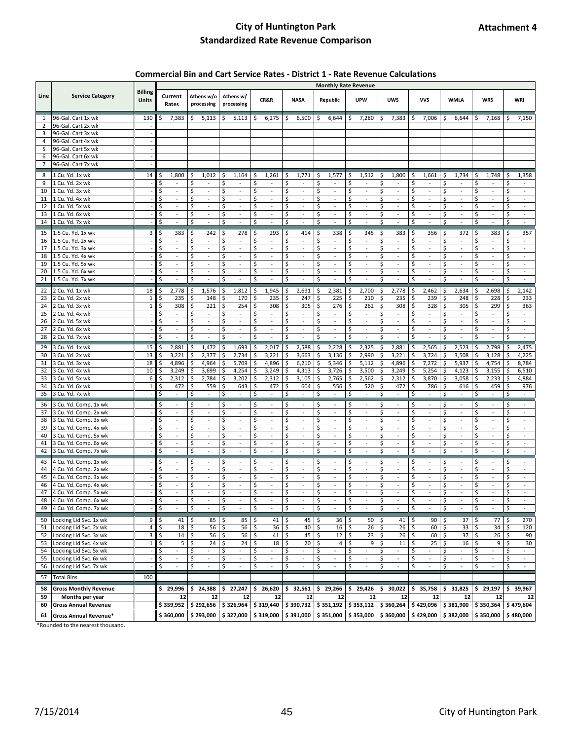# City of Huntington Park
## Standardized Rate Revenue Comparison

**Attachment 4**

### Commercial Bin and Cart Service Rates - District 1 - Rate Revenue Calculations

| Line | Service Category | Billing Units | Monthly Rate Revenue | | | | | | | | | | | |
|---|---|---|---|---|---|---|---|---|---|---|---|---|---|---|
| | | | Current Rates | Athens w/o processing | Athens w/ processing | CR&R | NASA | Republic | UPW | UWS | VVS | WMLA | WRS | WRI |
| 1 | 96-Gal. Cart 1x wk | 130 | $ 7,383 | $ 5,113 | $ 5,113 | $ 6,275 | $ 6,500 | $ 6,644 | $ 7,280 | $ 7,383 | $ 7,006 | $ 6,644 | $ 7,168 | $ 7,150 |
| 2 | 96-Gal. Cart 2x wk | - | | | | | | | | | | | | |
| 3 | 96-Gal. Cart 3x wk | - | | | | | | | | | | | | |
| 4 | 96-Gal. Cart 4x wk | - | | | | | | | | | | | | |
| 5 | 96-Gal. Cart 5x wk | - | | | | | | | | | | | | |
| 6 | 96-Gal. Cart 6x wk | - | | | | | | | | | | | | |
| 7 | 96-Gal. Cart 7x wk | - | | | | | | | | | | | | |
| 8 | 1 Cu. Yd. 1x wk | 14 | $ 1,800 | $ 1,012 | $ 1,164 | $ 1,261 | $ 1,771 | $ 1,577 | $ 1,512 | $ 1,800 | $ 1,661 | $ 1,734 | $ 1,748 | $ 1,358 |
| 9 | 1 Cu. Yd. 2x wk | - | $ - | $ - | $ - | $ - | $ - | $ - | $ - | $ - | $ - | $ - | $ - | $ - |
| 10 | 1 Cu. Yd. 3x wk | - | $ - | $ - | $ - | $ - | $ - | $ - | $ - | $ - | $ - | $ - | $ - | $ - |
| 11 | 1 Cu. Yd. 4x wk | - | $ - | $ - | $ - | $ - | $ - | $ - | $ - | $ - | $ - | $ - | $ - | $ - |
| 12 | 1 Cu. Yd. 5x wk | - | $ - | $ - | $ - | $ - | $ - | $ - | $ - | $ - | $ - | $ - | $ - | $ - |
| 13 | 1 Cu. Yd. 6x wk | - | $ - | $ - | $ - | $ - | $ - | $ - | $ - | $ - | $ - | $ - | $ - | $ - |
| 14 | 1 Cu. Yd. 7x wk | - | $ - | $ - | $ - | $ - | $ - | $ - | $ - | $ - | $ - | $ - | $ - | $ - |
| 15 | 1.5 Cu. Yd. 1x wk | 3 | $ 383 | $ 242 | $ 278 | $ 293 | $ 414 | $ 338 | $ 345 | $ 383 | $ 356 | $ 372 | $ 383 | $ 357 |
| 16 | 1.5 Cu. Yd. 2x wk | - | $ - | $ - | $ - | $ - | $ - | $ - | $ - | $ - | $ - | $ - | $ - | $ - |
| 17 | 1.5 Cu. Yd. 3x wk | - | $ - | $ - | $ - | $ - | $ - | $ - | $ - | $ - | $ - | $ - | $ - | $ - |
| 18 | 1.5 Cu. Yd. 4x wk | - | $ - | $ - | $ - | $ - | $ - | $ - | $ - | $ - | $ - | $ - | $ - | $ - |
| 19 | 1.5 Cu. Yd. 5x wk | - | $ - | $ - | $ - | $ - | $ - | $ - | $ - | $ - | $ - | $ - | $ - | $ - |
| 20 | 1.5 Cu. Yd. 6x wk | - | $ - | $ - | $ - | $ - | $ - | $ - | $ - | $ - | $ - | $ - | $ - | $ - |
| 21 | 1.5 Cu. Yd. 7x wk | - | $ - | $ - | $ - | $ - | $ - | $ - | $ - | $ - | $ - | $ - | $ - | $ - |
| 22 | 2 Cu. Yd. 1x wk | 18 | $ 2,778 | $ 1,576 | $ 1,812 | $ 1,945 | $ 2,691 | $ 2,381 | $ 2,700 | $ 2,778 | $ 2,462 | $ 2,634 | $ 2,698 | $ 2,142 |
| 23 | 2 Cu. Yd. 2x wk | 1 | $ 235 | $ 148 | $ 170 | $ 235 | $ 247 | $ 225 | $ 210 | $ 235 | $ 239 | $ 248 | $ 228 | $ 233 |
| 24 | 2 Cu. Yd. 3x wk | 1 | $ 308 | $ 221 | $ 254 | $ 308 | $ 305 | $ 276 | $ 262 | $ 308 | $ 328 | $ 305 | $ 299 | $ 363 |
| 25 | 2 Cu. Yd. 4x wk | - | $ - | $ - | $ - | $ - | $ - | $ - | $ - | $ - | $ - | $ - | $ - | $ - |
| 26 | 2 Cu. Yd. 5x wk | - | $ - | $ - | $ - | $ - | $ - | $ - | $ - | $ - | $ - | $ - | $ - | $ - |
| 27 | 2 Cu. Yd. 6x wk | - | $ - | $ - | $ - | $ - | $ - | $ - | $ - | $ - | $ - | $ - | $ - | $ - |
| 28 | 2 Cu. Yd. 7x wk | - | $ - | $ - | $ - | $ - | $ - | $ - | $ - | $ - | $ - | $ - | $ - | $ - |
| 29 | 3 Cu. Yd. 1x wk | 15 | $ 2,881 | $ 1,472 | $ 1,693 | $ 2,017 | $ 2,588 | $ 2,228 | $ 2,325 | $ 2,881 | $ 2,565 | $ 2,523 | $ 2,798 | $ 2,475 |
| 30 | 3 Cu. Yd. 2x wk | 13 | $ 3,221 | $ 2,377 | $ 2,734 | $ 3,221 | $ 3,663 | $ 3,136 | $ 2,990 | $ 3,221 | $ 3,724 | $ 3,508 | $ 3,128 | $ 4,225 |
| 31 | 3 Cu. Yd. 3x wk | 18 | $ 4,896 | $ 4,964 | $ 5,709 | $ 4,896 | $ 6,210 | $ 5,346 | $ 5,112 | $ 4,896 | $ 7,272 | $ 5,937 | $ 4,754 | $ 8,784 |
| 32 | 3 Cu. Yd. 4x wk | 10 | $ 3,249 | $ 3,699 | $ 4,254 | $ 3,249 | $ 4,313 | $ 3,726 | $ 3,500 | $ 3,249 | $ 5,254 | $ 4,123 | $ 3,155 | $ 6,510 |
| 33 | 3 Cu. Yd. 5x wk | 6 | $ 2,312 | $ 2,784 | $ 3,202 | $ 2,312 | $ 3,105 | $ 2,765 | $ 2,562 | $ 2,312 | $ 3,870 | $ 3,058 | $ 2,233 | $ 4,884 |
| 34 | 3 Cu. Yd. 6x wk | 1 | $ 472 | $ 559 | $ 643 | $ 472 | $ 604 | $ 556 | $ 520 | $ 472 | $ 786 | $ 616 | $ 459 | $ 976 |
| 35 | 3 Cu. Yd. 7x wk | - | $ - | $ - | $ - | $ - | $ - | $ - | $ - | $ - | $ - | $ - | $ - | $ - |
| 36 | 3 Cu. Yd. Comp. 1x wk | - | $ - | $ - | $ - | $ - | $ - | $ - | $ - | $ - | $ - | $ - | $ - | $ - |
| 37 | 3 Cu. Yd. Comp. 2x wk | - | $ - | $ - | $ - | $ - | $ - | $ - | $ - | $ - | $ - | $ - | $ - | $ - |
| 38 | 3 Cu. Yd. Comp. 3x wk | - | $ - | $ - | $ - | $ - | $ - | $ - | $ - | $ - | $ - | $ - | $ - | $ - |
| 39 | 3 Cu. Yd. Comp. 4x wk | - | $ - | $ - | $ - | $ - | $ - | $ - | $ - | $ - | $ - | $ - | $ - | $ - |
| 40 | 3 Cu. Yd. Comp. 5x wk | - | $ - | $ - | $ - | $ - | $ - | $ - | $ - | $ - | $ - | $ - | $ - | $ - |
| 41 | 3 Cu. Yd. Comp. 6x wk | - | $ - | $ - | $ - | $ - | $ - | $ - | $ - | $ - | $ - | $ - | $ - | $ - |
| 42 | 3 Cu. Yd. Comp. 7x wk | - | $ - | $ - | $ - | $ - | $ - | $ - | $ - | $ - | $ - | $ - | $ - | $ - |
| 43 | 4 Cu. Yd. Comp. 1x wk | - | $ - | $ - | $ - | $ - | $ - | $ - | $ - | $ - | $ - | $ - | $ - | $ - |
| 44 | 4 Cu. Yd. Comp. 2x wk | - | $ - | $ - | $ - | $ - | $ - | $ - | $ - | $ - | $ - | $ - | $ - | $ - |
| 45 | 4 Cu. Yd. Comp. 3x wk | - | $ - | $ - | $ - | $ - | $ - | $ - | $ - | $ - | $ - | $ - | $ - | $ - |
| 46 | 4 Cu. Yd. Comp. 4x wk | - | $ - | $ - | $ - | $ - | $ - | $ - | $ - | $ - | $ - | $ - | $ - | $ - |
| 47 | 4 Cu. Yd. Comp. 5x wk | - | $ - | $ - | $ - | $ - | $ - | $ - | $ - | $ - | $ - | $ - | $ - | $ - |
| 48 | 4 Cu. Yd. Comp. 6x wk | - | $ - | $ - | $ - | $ - | $ - | $ - | $ - | $ - | $ - | $ - | $ - | $ - |
| 49 | 4 Cu. Yd. Comp. 7x wk | - | $ - | $ - | $ - | $ - | $ - | $ - | $ - | $ - | $ - | $ - | $ - | $ - |
| 50 | Locking Lid Svc. 1x wk | 9 | $ 41 | $ 85 | $ 85 | $ 41 | $ 45 | $ 36 | $ 50 | $ 41 | $ 90 | $ 37 | $ 77 | $ 270 |
| 51 | Locking Lid Svc. 2x wk | 4 | $ 18 | $ 56 | $ 56 | $ 36 | $ 40 | $ 16 | $ 26 | $ 26 | $ 60 | $ 33 | $ 34 | $ 120 |
| 52 | Locking Lid Svc. 3x wk | 3 | $ 14 | $ 56 | $ 56 | $ 41 | $ 45 | $ 12 | $ 23 | $ 26 | $ 60 | $ 37 | $ 26 | $ 90 |
| 53 | Locking Lid Svc. 4x wk | 1 | $ 5 | $ 24 | $ 24 | $ 18 | $ 20 | $ 4 | $ 9 | $ 11 | $ 25 | $ 16 | $ 9 | $ 30 |
| 54 | Locking Lid Svc. 5x wk | - | $ - | $ - | $ - | $ - | $ - | $ - | $ - | $ - | $ - | $ - | $ - | $ - |
| 55 | Locking Lid Svc. 6x wk | - | $ - | $ - | $ - | $ - | $ - | $ - | $ - | $ - | $ - | $ - | $ - | $ - |
| 56 | Locking Lid Svc. 7x wk | - | $ - | $ - | $ - | $ - | $ - | $ - | $ - | $ - | $ - | $ - | $ - | $ - |
| 57 | Total Bins | 100 | | | | | | | | | | | | |
| 58 | **Gross Monthly Revenue** | | **$ 29,996** | **$ 24,388** | **$ 27,247** | **$ 26,620** | **$ 32,561** | **$ 29,266** | **$ 29,426** | **$ 30,022** | **$ 35,758** | **$ 31,825** | **$ 29,197** | **$ 39,967** |
| 59 | **Months per year** | | **12** | **12** | **12** | **12** | **12** | **12** | **12** | **12** | **12** | **12** | **12** | **12** |
| 60 | **Gross Annual Revenue** | | **$ 359,952** | **$ 292,656** | **$ 326,964** | **$ 319,440** | **$ 390,732** | **$ 351,192** | **$ 353,112** | **$ 360,264** | **$ 429,096** | **$ 381,900** | **$ 350,364** | **$ 479,604** |
| 61 | **Gross Annual Revenue*** | | **$ 360,000** | **$ 293,000** | **$ 327,000** | **$ 319,000** | **$ 391,000** | **$ 351,000** | **$ 353,000** | **$ 360,000** | **$ 429,000** | **$ 382,000** | **$ 350,000** | **$ 480,000** |

*Rounded to the nearest thousand.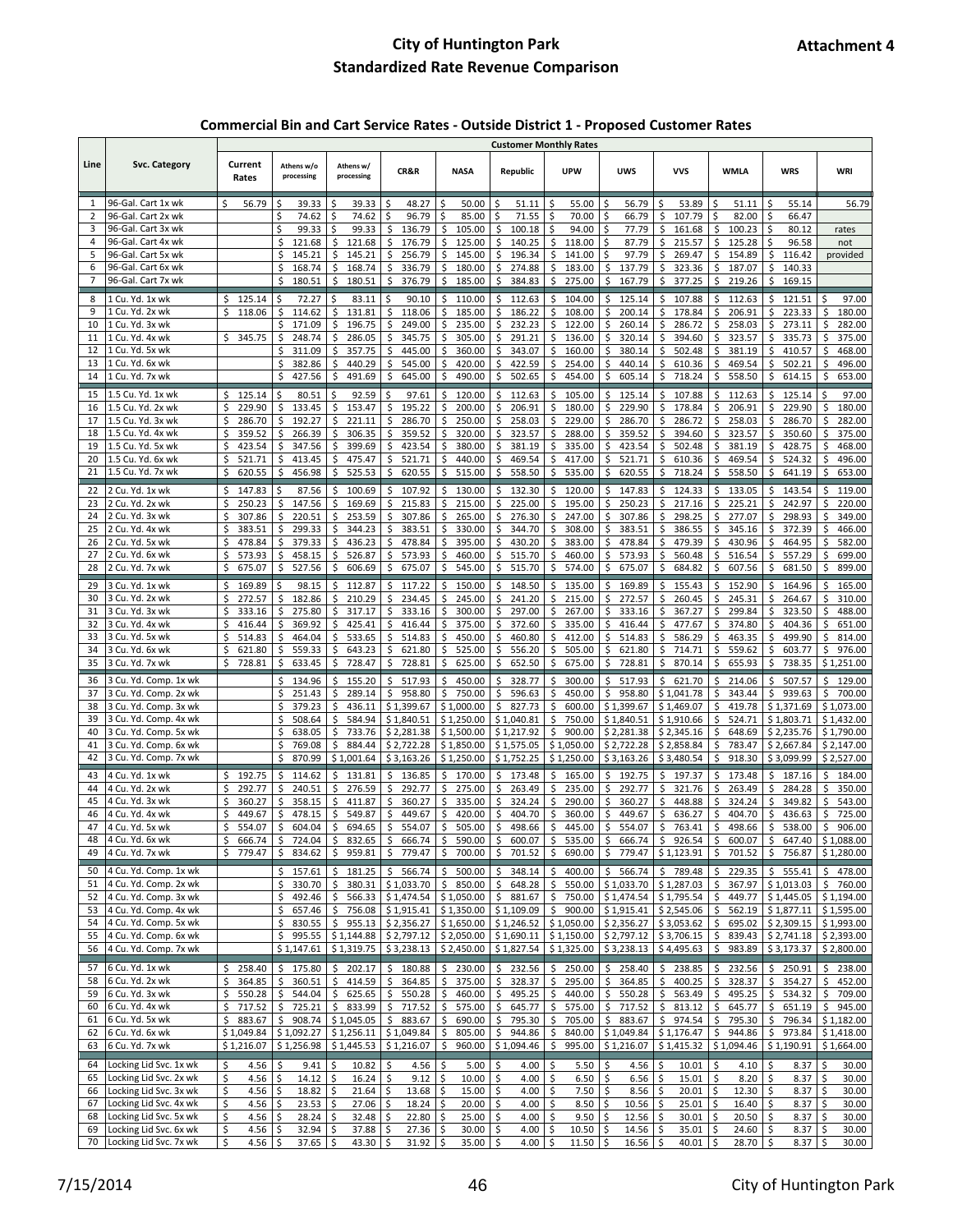# City of Huntington Park

## Standardized Rate Revenue Comparison

Attachment 4

### Commercial Bin and Cart Service Rates - Outside District 1 - Proposed Customer Rates

| Line | Svc. Category | Customer Monthly Rates | | | | | | | | | | | |
|---|---|---|---|---|---|---|---|---|---|---|---|---|---|
| | | Current Rates | Athens w/o processing | Athens w/ processing | CR&R | NASA | Republic | UPW | UWS | VVS | WMLA | WRS | WRI |
| 1 | 96-Gal. Cart 1x wk | $ 56.79 | $ 39.33 | $ 39.33 | $ 48.27 | $ 50.00 | $ 51.11 | $ 55.00 | $ 56.79 | $ 53.89 | $ 51.11 | $ 55.14 | 56.79 |
| 2 | 96-Gal. Cart 2x wk | | $ 74.62 | $ 74.62 | $ 96.79 | $ 85.00 | $ 71.55 | $ 70.00 | $ 66.79 | $ 107.79 | $ 82.00 | $ 66.47 | |
| 3 | 96-Gal. Cart 3x wk | | $ 99.33 | $ 99.33 | $ 136.79 | $ 105.00 | $ 100.18 | $ 94.00 | $ 77.79 | $ 161.68 | $ 100.23 | $ 80.12 | rates |
| 4 | 96-Gal. Cart 4x wk | | $ 121.68 | $ 121.68 | $ 176.79 | $ 125.00 | $ 140.25 | $ 118.00 | $ 87.79 | $ 215.57 | $ 125.28 | $ 96.58 | not |
| 5 | 96-Gal. Cart 5x wk | | $ 145.21 | $ 145.21 | $ 256.79 | $ 145.00 | $ 196.34 | $ 141.00 | $ 97.79 | $ 269.47 | $ 154.89 | $ 116.42 | provided |
| 6 | 96-Gal. Cart 6x wk | | $ 168.74 | $ 168.74 | $ 336.79 | $ 180.00 | $ 274.88 | $ 183.00 | $ 137.79 | $ 323.36 | $ 187.07 | $ 140.33 | |
| 7 | 96-Gal. Cart 7x wk | | $ 180.51 | $ 180.51 | $ 376.79 | $ 185.00 | $ 384.83 | $ 275.00 | $ 167.79 | $ 377.25 | $ 219.26 | $ 169.15 | |
| 8 | 1 Cu. Yd. 1x wk | $ 125.14 | $ 72.27 | $ 83.11 | $ 90.10 | $ 110.00 | $ 112.63 | $ 104.00 | $ 125.14 | $ 107.88 | $ 112.63 | $ 121.51 | $ 97.00 |
| 9 | 1 Cu. Yd. 2x wk | $ 118.06 | $ 114.62 | $ 131.81 | $ 118.06 | $ 185.00 | $ 186.22 | $ 108.00 | $ 200.14 | $ 178.84 | $ 206.91 | $ 223.33 | $ 180.00 |
| 10 | 1 Cu. Yd. 3x wk | | $ 171.09 | $ 196.75 | $ 249.00 | $ 235.00 | $ 232.23 | $ 122.00 | $ 260.14 | $ 286.72 | $ 258.03 | $ 273.11 | $ 282.00 |
| 11 | 1 Cu. Yd. 4x wk | $ 345.75 | $ 248.74 | $ 286.05 | $ 345.75 | $ 305.00 | $ 291.21 | $ 136.00 | $ 320.14 | $ 394.60 | $ 323.57 | $ 335.73 | $ 375.00 |
| 12 | 1 Cu. Yd. 5x wk | | $ 311.09 | $ 357.75 | $ 445.00 | $ 360.00 | $ 343.07 | $ 160.00 | $ 380.14 | $ 502.48 | $ 381.19 | $ 410.57 | $ 468.00 |
| 13 | 1 Cu. Yd. 6x wk | | $ 382.86 | $ 440.29 | $ 545.00 | $ 420.00 | $ 422.59 | $ 254.00 | $ 440.14 | $ 610.36 | $ 469.54 | $ 502.21 | $ 496.00 |
| 14 | 1 Cu. Yd. 7x wk | | $ 427.56 | $ 491.69 | $ 645.00 | $ 490.00 | $ 502.65 | $ 454.00 | $ 605.14 | $ 718.24 | $ 558.50 | $ 614.15 | $ 653.00 |
| 15 | 1.5 Cu. Yd. 1x wk | $ 125.14 | $ 80.51 | $ 92.59 | $ 97.61 | $ 120.00 | $ 112.63 | $ 105.00 | $ 125.14 | $ 107.88 | $ 112.63 | $ 125.14 | $ 97.00 |
| 16 | 1.5 Cu. Yd. 2x wk | $ 229.90 | $ 133.45 | $ 153.47 | $ 195.22 | $ 200.00 | $ 206.91 | $ 180.00 | $ 229.90 | $ 178.84 | $ 206.91 | $ 229.90 | $ 180.00 |
| 17 | 1.5 Cu. Yd. 3x wk | $ 286.70 | $ 192.27 | $ 221.11 | $ 286.70 | $ 250.00 | $ 258.03 | $ 229.00 | $ 286.70 | $ 286.72 | $ 258.03 | $ 286.70 | $ 282.00 |
| 18 | 1.5 Cu. Yd. 4x wk | $ 359.52 | $ 266.39 | $ 306.35 | $ 359.52 | $ 320.00 | $ 323.57 | $ 288.00 | $ 359.52 | $ 394.60 | $ 323.57 | $ 350.60 | $ 375.00 |
| 19 | 1.5 Cu. Yd. 5x wk | $ 423.54 | $ 347.56 | $ 399.69 | $ 423.54 | $ 380.00 | $ 381.19 | $ 335.00 | $ 423.54 | $ 502.48 | $ 381.19 | $ 428.75 | $ 468.00 |
| 20 | 1.5 Cu. Yd. 6x wk | $ 521.71 | $ 413.45 | $ 475.47 | $ 521.71 | $ 440.00 | $ 469.54 | $ 417.00 | $ 521.71 | $ 610.36 | $ 469.54 | $ 524.32 | $ 496.00 |
| 21 | 1.5 Cu. Yd. 7x wk | $ 620.55 | $ 456.98 | $ 525.53 | $ 620.55 | $ 515.00 | $ 558.50 | $ 535.00 | $ 620.55 | $ 718.24 | $ 558.50 | $ 641.19 | $ 653.00 |
| 22 | 2 Cu. Yd. 1x wk | $ 147.83 | $ 87.56 | $ 100.69 | $ 107.92 | $ 130.00 | $ 132.30 | $ 120.00 | $ 147.83 | $ 124.33 | $ 133.05 | $ 143.54 | $ 119.00 |
| 23 | 2 Cu. Yd. 2x wk | $ 250.23 | $ 147.56 | $ 169.69 | $ 215.83 | $ 215.00 | $ 225.00 | $ 195.00 | $ 250.23 | $ 217.16 | $ 225.21 | $ 242.97 | $ 220.00 |
| 24 | 2 Cu. Yd. 3x wk | $ 307.86 | $ 220.51 | $ 253.59 | $ 307.86 | $ 265.00 | $ 276.30 | $ 247.00 | $ 307.86 | $ 298.25 | $ 277.07 | $ 298.93 | $ 349.00 |
| 25 | 2 Cu. Yd. 4x wk | $ 383.51 | $ 299.33 | $ 344.23 | $ 383.51 | $ 330.00 | $ 344.70 | $ 308.00 | $ 383.51 | $ 386.55 | $ 345.16 | $ 372.39 | $ 466.00 |
| 26 | 2 Cu. Yd. 5x wk | $ 478.84 | $ 379.33 | $ 436.23 | $ 478.84 | $ 395.00 | $ 430.20 | $ 383.00 | $ 478.84 | $ 479.39 | $ 430.96 | $ 464.95 | $ 582.00 |
| 27 | 2 Cu. Yd. 6x wk | $ 573.93 | $ 458.15 | $ 526.87 | $ 573.93 | $ 460.00 | $ 515.70 | $ 460.00 | $ 573.93 | $ 560.48 | $ 516.54 | $ 557.29 | $ 699.00 |
| 28 | 2 Cu. Yd. 7x wk | $ 675.07 | $ 527.56 | $ 606.69 | $ 675.07 | $ 545.00 | $ 515.70 | $ 574.00 | $ 675.07 | $ 684.82 | $ 607.56 | $ 681.50 | $ 899.00 |
| 29 | 3 Cu. Yd. 1x wk | $ 169.89 | $ 98.15 | $ 112.87 | $ 117.22 | $ 150.00 | $ 148.50 | $ 135.00 | $ 169.89 | $ 155.43 | $ 152.90 | $ 164.96 | $ 165.00 |
| 30 | 3 Cu. Yd. 2x wk | $ 272.57 | $ 182.86 | $ 210.29 | $ 234.45 | $ 245.00 | $ 241.20 | $ 215.00 | $ 272.57 | $ 260.45 | $ 245.31 | $ 264.67 | $ 310.00 |
| 31 | 3 Cu. Yd. 3x wk | $ 333.16 | $ 275.80 | $ 317.17 | $ 333.16 | $ 300.00 | $ 297.00 | $ 267.00 | $ 333.16 | $ 367.27 | $ 299.84 | $ 323.50 | $ 488.00 |
| 32 | 3 Cu. Yd. 4x wk | $ 416.44 | $ 369.92 | $ 425.41 | $ 416.44 | $ 375.00 | $ 372.60 | $ 335.00 | $ 416.44 | $ 477.67 | $ 374.80 | $ 404.36 | $ 651.00 |
| 33 | 3 Cu. Yd. 5x wk | $ 514.83 | $ 464.04 | $ 533.65 | $ 514.83 | $ 450.00 | $ 460.80 | $ 412.00 | $ 514.83 | $ 586.29 | $ 463.35 | $ 499.90 | $ 814.00 |
| 34 | 3 Cu. Yd. 6x wk | $ 621.80 | $ 559.33 | $ 643.23 | $ 621.80 | $ 525.00 | $ 556.20 | $ 505.00 | $ 621.80 | $ 714.71 | $ 559.62 | $ 603.77 | $ 976.00 |
| 35 | 3 Cu. Yd. 7x wk | $ 728.81 | $ 633.45 | $ 728.47 | $ 728.81 | $ 625.00 | $ 652.50 | $ 675.00 | $ 728.81 | $ 870.14 | $ 655.93 | $ 738.35 | $ 1,251.00 |
| 36 | 3 Cu. Yd. Comp. 1x wk | | $ 134.96 | $ 155.20 | $ 517.93 | $ 450.00 | $ 328.77 | $ 300.00 | $ 517.93 | $ 621.70 | $ 214.06 | $ 507.57 | $ 129.00 |
| 37 | 3 Cu. Yd. Comp. 2x wk | | $ 251.43 | $ 289.14 | $ 958.80 | $ 750.00 | $ 596.63 | $ 450.00 | $ 958.80 | $ 1,041.78 | $ 343.44 | $ 939.63 | $ 700.00 |
| 38 | 3 Cu. Yd. Comp. 3x wk | | $ 379.23 | $ 436.11 | $ 1,399.67 | $ 1,000.00 | $ 827.73 | $ 600.00 | $ 1,399.67 | $ 1,469.07 | $ 419.78 | $ 1,371.69 | $ 1,073.00 |
| 39 | 3 Cu. Yd. Comp. 4x wk | | $ 508.64 | $ 584.94 | $ 1,840.51 | $ 1,250.00 | $ 1,040.81 | $ 750.00 | $ 1,840.51 | $ 1,910.66 | $ 524.71 | $ 1,803.71 | $ 1,432.00 |
| 40 | 3 Cu. Yd. Comp. 5x wk | | $ 638.05 | $ 733.76 | $ 2,281.38 | $ 1,500.00 | $ 1,217.92 | $ 900.00 | $ 2,281.38 | $ 2,345.16 | $ 648.69 | $ 2,235.76 | $ 1,790.00 |
| 41 | 3 Cu. Yd. Comp. 6x wk | | $ 769.08 | $ 884.44 | $ 2,722.28 | $ 1,850.00 | $ 1,575.05 | $ 1,050.00 | $ 2,722.28 | $ 2,858.84 | $ 783.47 | $ 2,667.84 | $ 2,147.00 |
| 42 | 3 Cu. Yd. Comp. 7x wk | | $ 870.99 | $ 1,001.64 | $ 3,163.26 | $ 1,250.00 | $ 1,752.25 | $ 1,250.00 | $ 3,163.26 | $ 3,480.54 | $ 918.30 | $ 3,099.99 | $ 2,527.00 |
| 43 | 4 Cu. Yd. 1x wk | $ 192.75 | $ 114.62 | $ 131.81 | $ 136.85 | $ 170.00 | $ 173.48 | $ 165.00 | $ 192.75 | $ 197.37 | $ 173.48 | $ 187.16 | $ 184.00 |
| 44 | 4 Cu. Yd. 2x wk | $ 292.77 | $ 240.51 | $ 276.59 | $ 292.77 | $ 275.00 | $ 263.49 | $ 235.00 | $ 292.77 | $ 321.76 | $ 263.49 | $ 284.28 | $ 350.00 |
| 45 | 4 Cu. Yd. 3x wk | $ 360.27 | $ 358.15 | $ 411.87 | $ 360.27 | $ 335.00 | $ 324.24 | $ 290.00 | $ 360.27 | $ 448.88 | $ 324.24 | $ 349.82 | $ 543.00 |
| 46 | 4 Cu. Yd. 4x wk | $ 449.67 | $ 478.15 | $ 549.87 | $ 449.67 | $ 420.00 | $ 404.70 | $ 360.00 | $ 449.67 | $ 636.27 | $ 404.70 | $ 436.63 | $ 725.00 |
| 47 | 4 Cu. Yd. 5x wk | $ 554.07 | $ 604.04 | $ 694.65 | $ 554.07 | $ 505.00 | $ 498.66 | $ 445.00 | $ 554.07 | $ 763.41 | $ 498.66 | $ 538.00 | $ 906.00 |
| 48 | 4 Cu. Yd. 6x wk | $ 666.74 | $ 724.04 | $ 832.65 | $ 666.74 | $ 590.00 | $ 600.07 | $ 535.00 | $ 666.74 | $ 926.54 | $ 600.07 | $ 647.40 | $ 1,088.00 |
| 49 | 4 Cu. Yd. 7x wk | $ 779.47 | $ 834.62 | $ 959.81 | $ 779.47 | $ 700.00 | $ 701.52 | $ 690.00 | $ 779.47 | $ 1,123.91 | $ 701.52 | $ 756.87 | $ 1,280.00 |
| 50 | 4 Cu. Yd. Comp. 1x wk | | $ 157.61 | $ 181.25 | $ 566.74 | $ 500.00 | $ 348.14 | $ 400.00 | $ 566.74 | $ 789.48 | $ 229.35 | $ 555.41 | $ 478.00 |
| 51 | 4 Cu. Yd. Comp. 2x wk | | $ 330.70 | $ 380.31 | $ 1,033.70 | $ 850.00 | $ 648.28 | $ 550.00 | $ 1,033.70 | $ 1,287.03 | $ 367.97 | $ 1,013.03 | $ 760.00 |
| 52 | 4 Cu. Yd. Comp. 3x wk | | $ 492.46 | $ 566.33 | $ 1,474.54 | $ 1,050.00 | $ 881.67 | $ 750.00 | $ 1,474.54 | $ 1,795.54 | $ 449.77 | $ 1,445.05 | $ 1,194.00 |
| 53 | 4 Cu. Yd. Comp. 4x wk | | $ 657.46 | $ 756.08 | $ 1,915.41 | $ 1,350.00 | $ 1,109.09 | $ 900.00 | $ 1,915.41 | $ 2,545.06 | $ 562.19 | $ 1,877.11 | $ 1,595.00 |
| 54 | 4 Cu. Yd. Comp. 5x wk | | $ 830.55 | $ 955.13 | $ 2,356.27 | $ 1,650.00 | $ 1,246.52 | $ 1,050.00 | $ 2,356.27 | $ 3,053.62 | $ 695.02 | $ 2,309.15 | $ 1,993.00 |
| 55 | 4 Cu. Yd. Comp. 6x wk | | $ 995.55 | $ 1,144.88 | $ 2,797.12 | $ 2,050.00 | $ 1,690.11 | $ 1,150.00 | $ 2,797.12 | $ 3,706.15 | $ 839.43 | $ 2,741.18 | $ 2,393.00 |
| 56 | 4 Cu. Yd. Comp. 7x wk | | $ 1,147.61 | $ 1,319.75 | $ 3,238.13 | $ 2,450.00 | $ 1,827.54 | $ 1,325.00 | $ 3,238.13 | $ 4,495.63 | $ 983.89 | $ 3,173.37 | $ 2,800.00 |
| 57 | 6 Cu. Yd. 1x wk | $ 258.40 | $ 175.80 | $ 202.17 | $ 180.88 | $ 230.00 | $ 232.56 | $ 250.00 | $ 258.40 | $ 238.85 | $ 232.56 | $ 250.91 | $ 238.00 |
| 58 | 6 Cu. Yd. 2x wk | $ 364.85 | $ 360.51 | $ 414.59 | $ 364.85 | $ 375.00 | $ 328.37 | $ 295.00 | $ 364.85 | $ 400.25 | $ 328.37 | $ 354.27 | $ 452.00 |
| 59 | 6 Cu. Yd. 3x wk | $ 550.28 | $ 544.04 | $ 625.65 | $ 550.28 | $ 460.00 | $ 495.25 | $ 440.00 | $ 550.28 | $ 563.49 | $ 495.25 | $ 534.32 | $ 709.00 |
| 60 | 6 Cu. Yd. 4x wk | $ 717.52 | $ 725.21 | $ 833.99 | $ 717.52 | $ 575.00 | $ 645.77 | $ 575.00 | $ 717.52 | $ 813.12 | $ 645.77 | $ 651.19 | $ 945.00 |
| 61 | 6 Cu. Yd. 5x wk | $ 883.67 | $ 908.74 | $ 1,045.05 | $ 883.67 | $ 690.00 | $ 795.30 | $ 705.00 | $ 883.67 | $ 974.54 | $ 795.30 | $ 796.34 | $ 1,182.00 |
| 62 | 6 Cu. Yd. 6x wk | $ 1,049.84 | $ 1,092.27 | $ 1,256.11 | $ 1,049.84 | $ 805.00 | $ 944.86 | $ 840.00 | $ 1,049.84 | $ 1,176.47 | $ 944.86 | $ 973.84 | $ 1,418.00 |
| 63 | 6 Cu. Yd. 7x wk | $ 1,216.07 | $ 1,256.98 | $ 1,445.53 | $ 1,216.07 | $ 960.00 | $ 1,094.46 | $ 995.00 | $ 1,216.07 | $ 1,415.32 | $ 1,094.46 | $ 1,190.91 | $ 1,664.00 |
| 64 | Locking Lid Svc. 1x wk | $ 4.56 | $ 9.41 | $ 10.82 | $ 4.56 | $ 5.00 | $ 4.00 | $ 5.50 | $ 4.56 | $ 10.01 | $ 4.10 | $ 8.37 | $ 30.00 |
| 65 | Locking Lid Svc. 2x wk | $ 4.56 | $ 14.12 | $ 16.24 | $ 9.12 | $ 10.00 | $ 4.00 | $ 6.50 | $ 6.56 | $ 15.01 | $ 8.20 | $ 8.37 | $ 30.00 |
| 66 | Locking Lid Svc. 3x wk | $ 4.56 | $ 18.82 | $ 21.64 | $ 13.68 | $ 15.00 | $ 4.00 | $ 7.50 | $ 8.56 | $ 20.01 | $ 12.30 | $ 8.37 | $ 30.00 |
| 67 | Locking Lid Svc. 4x wk | $ 4.56 | $ 23.53 | $ 27.06 | $ 18.24 | $ 20.00 | $ 4.00 | $ 8.50 | $ 10.56 | $ 25.01 | $ 16.40 | $ 8.37 | $ 30.00 |
| 68 | Locking Lid Svc. 5x wk | $ 4.56 | $ 28.24 | $ 32.48 | $ 22.80 | $ 25.00 | $ 4.00 | $ 9.50 | $ 12.56 | $ 30.01 | $ 20.50 | $ 8.37 | $ 30.00 |
| 69 | Locking Lid Svc. 6x wk | $ 4.56 | $ 32.94 | $ 37.88 | $ 27.36 | $ 30.00 | $ 4.00 | $ 10.50 | $ 14.56 | $ 35.01 | $ 24.60 | $ 8.37 | $ 30.00 |
| 70 | Locking Lid Svc. 7x wk | $ 4.56 | $ 37.65 | $ 43.30 | $ 31.92 | $ 35.00 | $ 4.00 | $ 11.50 | $ 16.56 | $ 40.01 | $ 28.70 | $ 8.37 | $ 30.00 |

7/15/2014 City of Huntington Park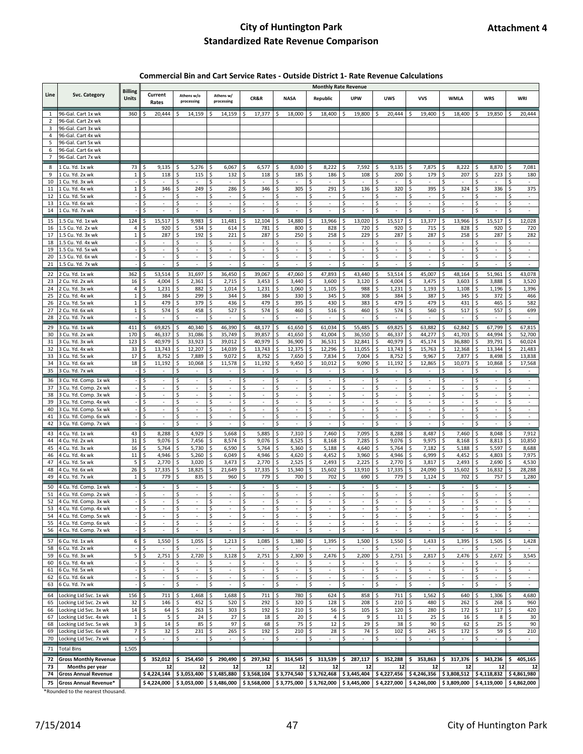# City of Huntington Park

**Attachment 4**

## Standardized Rate Revenue Comparison

### Commercial Bin and Cart Service Rates - Outside District 1- Rate Revenue Calculations

| Line | Svc. Category | Billing Units | Monthly Rate Revenue | | | | | | | | | | | | |
|---|---|---|---|---|---|---|---|---|---|---|---|---|---|---|---|
| | | | Current Rates | Athens w/o processing | Athens w/ processing | CR&R | NASA | Republic | UPW | UWS | VVS | WMLA | WRS | WRI |
| 1 | 96-Gal. Cart 1x wk | 360 | $ 20,444 | $ 14,159 | $ 14,159 | $ 17,377 | $ 18,000 | $ 18,400 | $ 19,800 | $ 20,444 | $ 19,400 | $ 18,400 | $ 19,850 | $ 20,444 |
| 2 | 96-Gal. Cart 2x wk | | | | | | | | | | | | | |
| 3 | 96-Gal. Cart 3x wk | | | | | | | | | | | | | |
| 4 | 96-Gal. Cart 4x wk | | | | | | | | | | | | | |
| 5 | 96-Gal. Cart 5x wk | | | | | | | | | | | | | |
| 6 | 96-Gal. Cart 6x wk | | | | | | | | | | | | | |
| 7 | 96-Gal. Cart 7x wk | | | | | | | | | | | | | |
| 8 | 1 Cu. Yd. 1x wk | 73 | $ 9,135 | $ 5,276 | $ 6,067 | $ 6,577 | $ 8,030 | $ 8,222 | $ 7,592 | $ 9,135 | $ 7,875 | $ 8,222 | $ 8,870 | $ 7,081 |
| 9 | 1 Cu. Yd. 2x wk | 1 | $ 118 | $ 115 | $ 132 | $ 118 | $ 185 | $ 186 | $ 108 | $ 200 | $ 179 | $ 207 | $ 223 | $ 180 |
| 10 | 1 Cu. Yd. 3x wk | - | $ - | $ - | $ - | $ - | $ - | $ - | $ - | $ - | $ - | $ - | $ - | $ - |
| 11 | 1 Cu. Yd. 4x wk | 1 | $ 346 | $ 249 | $ 286 | $ 346 | $ 305 | $ 291 | $ 136 | $ 320 | $ 395 | $ 324 | $ 336 | $ 375 |
| 12 | 1 Cu. Yd. 5x wk | - | $ - | $ - | $ - | $ - | $ - | $ - | $ - | $ - | $ - | $ - | $ - | $ - |
| 13 | 1 Cu. Yd. 6x wk | - | $ - | $ - | $ - | $ - | $ - | $ - | $ - | $ - | $ - | $ - | $ - | $ - |
| 14 | 1 Cu. Yd. 7x wk | - | $ - | $ - | $ - | $ - | $ - | $ - | $ - | $ - | $ - | $ - | $ - | $ - |
| 15 | 1.5 Cu. Yd. 1x wk | 124 | $ 15,517 | $ 9,983 | $ 11,481 | $ 12,104 | $ 14,880 | $ 13,966 | $ 13,020 | $ 15,517 | $ 13,377 | $ 13,966 | $ 15,517 | $ 12,028 |
| 16 | 1.5 Cu. Yd. 2x wk | 4 | $ 920 | $ 534 | $ 614 | $ 781 | $ 800 | $ 828 | $ 720 | $ 920 | $ 715 | $ 828 | $ 920 | $ 720 |
| 17 | 1.5 Cu. Yd. 3x wk | 1 | $ 287 | $ 192 | $ 221 | $ 287 | $ 250 | $ 258 | $ 229 | $ 287 | $ 287 | $ 258 | $ 287 | $ 282 |
| 18 | 1.5 Cu. Yd. 4x wk | - | $ - | $ - | $ - | $ - | $ - | $ - | $ - | $ - | $ - | $ - | $ - | $ - |
| 19 | 1.5 Cu. Yd. 5x wk | - | $ - | $ - | $ - | $ - | $ - | $ - | $ - | $ - | $ - | $ - | $ - | $ - |
| 20 | 1.5 Cu. Yd. 6x wk | - | $ - | $ - | $ - | $ - | $ - | $ - | $ - | $ - | $ - | $ - | $ - | $ - |
| 21 | 1.5 Cu. Yd. 7x wk | - | $ - | $ - | $ - | $ - | $ - | $ - | $ - | $ - | $ - | $ - | $ - | $ - |
| 22 | 2 Cu. Yd. 1x wk | 362 | $ 53,514 | $ 31,697 | $ 36,450 | $ 39,067 | $ 47,060 | $ 47,893 | $ 43,440 | $ 53,514 | $ 45,007 | $ 48,164 | $ 51,961 | $ 43,078 |
| 23 | 2 Cu. Yd. 2x wk | 16 | $ 4,004 | $ 2,361 | $ 2,715 | $ 3,453 | $ 3,440 | $ 3,600 | $ 3,120 | $ 4,004 | $ 3,475 | $ 3,603 | $ 3,888 | $ 3,520 |
| 24 | 2 Cu. Yd. 3x wk | 4 | $ 1,231 | $ 882 | $ 1,014 | $ 1,231 | $ 1,060 | $ 1,105 | $ 988 | $ 1,231 | $ 1,193 | $ 1,108 | $ 1,196 | $ 1,396 |
| 25 | 2 Cu. Yd. 4x wk | 1 | $ 384 | $ 299 | $ 344 | $ 384 | $ 330 | $ 345 | $ 308 | $ 384 | $ 387 | $ 345 | $ 372 | $ 466 |
| 26 | 2 Cu. Yd. 5x wk | 1 | $ 479 | $ 379 | $ 436 | $ 479 | $ 395 | $ 430 | $ 383 | $ 479 | $ 479 | $ 431 | $ 465 | $ 582 |
| 27 | 2 Cu. Yd. 6x wk | 1 | $ 574 | $ 458 | $ 527 | $ 574 | $ 460 | $ 516 | $ 460 | $ 574 | $ 560 | $ 517 | $ 557 | $ 699 |
| 28 | 2 Cu. Yd. 7x wk | - | $ - | $ - | $ - | $ - | $ - | $ - | $ - | $ - | $ - | $ - | $ - | $ - |
| 29 | 3 Cu. Yd. 1x wk | 411 | $ 69,825 | $ 40,340 | $ 46,390 | $ 48,177 | $ 61,650 | $ 61,034 | $ 55,485 | $ 69,825 | $ 63,882 | $ 62,842 | $ 67,799 | $ 67,815 |
| 30 | 3 Cu. Yd. 2x wk | 170 | $ 46,337 | $ 31,086 | $ 35,749 | $ 39,857 | $ 41,650 | $ 41,004 | $ 36,550 | $ 46,337 | $ 44,277 | $ 41,703 | $ 44,994 | $ 52,700 |
| 31 | 3 Cu. Yd. 3x wk | 123 | $ 40,979 | $ 33,923 | $ 39,012 | $ 40,979 | $ 36,900 | $ 36,531 | $ 32,841 | $ 40,979 | $ 45,174 | $ 36,880 | $ 39,791 | $ 60,024 |
| 32 | 3 Cu. Yd. 4x wk | 33 | $ 13,743 | $ 12,207 | $ 14,039 | $ 13,743 | $ 12,375 | $ 12,296 | $ 11,055 | $ 13,743 | $ 15,763 | $ 12,368 | $ 13,344 | $ 21,483 |
| 33 | 3 Cu. Yd. 5x wk | 17 | $ 8,752 | $ 7,889 | $ 9,072 | $ 8,752 | $ 7,650 | $ 7,834 | $ 7,004 | $ 8,752 | $ 9,967 | $ 7,877 | $ 8,498 | $ 13,838 |
| 34 | 3 Cu. Yd. 6x wk | 18 | $ 11,192 | $ 10,068 | $ 11,578 | $ 11,192 | $ 9,450 | $ 10,012 | $ 9,090 | $ 11,192 | $ 12,865 | $ 10,073 | $ 10,868 | $ 17,568 |
| 35 | 3 Cu. Yd. 7x wk | - | $ - | $ - | $ - | $ - | $ - | $ - | $ - | $ - | $ - | $ - | $ - | $ - |
| 36 | 3 Cu. Yd. Comp. 1x wk | - | $ - | $ - | $ - | $ - | $ - | $ - | $ - | $ - | $ - | $ - | $ - | $ - |
| 37 | 3 Cu. Yd. Comp. 2x wk | - | $ - | $ - | $ - | $ - | $ - | $ - | $ - | $ - | $ - | $ - | $ - | $ - |
| 38 | 3 Cu. Yd. Comp. 3x wk | - | $ - | $ - | $ - | $ - | $ - | $ - | $ - | $ - | $ - | $ - | $ - | $ - |
| 39 | 3 Cu. Yd. Comp. 4x wk | - | $ - | $ - | $ - | $ - | $ - | $ - | $ - | $ - | $ - | $ - | $ - | $ - |
| 40 | 3 Cu. Yd. Comp. 5x wk | - | $ - | $ - | $ - | $ - | $ - | $ - | $ - | $ - | $ - | $ - | $ - | $ - |
| 41 | 3 Cu. Yd. Comp. 6x wk | - | $ - | $ - | $ - | $ - | $ - | $ - | $ - | $ - | $ - | $ - | $ - | $ - |
| 42 | 3 Cu. Yd. Comp. 7x wk | - | $ - | $ - | $ - | $ - | $ - | $ - | $ - | $ - | $ - | $ - | $ - | $ - |
| 43 | 4 Cu. Yd. 1x wk | 43 | $ 8,288 | $ 4,929 | $ 5,668 | $ 5,885 | $ 7,310 | $ 7,460 | $ 7,095 | $ 8,288 | $ 8,487 | $ 7,460 | $ 8,048 | $ 7,912 |
| 44 | 4 Cu. Yd. 2x wk | 31 | $ 9,076 | $ 7,456 | $ 8,574 | $ 9,076 | $ 8,525 | $ 8,168 | $ 7,285 | $ 9,076 | $ 9,975 | $ 8,168 | $ 8,813 | $ 10,850 |
| 45 | 4 Cu. Yd. 3x wk | 16 | $ 5,764 | $ 5,730 | $ 6,590 | $ 5,764 | $ 5,360 | $ 5,188 | $ 4,640 | $ 5,764 | $ 7,182 | $ 5,188 | $ 5,597 | $ 8,688 |
| 46 | 4 Cu. Yd. 4x wk | 11 | $ 4,946 | $ 5,260 | $ 6,049 | $ 4,946 | $ 4,620 | $ 4,452 | $ 3,960 | $ 4,946 | $ 6,999 | $ 4,452 | $ 4,803 | $ 7,975 |
| 47 | 4 Cu. Yd. 5x wk | 5 | $ 2,770 | $ 3,020 | $ 3,473 | $ 2,770 | $ 2,525 | $ 2,493 | $ 2,225 | $ 2,770 | $ 3,817 | $ 2,493 | $ 2,690 | $ 4,530 |
| 48 | 4 Cu. Yd. 6x wk | 26 | $ 17,335 | $ 18,825 | $ 21,649 | $ 17,335 | $ 15,340 | $ 15,602 | $ 13,910 | $ 17,335 | $ 24,090 | $ 15,602 | $ 16,832 | $ 28,288 |
| 49 | 4 Cu. Yd. 7x wk | 1 | $ 779 | $ 835 | $ 960 | $ 779 | $ 700 | $ 702 | $ 690 | $ 779 | $ 1,124 | $ 702 | $ 757 | $ 1,280 |
| 50 | 4 Cu. Yd. Comp. 1x wk | - | $ - | $ - | $ - | $ - | $ - | $ - | $ - | $ - | $ - | $ - | $ - | $ - |
| 51 | 4 Cu. Yd. Comp. 2x wk | - | $ - | $ - | $ - | $ - | $ - | $ - | $ - | $ - | $ - | $ - | $ - | $ - |
| 52 | 4 Cu. Yd. Comp. 3x wk | - | $ - | $ - | $ - | $ - | $ - | $ - | $ - | $ - | $ - | $ - | $ - | $ - |
| 53 | 4 Cu. Yd. Comp. 4x wk | - | $ - | $ - | $ - | $ - | $ - | $ - | $ - | $ - | $ - | $ - | $ - | $ - |
| 54 | 4 Cu. Yd. Comp. 5x wk | - | $ - | $ - | $ - | $ - | $ - | $ - | $ - | $ - | $ - | $ - | $ - | $ - |
| 55 | 4 Cu. Yd. Comp. 6x wk | - | $ - | $ - | $ - | $ - | $ - | $ - | $ - | $ - | $ - | $ - | $ - | $ - |
| 56 | 4 Cu. Yd. Comp. 7x wk | - | $ - | $ - | $ - | $ - | $ - | $ - | $ - | $ - | $ - | $ - | $ - | $ - |
| 57 | 6 Cu. Yd. 1x wk | 6 | $ 1,550 | $ 1,055 | $ 1,213 | $ 1,085 | $ 1,380 | $ 1,395 | $ 1,500 | $ 1,550 | $ 1,433 | $ 1,395 | $ 1,505 | $ 1,428 |
| 58 | 6 Cu. Yd. 2x wk | - | $ - | $ - | $ - | $ - | $ - | $ - | $ - | $ - | $ - | $ - | $ - | $ - |
| 59 | 6 Cu. Yd. 3x wk | 5 | $ 2,751 | $ 2,720 | $ 3,128 | $ 2,751 | $ 2,300 | $ 2,476 | $ 2,200 | $ 2,751 | $ 2,817 | $ 2,476 | $ 2,672 | $ 3,545 |
| 60 | 6 Cu. Yd. 4x wk | - | $ - | $ - | $ - | $ - | $ - | $ - | $ - | $ - | $ - | $ - | $ - | $ - |
| 61 | 6 Cu. Yd. 5x wk | - | $ - | $ - | $ - | $ - | $ - | $ - | $ - | $ - | $ - | $ - | $ - | $ - |
| 62 | 6 Cu. Yd. 6x wk | - | $ - | $ - | $ - | $ - | $ - | $ - | $ - | $ - | $ - | $ - | $ - | $ - |
| 63 | 6 Cu. Yd. 7x wk | - | $ - | $ - | $ - | $ - | $ - | $ - | $ - | $ - | $ - | $ - | $ - | $ - |
| 64 | Locking Lid Svc. 1x wk | 156 | $ 711 | $ 1,468 | $ 1,688 | $ 711 | $ 780 | $ 624 | $ 858 | $ 711 | $ 1,562 | $ 640 | $ 1,306 | $ 4,680 |
| 65 | Locking Lid Svc. 2x wk | 32 | $ 146 | $ 452 | $ 520 | $ 292 | $ 320 | $ 128 | $ 208 | $ 210 | $ 480 | $ 262 | $ 268 | $ 960 |
| 66 | Locking Lid Svc. 3x wk | 14 | $ 64 | $ 263 | $ 303 | $ 192 | $ 210 | $ 56 | $ 105 | $ 120 | $ 280 | $ 172 | $ 117 | $ 420 |
| 67 | Locking Lid Svc. 4x wk | 1 | $ 5 | $ 24 | $ 27 | $ 18 | $ 20 | $ 4 | $ 9 | $ 11 | $ 25 | $ 16 | $ 8 | $ 30 |
| 68 | Locking Lid Svc. 5x wk | 3 | $ 14 | $ 85 | $ 97 | $ 68 | $ 75 | $ 12 | $ 29 | $ 38 | $ 90 | $ 62 | $ 25 | $ 90 |
| 69 | Locking Lid Svc. 6x wk | 7 | $ 32 | $ 231 | $ 265 | $ 192 | $ 210 | $ 28 | $ 74 | $ 102 | $ 245 | $ 172 | $ 59 | $ 210 |
| 70 | Locking Lid Svc. 7x wk | - | $ - | $ - | $ - | $ - | $ - | $ - | $ - | $ - | $ - | $ - | $ - | $ - |
| 71 | Total Bins | 1,505 | | | | | | | | | | | | |
| 72 | **Gross Monthly Revenue** | | $ 352,012 | $ 254,450 | $ 290,490 | $ 297,342 | $ 314,545 | $ 313,539 | $ 287,117 | $ 352,288 | $ 353,863 | $ 317,376 | $ 343,236 | $ 405,165 |
| 73 | **Months per year** | | 12 | 12 | 12 | 12 | 12 | 12 | 12 | 12 | 12 | 12 | 12 | 12 |
| 74 | **Gross Annual Revenue** | | $ 4,224,144 | $ 3,053,400 | $ 3,485,880 | $ 3,568,104 | $ 3,774,540 | $ 3,762,468 | $ 3,445,404 | $ 4,227,456 | $ 4,246,356 | $ 3,808,512 | $ 4,118,832 | $ 4,861,980 |
| 75 | **Gross Annual Revenue*** | | $ 4,224,000 | $ 3,053,000 | $ 3,486,000 | $ 3,568,000 | $ 3,775,000 | $ 3,762,000 | $ 3,445,000 | $ 4,227,000 | $ 4,246,000 | $ 3,809,000 | $ 4,119,000 | $ 4,862,000 |

*Rounded to the nearest thousand.

7/15/2014

City of Huntington Park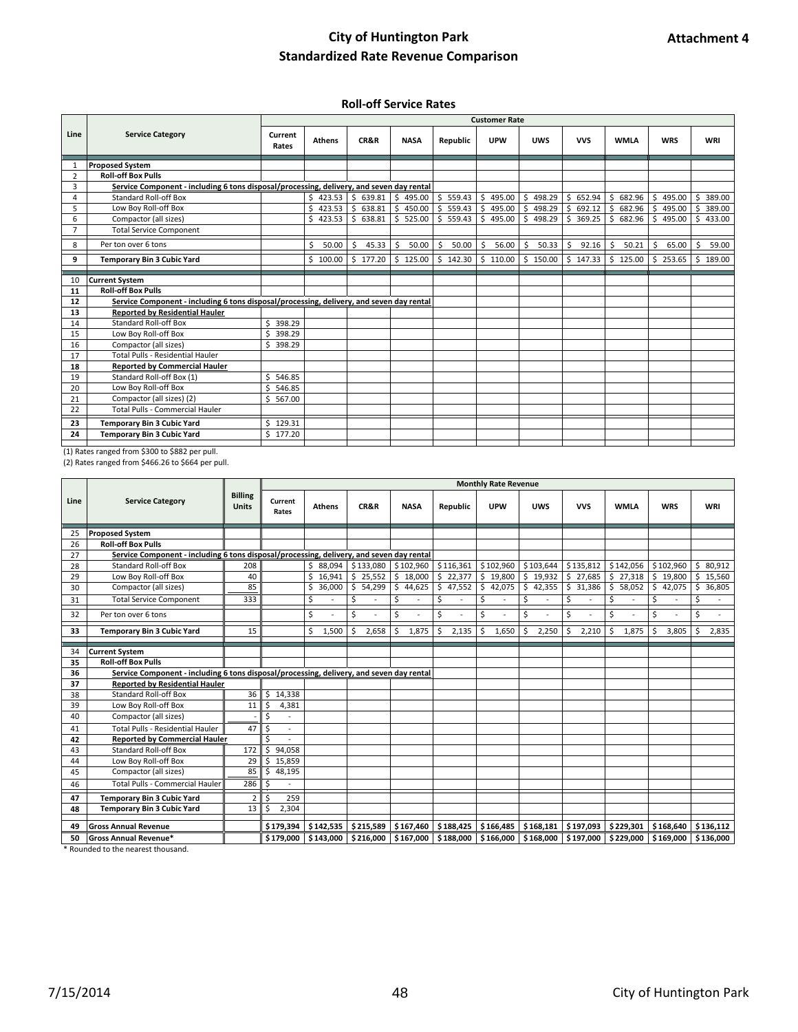# City of Huntington Park

## Standardized Rate Revenue Comparison

**Attachment 4**

### Roll-off Service Rates

| Line | Service Category | Customer Rate | | | | | | | | | | |
|---|---|---|---|---|---|---|---|---|---|---|---|---|
| | | Current Rates | Athens | CR&R | NASA | Republic | UPW | UWS | VVS | WMLA | WRS | WRI |
| 1 | **Proposed System** | | | | | | | | | | | |
| 2 | **Roll-off Box Pulls** | | | | | | | | | | | |
| 3 | **Service Component - including 6 tons disposal/processing, delivery, and seven day rental** | | | | | | | | | | | |
| 4 | Standard Roll-off Box | | $ 423.53 | $ 639.81 | $ 495.00 | $ 559.43 | $ 495.00 | $ 498.29 | $ 652.94 | $ 682.96 | $ 495.00 | $ 389.00 |
| 5 | Low Boy Roll-off Box | | $ 423.53 | $ 638.81 | $ 450.00 | $ 559.43 | $ 495.00 | $ 498.29 | $ 692.12 | $ 682.96 | $ 495.00 | $ 389.00 |
| 6 | Compactor (all sizes) | | $ 423.53 | $ 638.81 | $ 525.00 | $ 559.43 | $ 495.00 | $ 498.29 | $ 369.25 | $ 682.96 | $ 495.00 | $ 433.00 |
| 7 | Total Service Component | | | | | | | | | | | |
| 8 | Per ton over 6 tons | | $ 50.00 | $ 45.33 | $ 50.00 | $ 50.00 | $ 56.00 | $ 50.33 | $ 92.16 | $ 50.21 | $ 65.00 | $ 59.00 |
| 9 | **Temporary Bin 3 Cubic Yard** | | $ 100.00 | $ 177.20 | $ 125.00 | $ 142.30 | $ 110.00 | $ 150.00 | $ 147.33 | $ 125.00 | $ 253.65 | $ 189.00 |
| 10 | **Current System** | | | | | | | | | | | |
| 11 | **Roll-off Box Pulls** | | | | | | | | | | | |
| 12 | **Service Component - including 6 tons disposal/processing, delivery, and seven day rental** | | | | | | | | | | | |
| 13 | **Reported by Residential Hauler** | | | | | | | | | | | |
| 14 | Standard Roll-off Box | $ 398.29 | | | | | | | | | | |
| 15 | Low Boy Roll-off Box | $ 398.29 | | | | | | | | | | |
| 16 | Compactor (all sizes) | $ 398.29 | | | | | | | | | | |
| 17 | Total Pulls - Residential Hauler | | | | | | | | | | | |
| 18 | **Reported by Commercial Hauler** | | | | | | | | | | | |
| 19 | Standard Roll-off Box (1) | $ 546.85 | | | | | | | | | | |
| 20 | Low Boy Roll-off Box | $ 546.85 | | | | | | | | | | |
| 21 | Compactor (all sizes) (2) | $ 567.00 | | | | | | | | | | |
| 22 | Total Pulls - Commercial Hauler | | | | | | | | | | | |
| 23 | **Temporary Bin 3 Cubic Yard** | $ 129.31 | | | | | | | | | | |
| 24 | **Temporary Bin 3 Cubic Yard** | $ 177.20 | | | | | | | | | | |

(1) Rates ranged from $300 to $882 per pull.
(2) Rates ranged from $466.26 to $664 per pull.

| Line | Service Category | Billing Units | Monthly Rate Revenue | | | | | | | | | | |
|---|---|---|---|---|---|---|---|---|---|---|---|---|---|
| | | | Current Rates | Athens | CR&R | NASA | Republic | UPW | UWS | VVS | WMLA | WRS | WRI |
| 25 | **Proposed System** | | | | | | | | | | | | |
| 26 | **Roll-off Box Pulls** | | | | | | | | | | | | |
| 27 | **Service Component - including 6 tons disposal/processing, delivery, and seven day rental** | | | | | | | | | | | | |
| 28 | Standard Roll-off Box | 208 | | $ 88,094 | $ 133,080 | $ 102,960 | $ 116,361 | $ 102,960 | $ 103,644 | $ 135,812 | $ 142,056 | $ 102,960 | $ 80,912 |
| 29 | Low Boy Roll-off Box | 40 | | $ 16,941 | $ 25,552 | $ 18,000 | $ 22,377 | $ 19,800 | $ 19,932 | $ 27,685 | $ 27,318 | $ 19,800 | $ 15,560 |
| 30 | Compactor (all sizes) | 85 | | $ 36,000 | $ 54,299 | $ 44,625 | $ 47,552 | $ 42,075 | $ 42,355 | $ 31,386 | $ 58,052 | $ 42,075 | $ 36,805 |
| 31 | Total Service Component | 333 | | $ - | $ - | $ - | $ - | $ - | $ - | $ - | $ - | $ - | $ - |
| 32 | Per ton over 6 tons | | | $ - | $ - | $ - | $ - | $ - | $ - | $ - | $ - | $ - | $ - |
| 33 | **Temporary Bin 3 Cubic Yard** | 15 | | $ 1,500 | $ 2,658 | $ 1,875 | $ 2,135 | $ 1,650 | $ 2,250 | $ 2,210 | $ 1,875 | $ 3,805 | $ 2,835 |
| 34 | **Current System** | | | | | | | | | | | | |
| 35 | **Roll-off Box Pulls** | | | | | | | | | | | | |
| 36 | **Service Component - including 6 tons disposal/processing, delivery, and seven day rental** | | | | | | | | | | | | |
| 37 | **Reported by Residential Hauler** | | | | | | | | | | | | |
| 38 | Standard Roll-off Box | 36 | $ 14,338 | | | | | | | | | | |
| 39 | Low Boy Roll-off Box | 11 | $ 4,381 | | | | | | | | | | |
| 40 | Compactor (all sizes) | - | $ - | | | | | | | | | | |
| 41 | Total Pulls - Residential Hauler | 47 | $ - | | | | | | | | | | |
| 42 | **Reported by Commercial Hauler** | | $ - | | | | | | | | | | |
| 43 | Standard Roll-off Box | 172 | $ 94,058 | | | | | | | | | | |
| 44 | Low Boy Roll-off Box | 29 | $ 15,859 | | | | | | | | | | |
| 45 | Compactor (all sizes) | 85 | $ 48,195 | | | | | | | | | | |
| 46 | Total Pulls - Commercial Hauler | 286 | $ - | | | | | | | | | | |
| 47 | **Temporary Bin 3 Cubic Yard** | 2 | $ 259 | | | | | | | | | | |
| 48 | **Temporary Bin 3 Cubic Yard** | 13 | $ 2,304 | | | | | | | | | | |
| 49 | **Gross Annual Revenue** | | **$ 179,394** | **$ 142,535** | **$ 215,589** | **$ 167,460** | **$ 188,425** | **$ 166,485** | **$ 168,181** | **$ 197,093** | **$ 229,301** | **$ 168,640** | **$ 136,112** |
| 50 | **Gross Annual Revenue*** | | **$ 179,000** | **$ 143,000** | **$ 216,000** | **$ 167,000** | **$ 188,000** | **$ 166,000** | **$ 168,000** | **$ 197,000** | **$ 229,000** | **$ 169,000** | **$ 136,000** |

\* Rounded to the nearest thousand.

7/15/2014 City of Huntington Park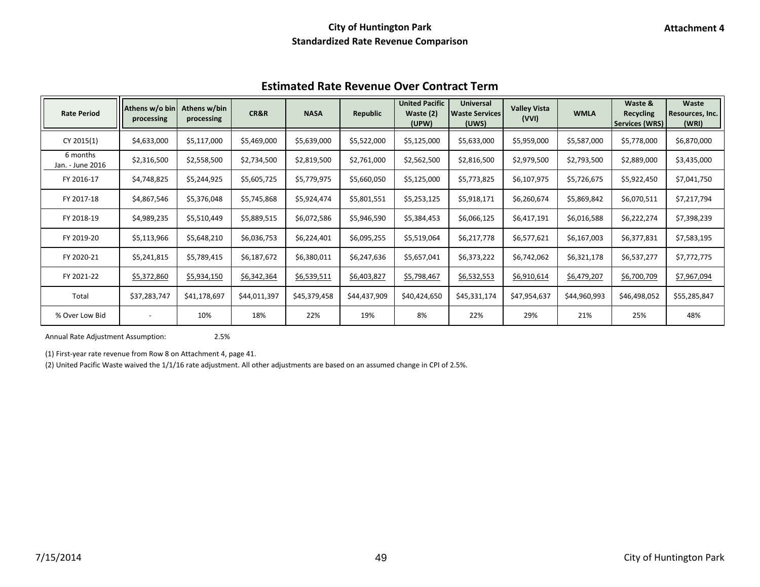**City of Huntington Park**
**Standardized Rate Revenue Comparison**

**Attachment 4**

## Estimated Rate Revenue Over Contract Term

| Rate Period | Athens w/o bin processing | Athens w/bin processing | CR&R | NASA | Republic | United Pacific Waste (2) (UPW) | Universal Waste Services (UWS) | Valley Vista (VVI) | WMLA | Waste & Recycling Services (WRS) | Waste Resources, Inc. (WRI) |
|---|---|---|---|---|---|---|---|---|---|---|---|
| CY 2015(1) | $4,633,000 | $5,117,000 | $5,469,000 | $5,639,000 | $5,522,000 | $5,125,000 | $5,633,000 | $5,959,000 | $5,587,000 | $5,778,000 | $6,870,000 |
| 6 months Jan. - June 2016 | $2,316,500 | $2,558,500 | $2,734,500 | $2,819,500 | $2,761,000 | $2,562,500 | $2,816,500 | $2,979,500 | $2,793,500 | $2,889,000 | $3,435,000 |
| FY 2016-17 | $4,748,825 | $5,244,925 | $5,605,725 | $5,779,975 | $5,660,050 | $5,125,000 | $5,773,825 | $6,107,975 | $5,726,675 | $5,922,450 | $7,041,750 |
| FY 2017-18 | $4,867,546 | $5,376,048 | $5,745,868 | $5,924,474 | $5,801,551 | $5,253,125 | $5,918,171 | $6,260,674 | $5,869,842 | $6,070,511 | $7,217,794 |
| FY 2018-19 | $4,989,235 | $5,510,449 | $5,889,515 | $6,072,586 | $5,946,590 | $5,384,453 | $6,066,125 | $6,417,191 | $6,016,588 | $6,222,274 | $7,398,239 |
| FY 2019-20 | $5,113,966 | $5,648,210 | $6,036,753 | $6,224,401 | $6,095,255 | $5,519,064 | $6,217,778 | $6,577,621 | $6,167,003 | $6,377,831 | $7,583,195 |
| FY 2020-21 | $5,241,815 | $5,789,415 | $6,187,672 | $6,380,011 | $6,247,636 | $5,657,041 | $6,373,222 | $6,742,062 | $6,321,178 | $6,537,277 | $7,772,775 |
| FY 2021-22 | $5,372,860 | $5,934,150 | $6,342,364 | $6,539,511 | $6,403,827 | $5,798,467 | $6,532,553 | $6,910,614 | $6,479,207 | $6,700,709 | $7,967,094 |
| Total | $37,283,747 | $41,178,697 | $44,011,397 | $45,379,458 | $44,437,909 | $40,424,650 | $45,331,174 | $47,954,637 | $44,960,993 | $46,498,052 | $55,285,847 |
| % Over Low Bid | - | 10% | 18% | 22% | 19% | 8% | 22% | 29% | 21% | 25% | 48% |

Annual Rate Adjustment Assumption: 2.5%

(1) First-year rate revenue from Row 8 on Attachment 4, page 41.

(2) United Pacific Waste waived the 1/1/16 rate adjustment. All other adjustments are based on an assumed change in CPI of 2.5%.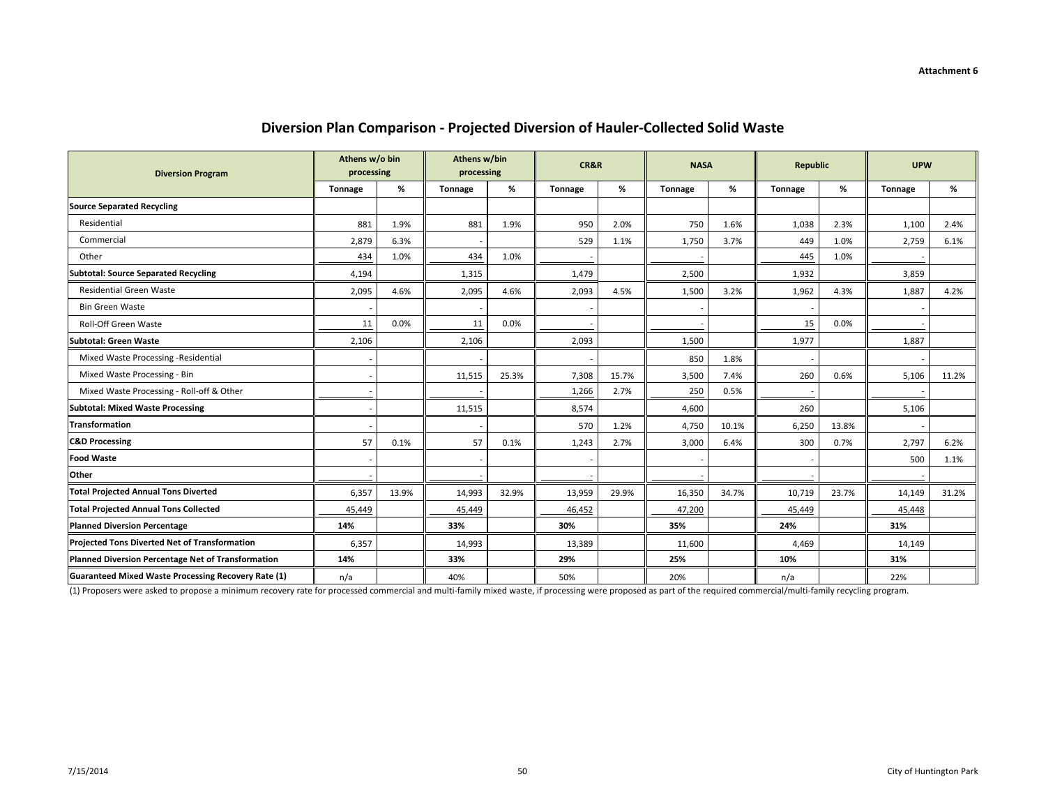Attachment 6

# Diversion Plan Comparison - Projected Diversion of Hauler-Collected Solid Waste

| Diversion Program | Athens w/o bin processing | | Athens w/bin processing | | CR&R | | NASA | | Republic | | UPW | |
|---|---|---|---|---|---|---|---|---|---|---|---|---|
| | Tonnage | % | Tonnage | % | Tonnage | % | Tonnage | % | Tonnage | % | Tonnage | % |
| **Source Separated Recycling** | | | | | | | | | | | | |
| Residential | 881 | 1.9% | 881 | 1.9% | 950 | 2.0% | 750 | 1.6% | 1,038 | 2.3% | 1,100 | 2.4% |
| Commercial | 2,879 | 6.3% | - | | 529 | 1.1% | 1,750 | 3.7% | 449 | 1.0% | 2,759 | 6.1% |
| Other | 434 | 1.0% | 434 | 1.0% | - | | - | | 445 | 1.0% | - | |
| **Subtotal: Source Separated Recycling** | 4,194 | | 1,315 | | 1,479 | | 2,500 | | 1,932 | | 3,859 | |
| Residential Green Waste | 2,095 | 4.6% | 2,095 | 4.6% | 2,093 | 4.5% | 1,500 | 3.2% | 1,962 | 4.3% | 1,887 | 4.2% |
| Bin Green Waste | - | | - | | - | | - | | - | | - | |
| Roll-Off Green Waste | 11 | 0.0% | 11 | 0.0% | - | | - | | 15 | 0.0% | - | |
| **Subtotal: Green Waste** | 2,106 | | 2,106 | | 2,093 | | 1,500 | | 1,977 | | 1,887 | |
| Mixed Waste Processing -Residential | - | | - | | - | | 850 | 1.8% | - | | - | |
| Mixed Waste Processing - Bin | - | | 11,515 | 25.3% | 7,308 | 15.7% | 3,500 | 7.4% | 260 | 0.6% | 5,106 | 11.2% |
| Mixed Waste Processing - Roll-off & Other | - | | - | | 1,266 | 2.7% | 250 | 0.5% | - | | - | |
| **Subtotal: Mixed Waste Processing** | - | | 11,515 | | 8,574 | | 4,600 | | 260 | | 5,106 | |
| **Transformation** | - | | - | | 570 | 1.2% | 4,750 | 10.1% | 6,250 | 13.8% | - | |
| **C&D Processing** | 57 | 0.1% | 57 | 0.1% | 1,243 | 2.7% | 3,000 | 6.4% | 300 | 0.7% | 2,797 | 6.2% |
| **Food Waste** | - | | - | | - | | - | | - | | 500 | 1.1% |
| **Other** | - | | - | | - | | - | | - | | - | |
| **Total Projected Annual Tons Diverted** | 6,357 | 13.9% | 14,993 | 32.9% | 13,959 | 29.9% | 16,350 | 34.7% | 10,719 | 23.7% | 14,149 | 31.2% |
| **Total Projected Annual Tons Collected** | 45,449 | | 45,449 | | 46,452 | | 47,200 | | 45,449 | | 45,448 | |
| **Planned Diversion Percentage** | **14%** | | **33%** | | **30%** | | **35%** | | **24%** | | **31%** | |
| **Projected Tons Diverted Net of Transformation** | 6,357 | | 14,993 | | 13,389 | | 11,600 | | 4,469 | | 14,149 | |
| **Planned Diversion Percentage Net of Transformation** | **14%** | | **33%** | | **29%** | | **25%** | | **10%** | | **31%** | |
| **Guaranteed Mixed Waste Processing Recovery Rate (1)** | n/a | | 40% | | 50% | | 20% | | n/a | | 22% | |

(1) Proposers were asked to propose a minimum recovery rate for processed commercial and multi-family mixed waste, if processing were proposed as part of the required commercial/multi-family recycling program.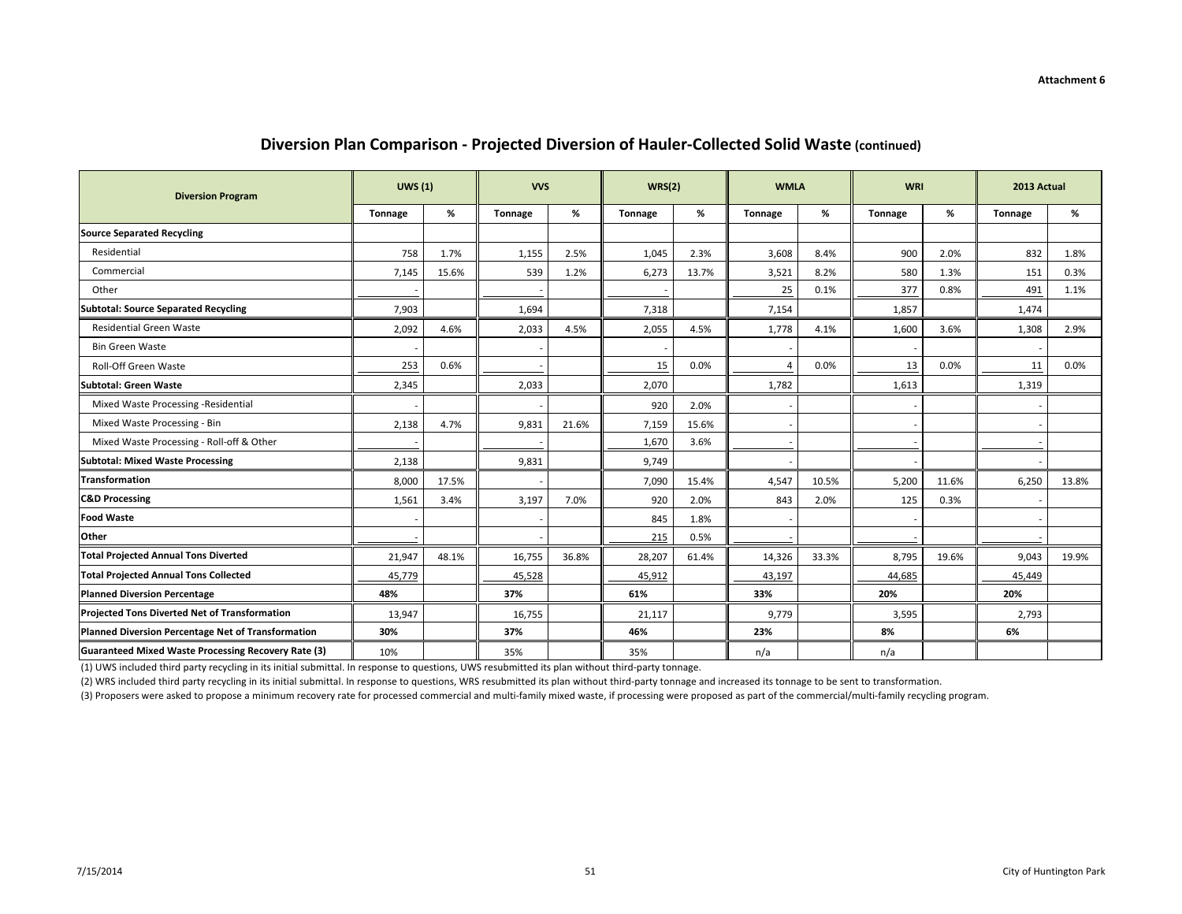Attachment 6

## Diversion Plan Comparison - Projected Diversion of Hauler-Collected Solid Waste (continued)

| Diversion Program | UWS (1) | | VVS | | WRS(2) | | WMLA | | WRI | | 2013 Actual | |
|---|---|---|---|---|---|---|---|---|---|---|---|---|
| | Tonnage | % | Tonnage | % | Tonnage | % | Tonnage | % | Tonnage | % | Tonnage | % |
| **Source Separated Recycling** | | | | | | | | | | | | |
| Residential | 758 | 1.7% | 1,155 | 2.5% | 1,045 | 2.3% | 3,608 | 8.4% | 900 | 2.0% | 832 | 1.8% |
| Commercial | 7,145 | 15.6% | 539 | 1.2% | 6,273 | 13.7% | 3,521 | 8.2% | 580 | 1.3% | 151 | 0.3% |
| Other | - | | - | | - | | 25 | 0.1% | 377 | 0.8% | 491 | 1.1% |
| **Subtotal: Source Separated Recycling** | 7,903 | | 1,694 | | 7,318 | | 7,154 | | 1,857 | | 1,474 | |
| Residential Green Waste | 2,092 | 4.6% | 2,033 | 4.5% | 2,055 | 4.5% | 1,778 | 4.1% | 1,600 | 3.6% | 1,308 | 2.9% |
| Bin Green Waste | - | | - | | - | | - | | - | | - | |
| Roll-Off Green Waste | 253 | 0.6% | - | | 15 | 0.0% | 4 | 0.0% | 13 | 0.0% | 11 | 0.0% |
| **Subtotal: Green Waste** | 2,345 | | 2,033 | | 2,070 | | 1,782 | | 1,613 | | 1,319 | |
| Mixed Waste Processing -Residential | - | | - | | 920 | 2.0% | - | | - | | - | |
| Mixed Waste Processing - Bin | 2,138 | 4.7% | 9,831 | 21.6% | 7,159 | 15.6% | - | | - | | - | |
| Mixed Waste Processing - Roll-off & Other | - | | - | | 1,670 | 3.6% | - | | - | | - | |
| **Subtotal: Mixed Waste Processing** | 2,138 | | 9,831 | | 9,749 | | - | | - | | - | |
| **Transformation** | 8,000 | 17.5% | - | | 7,090 | 15.4% | 4,547 | 10.5% | 5,200 | 11.6% | 6,250 | 13.8% |
| **C&D Processing** | 1,561 | 3.4% | 3,197 | 7.0% | 920 | 2.0% | 843 | 2.0% | 125 | 0.3% | - | |
| **Food Waste** | - | | - | | 845 | 1.8% | - | | - | | - | |
| **Other** | - | | - | | 215 | 0.5% | - | | - | | - | |
| **Total Projected Annual Tons Diverted** | 21,947 | 48.1% | 16,755 | 36.8% | 28,207 | 61.4% | 14,326 | 33.3% | 8,795 | 19.6% | 9,043 | 19.9% |
| **Total Projected Annual Tons Collected** | 45,779 | | 45,528 | | 45,912 | | 43,197 | | 44,685 | | 45,449 | |
| **Planned Diversion Percentage** | **48%** | | **37%** | | **61%** | | **33%** | | **20%** | | **20%** | |
| **Projected Tons Diverted Net of Transformation** | 13,947 | | 16,755 | | 21,117 | | 9,779 | | 3,595 | | 2,793 | |
| **Planned Diversion Percentage Net of Transformation** | **30%** | | **37%** | | **46%** | | **23%** | | **8%** | | **6%** | |
| **Guaranteed Mixed Waste Processing Recovery Rate (3)** | 10% | | 35% | | 35% | | n/a | | n/a | | | |

(1) UWS included third party recycling in its initial submittal. In response to questions, UWS resubmitted its plan without third-party tonnage.

(2) WRS included third party recycling in its initial submittal. In response to questions, WRS resubmitted its plan without third-party tonnage and increased its tonnage to be sent to transformation.

(3) Proposers were asked to propose a minimum recovery rate for processed commercial and multi-family mixed waste, if processing were proposed as part of the commercial/multi-family recycling program.